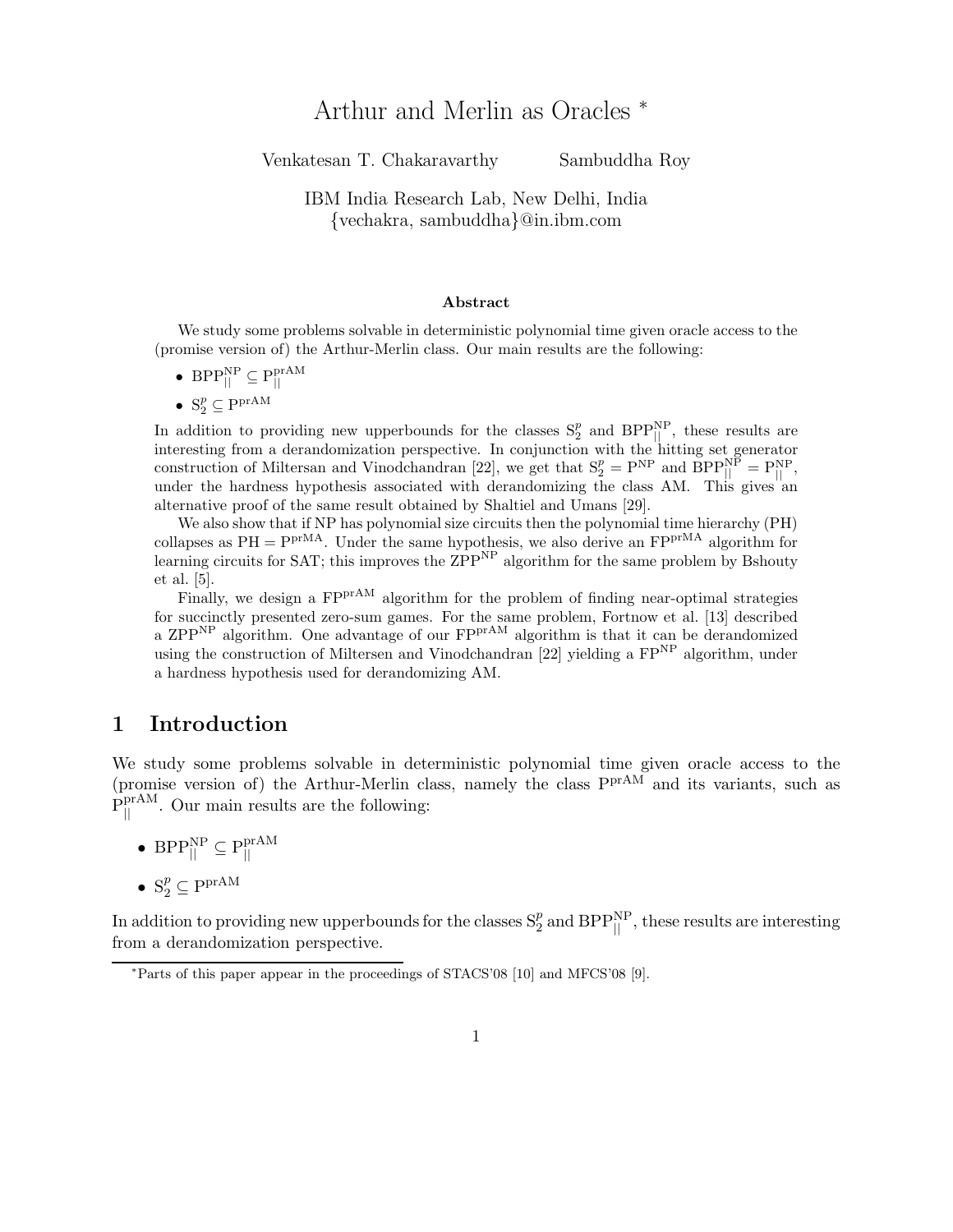# Arthur and Merlin as Oracles *

Venkatesan T. Chakaravarthy Sambuddha Roy

IBM India Research Lab, New Delhi, India
{vechakra, sambuddha}@in.ibm.com

### Abstract

We study some problems solvable in deterministic polynomial time given oracle access to the (promise version of) the Arthur-Merlin class. Our main results are the following:

- $\mathrm{BPP}_{||}^{\mathrm{NP}} \subseteq \mathrm{P}_{||}^{\mathrm{prAM}}$
- $\mathrm{S}_2^p \subseteq \mathrm{P}^{\mathrm{prAM}}$

In addition to providing new upperbounds for the classes $\mathrm{S}_2^p$ and $\mathrm{BPP}_{||}^{\mathrm{NP}}$, these results are interesting from a derandomization perspective. In conjunction with the hitting set generator construction of Miltersan and Vinodchandran [22], we get that $\mathrm{S}_2^p = \mathrm{P}^{\mathrm{NP}}$ and $\mathrm{BPP}_{||}^{\mathrm{NP}} = \mathrm{P}_{||}^{\mathrm{NP}}$, under the hardness hypothesis associated with derandomizing the class AM. This gives an alternative proof of the same result obtained by Shaltiel and Umans [29].

We also show that if NP has polynomial size circuits then the polynomial time hierarchy (PH) collapses as $\mathrm{PH} = \mathrm{P}^{\mathrm{prMA}}$. Under the same hypothesis, we also derive an $\mathrm{FP}^{\mathrm{prMA}}$ algorithm for learning circuits for SAT; this improves the $\mathrm{ZPP}^{\mathrm{NP}}$ algorithm for the same problem by Bshouty et al. [5].

Finally, we design a $\mathrm{FP}^{\mathrm{prAM}}$ algorithm for the problem of finding near-optimal strategies for succinctly presented zero-sum games. For the same problem, Fortnow et al. [13] described a $\mathrm{ZPP}^{\mathrm{NP}}$ algorithm. One advantage of our $\mathrm{FP}^{\mathrm{prAM}}$ algorithm is that it can be derandomized using the construction of Miltersen and Vinodchandran [22] yielding a $\mathrm{FP}^{\mathrm{NP}}$ algorithm, under a hardness hypothesis used for derandomizing AM.

## 1 Introduction

We study some problems solvable in deterministic polynomial time given oracle access to the (promise version of) the Arthur-Merlin class, namely the class $\mathrm{P}^{\mathrm{prAM}}$ and its variants, such as $\mathrm{P}_{||}^{\mathrm{prAM}}$. Our main results are the following:

- $\mathrm{BPP}_{||}^{\mathrm{NP}} \subseteq \mathrm{P}_{||}^{\mathrm{prAM}}$
- $\mathrm{S}_2^p \subseteq \mathrm{P}^{\mathrm{prAM}}$

In addition to providing new upperbounds for the classes $\mathrm{S}_2^p$ and $\mathrm{BPP}_{||}^{\mathrm{NP}}$, these results are interesting from a derandomization perspective.

*Parts of this paper appear in the proceedings of STACS'08 [10] and MFCS'08 [9].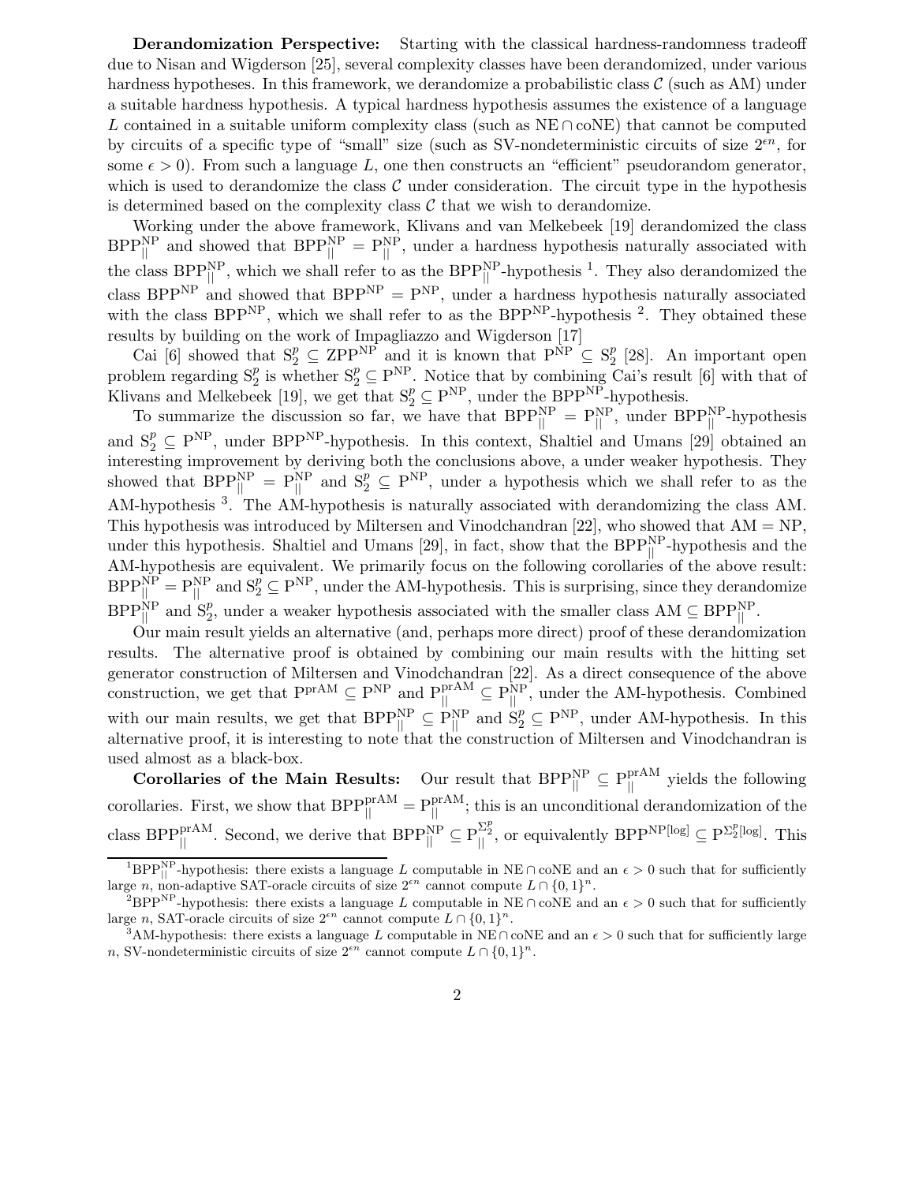**Derandomization Perspective:** Starting with the classical hardness-randomness tradeoff due to Nisan and Wigderson [25], several complexity classes have been derandomized, under various hardness hypotheses. In this framework, we derandomize a probabilistic class $\mathcal{C}$ (such as AM) under a suitable hardness hypothesis. A typical hardness hypothesis assumes the existence of a language $L$ contained in a suitable uniform complexity class (such as $\mathrm{NE} \cap \mathrm{coNE}$) that cannot be computed by circuits of a specific type of "small" size (such as SV-nondeterministic circuits of size $2^{\epsilon n}$, for some $\epsilon > 0$). From such a language $L$, one then constructs an "efficient" pseudorandom generator, which is used to derandomize the class $\mathcal{C}$ under consideration. The circuit type in the hypothesis is determined based on the complexity class $\mathcal{C}$ that we wish to derandomize.

Working under the above framework, Klivans and van Melkebeek [19] derandomized the class $\mathrm{BPP}_{||}^{\mathrm{NP}}$ and showed that $\mathrm{BPP}_{||}^{\mathrm{NP}} = \mathrm{P}_{||}^{\mathrm{NP}}$, under a hardness hypothesis naturally associated with the class $\mathrm{BPP}_{||}^{\mathrm{NP}}$, which we shall refer to as the $\mathrm{BPP}_{||}^{\mathrm{NP}}$-hypothesis [1]. They also derandomized the class $\mathrm{BPP}^{\mathrm{NP}}$ and showed that $\mathrm{BPP}^{\mathrm{NP}} = \mathrm{P}^{\mathrm{NP}}$, under a hardness hypothesis naturally associated with the class $\mathrm{BPP}^{\mathrm{NP}}$, which we shall refer to as the $\mathrm{BPP}^{\mathrm{NP}}$-hypothesis [2]. They obtained these results by building on the work of Impagliazzo and Wigderson [17]

Cai [6] showed that $\mathrm{S}_2^p \subseteq \mathrm{ZPP}^{\mathrm{NP}}$ and it is known that $\mathrm{P}^{\mathrm{NP}} \subseteq \mathrm{S}_2^p$ [28]. An important open problem regarding $\mathrm{S}_2^p$ is whether $\mathrm{S}_2^p \subseteq \mathrm{P}^{\mathrm{NP}}$. Notice that by combining Cai's result [6] with that of Klivans and Melkebeek [19], we get that $\mathrm{S}_2^p \subseteq \mathrm{P}^{\mathrm{NP}}$, under the $\mathrm{BPP}^{\mathrm{NP}}$-hypothesis.

To summarize the discussion so far, we have that $\mathrm{BPP}_{||}^{\mathrm{NP}} = \mathrm{P}_{||}^{\mathrm{NP}}$, under $\mathrm{BPP}_{||}^{\mathrm{NP}}$-hypothesis and $\mathrm{S}_2^p \subseteq \mathrm{P}^{\mathrm{NP}}$, under $\mathrm{BPP}^{\mathrm{NP}}$-hypothesis. In this context, Shaltiel and Umans [29] obtained an interesting improvement by deriving both the conclusions above, a under weaker hypothesis. They showed that $\mathrm{BPP}_{||}^{\mathrm{NP}} = \mathrm{P}_{||}^{\mathrm{NP}}$ and $\mathrm{S}_2^p \subseteq \mathrm{P}^{\mathrm{NP}}$, under a hypothesis which we shall refer to as the AM-hypothesis [3]. The AM-hypothesis is naturally associated with derandomizing the class AM. This hypothesis was introduced by Miltersen and Vinodchandran [22], who showed that $\mathrm{AM} = \mathrm{NP}$, under this hypothesis. Shaltiel and Umans [29], in fact, show that the $\mathrm{BPP}_{||}^{\mathrm{NP}}$-hypothesis and the AM-hypothesis are equivalent. We primarily focus on the following corollaries of the above result: $\mathrm{BPP}_{||}^{\mathrm{NP}} = \mathrm{P}_{||}^{\mathrm{NP}}$ and $\mathrm{S}_2^p \subseteq \mathrm{P}^{\mathrm{NP}}$, under the AM-hypothesis. This is surprising, since they derandomize $\mathrm{BPP}_{||}^{\mathrm{NP}}$ and $\mathrm{S}_2^p$, under a weaker hypothesis associated with the smaller class $\mathrm{AM} \subseteq \mathrm{BPP}_{||}^{\mathrm{NP}}$.

Our main result yields an alternative (and, perhaps more direct) proof of these derandomization results. The alternative proof is obtained by combining our main results with the hitting set generator construction of Miltersen and Vinodchandran [22]. As a direct consequence of the above construction, we get that $\mathrm{P}^{\mathrm{prAM}} \subseteq \mathrm{P}^{\mathrm{NP}}$ and $\mathrm{P}_{||}^{\mathrm{prAM}} \subseteq \mathrm{P}_{||}^{\mathrm{NP}}$, under the AM-hypothesis. Combined with our main results, we get that $\mathrm{BPP}_{||}^{\mathrm{NP}} \subseteq \mathrm{P}_{||}^{\mathrm{NP}}$ and $\mathrm{S}_2^p \subseteq \mathrm{P}^{\mathrm{NP}}$, under AM-hypothesis. In this alternative proof, it is interesting to note that the construction of Miltersen and Vinodchandran is used almost as a black-box.

**Corollaries of the Main Results:** Our result that $\mathrm{BPP}_{||}^{\mathrm{NP}} \subseteq \mathrm{P}_{||}^{\mathrm{prAM}}$ yields the following corollaries. First, we show that $\mathrm{BPP}_{||}^{\mathrm{prAM}} = \mathrm{P}_{||}^{\mathrm{prAM}}$; this is an unconditional derandomization of the class $\mathrm{BPP}_{||}^{\mathrm{prAM}}$. Second, we derive that $\mathrm{BPP}_{||}^{\mathrm{NP}} \subseteq \mathrm{P}_{||}^{\Sigma_2^p}$, or equivalently $\mathrm{BPP}^{\mathrm{NP}[\log]} \subseteq \mathrm{P}^{\Sigma_2^p[\log]}$. This

[1] $\mathrm{BPP}_{||}^{\mathrm{NP}}$-hypothesis: there exists a language $L$ computable in $\mathrm{NE} \cap \mathrm{coNE}$ and an $\epsilon > 0$ such that for sufficiently large $n$, non-adaptive SAT-oracle circuits of size $2^{\epsilon n}$ cannot compute $L \cap \{0,1\}^n$.

[2] $\mathrm{BPP}^{\mathrm{NP}}$-hypothesis: there exists a language $L$ computable in $\mathrm{NE} \cap \mathrm{coNE}$ and an $\epsilon > 0$ such that for sufficiently large $n$, SAT-oracle circuits of size $2^{\epsilon n}$ cannot compute $L \cap \{0,1\}^n$.

[3] AM-hypothesis: there exists a language $L$ computable in $\mathrm{NE} \cap \mathrm{coNE}$ and an $\epsilon > 0$ such that for sufficiently large $n$, SV-nondeterministic circuits of size $2^{\epsilon n}$ cannot compute $L \cap \{0,1\}^n$.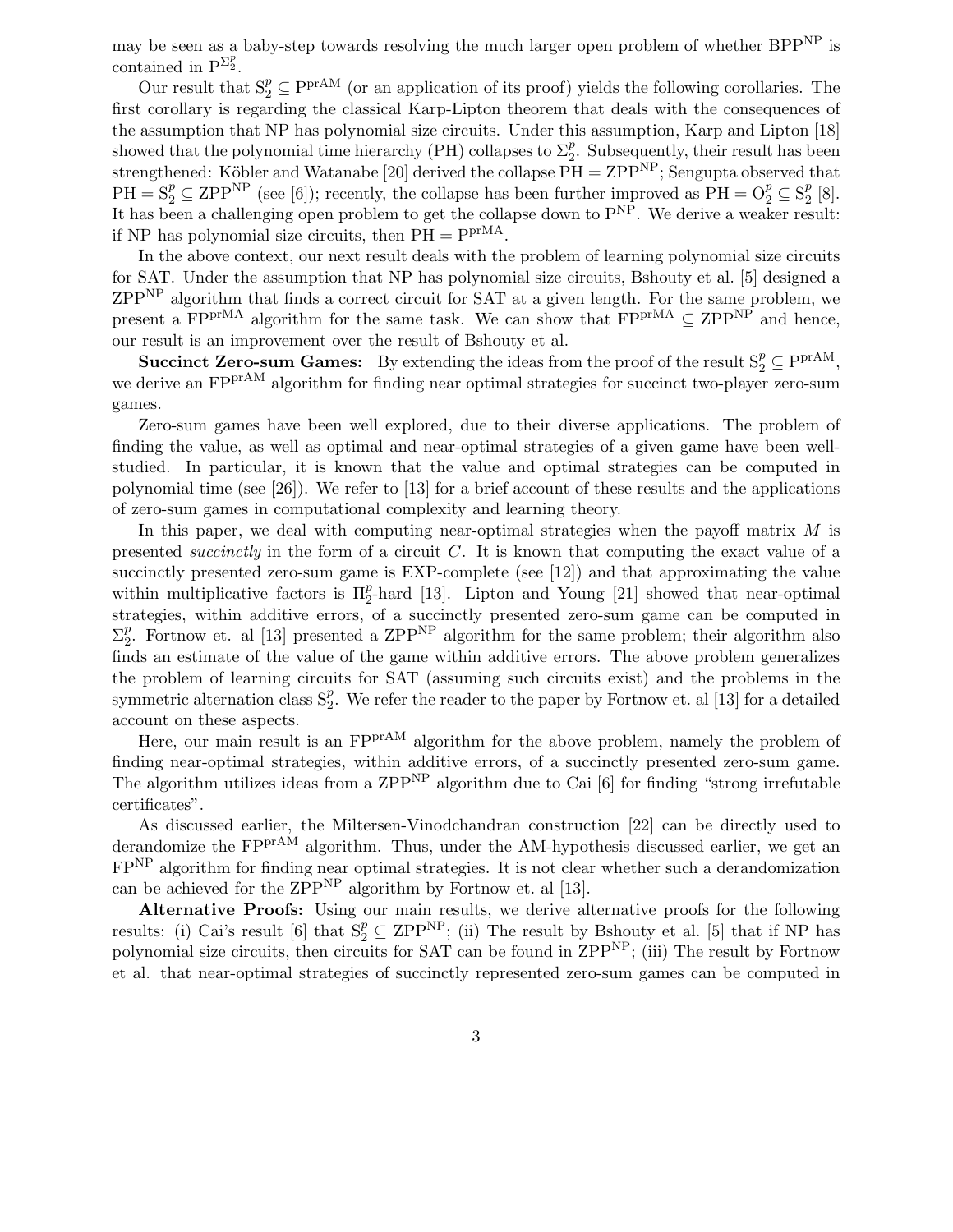may be seen as a baby-step towards resolving the much larger open problem of whether $\mathrm{BPP}^{\mathrm{NP}}$ is contained in $\mathrm{P}^{\Sigma_2^p}$.

Our result that $\mathrm{S}_2^p \subseteq \mathrm{P}^{\mathrm{prAM}}$ (or an application of its proof) yields the following corollaries. The first corollary is regarding the classical Karp-Lipton theorem that deals with the consequences of the assumption that NP has polynomial size circuits. Under this assumption, Karp and Lipton [18] showed that the polynomial time hierarchy (PH) collapses to $\Sigma_2^p$. Subsequently, their result has been strengthened: Köbler and Watanabe [20] derived the collapse $\mathrm{PH} = \mathrm{ZPP}^{\mathrm{NP}}$; Sengupta observed that $\mathrm{PH} = \mathrm{S}_2^p \subseteq \mathrm{ZPP}^{\mathrm{NP}}$ (see [6]); recently, the collapse has been further improved as $\mathrm{PH} = \mathrm{O}_2^p \subseteq \mathrm{S}_2^p$ [8]. It has been a challenging open problem to get the collapse down to $\mathrm{P}^{\mathrm{NP}}$. We derive a weaker result: if NP has polynomial size circuits, then $\mathrm{PH} = \mathrm{P}^{\mathrm{prMA}}$.

In the above context, our next result deals with the problem of learning polynomial size circuits for SAT. Under the assumption that NP has polynomial size circuits, Bshouty et al. [5] designed a $\mathrm{ZPP}^{\mathrm{NP}}$ algorithm that finds a correct circuit for SAT at a given length. For the same problem, we present a $\mathrm{FP}^{\mathrm{prMA}}$ algorithm for the same task. We can show that $\mathrm{FP}^{\mathrm{prMA}} \subseteq \mathrm{ZPP}^{\mathrm{NP}}$ and hence, our result is an improvement over the result of Bshouty et al.

**Succinct Zero-sum Games:** By extending the ideas from the proof of the result $\mathrm{S}_2^p \subseteq \mathrm{P}^{\mathrm{prAM}}$, we derive an $\mathrm{FP}^{\mathrm{prAM}}$ algorithm for finding near optimal strategies for succinct two-player zero-sum games.

Zero-sum games have been well explored, due to their diverse applications. The problem of finding the value, as well as optimal and near-optimal strategies of a given game have been well-studied. In particular, it is known that the value and optimal strategies can be computed in polynomial time (see [26]). We refer to [13] for a brief account of these results and the applications of zero-sum games in computational complexity and learning theory.

In this paper, we deal with computing near-optimal strategies when the payoff matrix $M$ is presented *succinctly* in the form of a circuit $C$. It is known that computing the exact value of a succinctly presented zero-sum game is EXP-complete (see [12]) and that approximating the value within multiplicative factors is $\Pi_2^p$-hard [13]. Lipton and Young [21] showed that near-optimal strategies, within additive errors, of a succinctly presented zero-sum game can be computed in $\Sigma_2^p$. Fortnow et. al [13] presented a $\mathrm{ZPP}^{\mathrm{NP}}$ algorithm for the same problem; their algorithm also finds an estimate of the value of the game within additive errors. The above problem generalizes the problem of learning circuits for SAT (assuming such circuits exist) and the problems in the symmetric alternation class $\mathrm{S}_2^p$. We refer the reader to the paper by Fortnow et. al [13] for a detailed account on these aspects.

Here, our main result is an $\mathrm{FP}^{\mathrm{prAM}}$ algorithm for the above problem, namely the problem of finding near-optimal strategies, within additive errors, of a succinctly presented zero-sum game. The algorithm utilizes ideas from a $\mathrm{ZPP}^{\mathrm{NP}}$ algorithm due to Cai [6] for finding "strong irrefutable certificates".

As discussed earlier, the Miltersen-Vinodchandran construction [22] can be directly used to derandomize the $\mathrm{FP}^{\mathrm{prAM}}$ algorithm. Thus, under the AM-hypothesis discussed earlier, we get an $\mathrm{FP}^{\mathrm{NP}}$ algorithm for finding near optimal strategies. It is not clear whether such a derandomization can be achieved for the $\mathrm{ZPP}^{\mathrm{NP}}$ algorithm by Fortnow et. al [13].

**Alternative Proofs:** Using our main results, we derive alternative proofs for the following results: (i) Cai's result [6] that $\mathrm{S}_2^p \subseteq \mathrm{ZPP}^{\mathrm{NP}}$; (ii) The result by Bshouty et al. [5] that if NP has polynomial size circuits, then circuits for SAT can be found in $\mathrm{ZPP}^{\mathrm{NP}}$; (iii) The result by Fortnow et al. that near-optimal strategies of succinctly represented zero-sum games can be computed in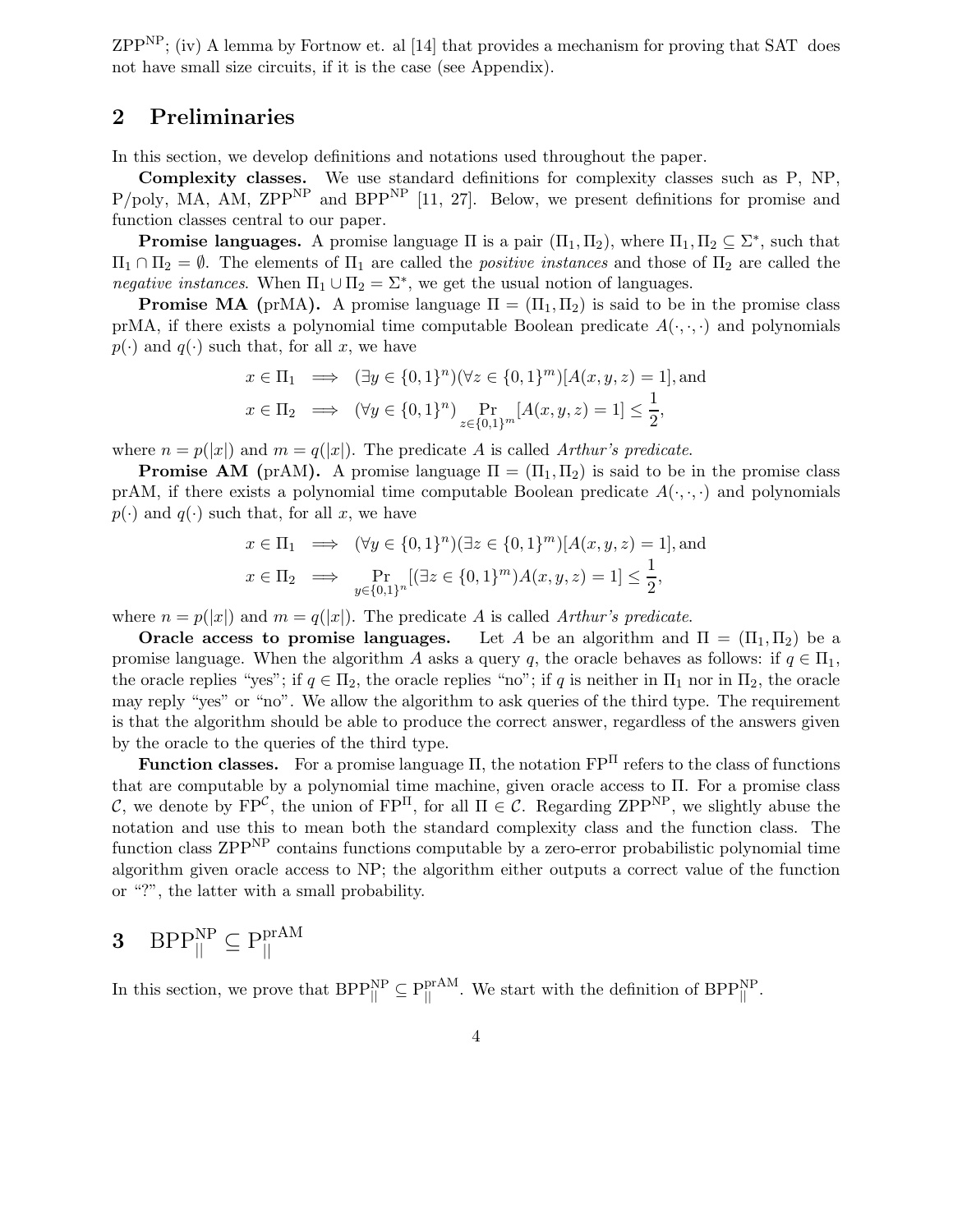$\text{ZPP}^{\text{NP}}$; (iv) A lemma by Fortnow et. al [14] that provides a mechanism for proving that SAT does not have small size circuits, if it is the case (see Appendix).

## 2 Preliminaries

In this section, we develop definitions and notations used throughout the paper.

**Complexity classes.** We use standard definitions for complexity classes such as P, NP, P/poly, MA, AM, $\text{ZPP}^{\text{NP}}$ and $\text{BPP}^{\text{NP}}$ [11, 27]. Below, we present definitions for promise and function classes central to our paper.

**Promise languages.** A promise language $\Pi$ is a pair $(\Pi_1, \Pi_2)$, where $\Pi_1, \Pi_2 \subseteq \Sigma^*$, such that $\Pi_1 \cap \Pi_2 = \emptyset$. The elements of $\Pi_1$ are called the *positive instances* and those of $\Pi_2$ are called the *negative instances*. When $\Pi_1 \cup \Pi_2 = \Sigma^*$, we get the usual notion of languages.

**Promise MA (prMA).** A promise language $\Pi = (\Pi_1, \Pi_2)$ is said to be in the promise class prMA, if there exists a polynomial time computable Boolean predicate $A(\cdot, \cdot, \cdot)$ and polynomials $p(\cdot)$ and $q(\cdot)$ such that, for all $x$, we have

$$
\begin{aligned}
x \in \Pi_1 &\implies (\exists y \in \{0,1\}^n)(\forall z \in \{0,1\}^m)[A(x,y,z) = 1], \text{and} \\
x \in \Pi_2 &\implies (\forall y \in \{0,1\}^n) \Pr_{z \in \{0,1\}^m}[A(x,y,z) = 1] \leq \frac{1}{2},
\end{aligned}
$$

where $n = p(|x|)$ and $m = q(|x|)$. The predicate $A$ is called *Arthur's predicate*.

**Promise AM (prAM).** A promise language $\Pi = (\Pi_1, \Pi_2)$ is said to be in the promise class prAM, if there exists a polynomial time computable Boolean predicate $A(\cdot, \cdot, \cdot)$ and polynomials $p(\cdot)$ and $q(\cdot)$ such that, for all $x$, we have

$$
\begin{aligned}
x \in \Pi_1 &\implies (\forall y \in \{0,1\}^n)(\exists z \in \{0,1\}^m)[A(x,y,z) = 1], \text{and} \\
x \in \Pi_2 &\implies \Pr_{y \in \{0,1\}^n}[(\exists z \in \{0,1\}^m) A(x,y,z) = 1] \leq \frac{1}{2},
\end{aligned}
$$

where $n = p(|x|)$ and $m = q(|x|)$. The predicate $A$ is called *Arthur's predicate*.

**Oracle access to promise languages.** Let $A$ be an algorithm and $\Pi = (\Pi_1, \Pi_2)$ be a promise language. When the algorithm $A$ asks a query $q$, the oracle behaves as follows: if $q \in \Pi_1$, the oracle replies "yes"; if $q \in \Pi_2$, the oracle replies "no"; if $q$ is neither in $\Pi_1$ nor in $\Pi_2$, the oracle may reply "yes" or "no". We allow the algorithm to ask queries of the third type. The requirement is that the algorithm should be able to produce the correct answer, regardless of the answers given by the oracle to the queries of the third type.

**Function classes.** For a promise language $\Pi$, the notation $\text{FP}^{\Pi}$ refers to the class of functions that are computable by a polynomial time machine, given oracle access to $\Pi$. For a promise class $\mathcal{C}$, we denote by $\text{FP}^{\mathcal{C}}$, the union of $\text{FP}^{\Pi}$, for all $\Pi \in \mathcal{C}$. Regarding $\text{ZPP}^{\text{NP}}$, we slightly abuse the notation and use this to mean both the standard complexity class and the function class. The function class $\text{ZPP}^{\text{NP}}$ contains functions computable by a zero-error probabilistic polynomial time algorithm given oracle access to NP; the algorithm either outputs a correct value of the function or "?", the latter with a small probability.

## 3 $\text{BPP}_{||}^{\text{NP}} \subseteq \text{P}_{||}^{\text{prAM}}$

In this section, we prove that $\text{BPP}_{||}^{\text{NP}} \subseteq \text{P}_{||}^{\text{prAM}}$. We start with the definition of $\text{BPP}_{||}^{\text{NP}}$.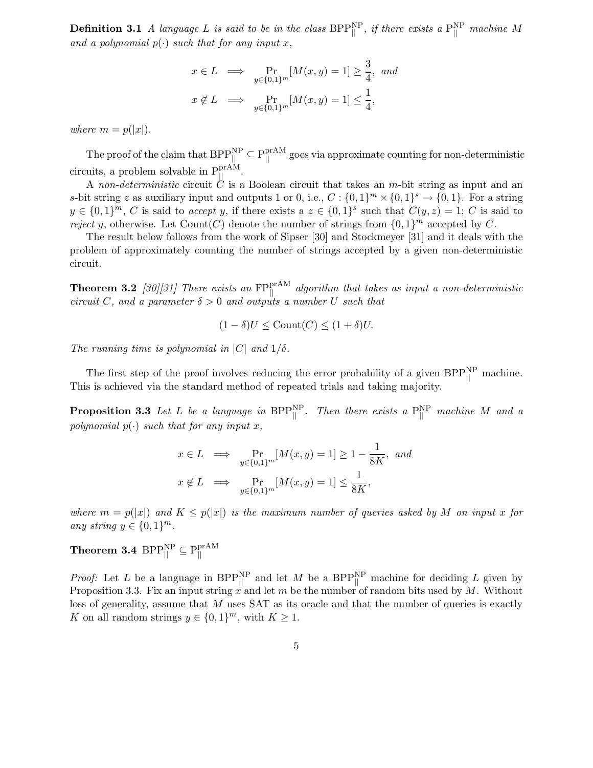**Definition 3.1** *A language $L$ is said to be in the class $\mathrm{BPP}_{||}^{\mathrm{NP}}$, if there exists a $\mathrm{P}_{||}^{\mathrm{NP}}$ machine $M$ and a polynomial $p(\cdot)$ such that for any input $x$,*

$$x \in L \implies \Pr_{y \in \{0,1\}^m}[M(x, y) = 1] \geq \frac{3}{4}, \text{ and}$$

$$x \notin L \implies \Pr_{y \in \{0,1\}^m}[M(x, y) = 1] \leq \frac{1}{4},$$

*where $m = p(|x|)$.*

The proof of the claim that $\mathrm{BPP}_{||}^{\mathrm{NP}} \subseteq \mathrm{P}_{||}^{\mathrm{prAM}}$ goes via approximate counting for non-deterministic circuits, a problem solvable in $\mathrm{P}_{||}^{\mathrm{prAM}}$.

A *non-deterministic* circuit $C$ is a Boolean circuit that takes an $m$-bit string as input and an $s$-bit string $z$ as auxiliary input and outputs 1 or 0, i.e., $C : \{0,1\}^m \times \{0,1\}^s \to \{0,1\}$. For a string $y \in \{0,1\}^m$, $C$ is said to *accept* $y$, if there exists a $z \in \{0,1\}^s$ such that $C(y, z) = 1$; $C$ is said to *reject* $y$, otherwise. Let $\mathrm{Count}(C)$ denote the number of strings from $\{0,1\}^m$ accepted by $C$.

The result below follows from the work of Sipser [30] and Stockmeyer [31] and it deals with the problem of approximately counting the number of strings accepted by a given non-deterministic circuit.

**Theorem 3.2** *[30][31] There exists an $\mathrm{FP}_{||}^{\mathrm{prAM}}$ algorithm that takes as input a non-deterministic circuit $C$, and a parameter $\delta > 0$ and outputs a number $U$ such that*

$$(1 - \delta)U \leq \mathrm{Count}(C) \leq (1 + \delta)U.$$

*The running time is polynomial in $|C|$ and $1/\delta$.*

The first step of the proof involves reducing the error probability of a given $\mathrm{BPP}_{||}^{\mathrm{NP}}$ machine. This is achieved via the standard method of repeated trials and taking majority.

**Proposition 3.3** *Let $L$ be a language in $\mathrm{BPP}_{||}^{\mathrm{NP}}$. Then there exists a $\mathrm{P}_{||}^{\mathrm{NP}}$ machine $M$ and a polynomial $p(\cdot)$ such that for any input $x$,*

$$x \in L \implies \Pr_{y \in \{0,1\}^m}[M(x, y) = 1] \geq 1 - \frac{1}{8K}, \text{ and}$$

$$x \notin L \implies \Pr_{y \in \{0,1\}^m}[M(x, y) = 1] \leq \frac{1}{8K},$$

*where $m = p(|x|)$ and $K \leq p(|x|)$ is the maximum number of queries asked by $M$ on input $x$ for any string $y \in \{0,1\}^m$.*

**Theorem 3.4** $\mathrm{BPP}_{||}^{\mathrm{NP}} \subseteq \mathrm{P}_{||}^{\mathrm{prAM}}$

*Proof:* Let $L$ be a language in $\mathrm{BPP}_{||}^{\mathrm{NP}}$ and let $M$ be a $\mathrm{BPP}_{||}^{\mathrm{NP}}$ machine for deciding $L$ given by Proposition 3.3. Fix an input string $x$ and let $m$ be the number of random bits used by $M$. Without loss of generality, assume that $M$ uses SAT as its oracle and that the number of queries is exactly $K$ on all random strings $y \in \{0,1\}^m$, with $K \geq 1$.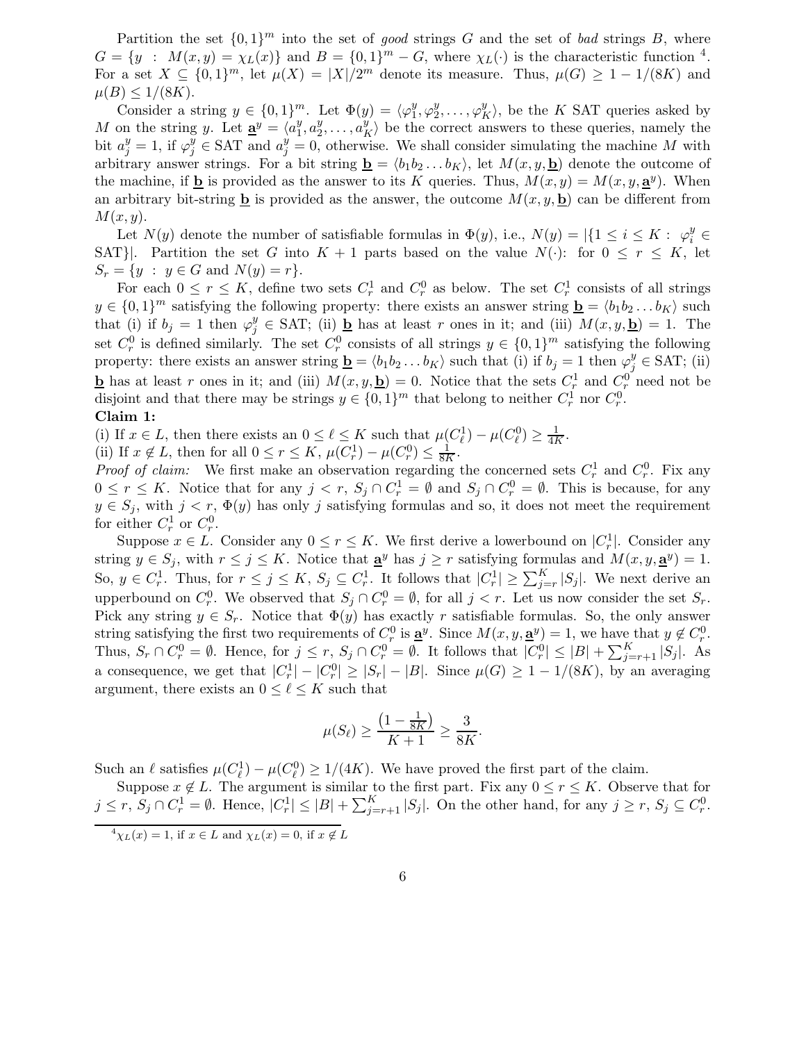Partition the set $\{0,1\}^m$ into the set of *good* strings $G$ and the set of *bad* strings $B$, where $G = \{y \;:\; M(x,y) = \chi_L(x)\}$ and $B = \{0,1\}^m - G$, where $\chi_L(\cdot)$ is the characteristic function [4]. For a set $X \subseteq \{0,1\}^m$, let $\mu(X) = |X|/2^m$ denote its measure. Thus, $\mu(G) \geq 1 - 1/(8K)$ and $\mu(B) \leq 1/(8K)$.

Consider a string $y \in \{0,1\}^m$. Let $\Phi(y) = \langle \varphi_1^y, \varphi_2^y, \ldots, \varphi_K^y \rangle$, be the $K$ SAT queries asked by $M$ on the string $y$. Let $\underline{\mathbf{a}}^y = \langle a_1^y, a_2^y, \ldots, a_K^y \rangle$ be the correct answers to these queries, namely the bit $a_j^y = 1$, if $\varphi_j^y \in \text{SAT}$ and $a_j^y = 0$, otherwise. We shall consider simulating the machine $M$ with arbitrary answer strings. For a bit string $\underline{\mathbf{b}} = \langle b_1 b_2 \ldots b_K \rangle$, let $M(x,y,\underline{\mathbf{b}})$ denote the outcome of the machine, if $\underline{\mathbf{b}}$ is provided as the answer to its $K$ queries. Thus, $M(x,y) = M(x,y,\underline{\mathbf{a}}^y)$. When an arbitrary bit-string $\underline{\mathbf{b}}$ is provided as the answer, the outcome $M(x,y,\underline{\mathbf{b}})$ can be different from $M(x,y)$.

Let $N(y)$ denote the number of satisfiable formulas in $\Phi(y)$, i.e., $N(y) = |\{1 \leq i \leq K : \varphi_i^y \in \text{SAT}\}|$. Partition the set $G$ into $K+1$ parts based on the value $N(\cdot)$: for $0 \leq r \leq K$, let $S_r = \{y \;:\; y \in G \text{ and } N(y) = r\}$.

For each $0 \leq r \leq K$, define two sets $C_r^1$ and $C_r^0$ as below. The set $C_r^1$ consists of all strings $y \in \{0,1\}^m$ satisfying the following property: there exists an answer string $\underline{\mathbf{b}} = \langle b_1 b_2 \ldots b_K \rangle$ such that (i) if $b_j = 1$ then $\varphi_j^y \in \text{SAT}$; (ii) $\underline{\mathbf{b}}$ has at least $r$ ones in it; and (iii) $M(x,y,\underline{\mathbf{b}}) = 1$. The set $C_r^0$ is defined similarly. The set $C_r^0$ consists of all strings $y \in \{0,1\}^m$ satisfying the following property: there exists an answer string $\underline{\mathbf{b}} = \langle b_1 b_2 \ldots b_K \rangle$ such that (i) if $b_j = 1$ then $\varphi_j^y \in \text{SAT}$; (ii) $\underline{\mathbf{b}}$ has at least $r$ ones in it; and (iii) $M(x,y,\underline{\mathbf{b}}) = 0$. Notice that the sets $C_r^1$ and $C_r^0$ need not be disjoint and that there may be strings $y \in \{0,1\}^m$ that belong to neither $C_r^1$ nor $C_r^0$.

**Claim 1:**

(i) If $x \in L$, then there exists an $0 \leq \ell \leq K$ such that $\mu(C_\ell^1) - \mu(C_\ell^0) \geq \frac{1}{4K}$.

(ii) If $x \notin L$, then for all $0 \leq r \leq K$, $\mu(C_r^1) - \mu(C_r^0) \leq \frac{1}{8K}$.

*Proof of claim:* We first make an observation regarding the concerned sets $C_r^1$ and $C_r^0$. Fix any $0 \leq r \leq K$. Notice that for any $j < r$, $S_j \cap C_r^1 = \emptyset$ and $S_j \cap C_r^0 = \emptyset$. This is because, for any $y \in S_j$, with $j < r$, $\Phi(y)$ has only $j$ satisfying formulas and so, it does not meet the requirement for either $C_r^1$ or $C_r^0$.

Suppose $x \in L$. Consider any $0 \leq r \leq K$. We first derive a lowerbound on $|C_r^1|$. Consider any string $y \in S_j$, with $r \leq j \leq K$. Notice that $\underline{\mathbf{a}}^y$ has $j \geq r$ satisfying formulas and $M(x,y,\underline{\mathbf{a}}^y) = 1$. So, $y \in C_r^1$. Thus, for $r \leq j \leq K$, $S_j \subseteq C_r^1$. It follows that $|C_r^1| \geq \sum_{j=r}^K |S_j|$. We next derive an upperbound on $C_r^0$. We observed that $S_j \cap C_r^0 = \emptyset$, for all $j < r$. Let us now consider the set $S_r$. Pick any string $y \in S_r$. Notice that $\Phi(y)$ has exactly $r$ satisfiable formulas. So, the only answer string satisfying the first two requirements of $C_r^0$ is $\underline{\mathbf{a}}^y$. Since $M(x,y,\underline{\mathbf{a}}^y) = 1$, we have that $y \notin C_r^0$. Thus, $S_r \cap C_r^0 = \emptyset$. Hence, for $j \leq r$, $S_j \cap C_r^0 = \emptyset$. It follows that $|C_r^0| \leq |B| + \sum_{j=r+1}^K |S_j|$. As a consequence, we get that $|C_r^1| - |C_r^0| \geq |S_r| - |B|$. Since $\mu(G) \geq 1 - 1/(8K)$, by an averaging argument, there exists an $0 \leq \ell \leq K$ such that

$$\mu(S_\ell) \geq \frac{\left(1 - \frac{1}{8K}\right)}{K+1} \geq \frac{3}{8K}.$$

Such an $\ell$ satisfies $\mu(C_\ell^1) - \mu(C_\ell^0) \geq 1/(4K)$. We have proved the first part of the claim.

Suppose $x \notin L$. The argument is similar to the first part. Fix any $0 \leq r \leq K$. Observe that for $j \leq r$, $S_j \cap C_r^1 = \emptyset$. Hence, $|C_r^1| \leq |B| + \sum_{j=r+1}^K |S_j|$. On the other hand, for any $j \geq r$, $S_j \subseteq C_r^0$.

[4] $\chi_L(x) = 1$, if $x \in L$ and $\chi_L(x) = 0$, if $x \notin L$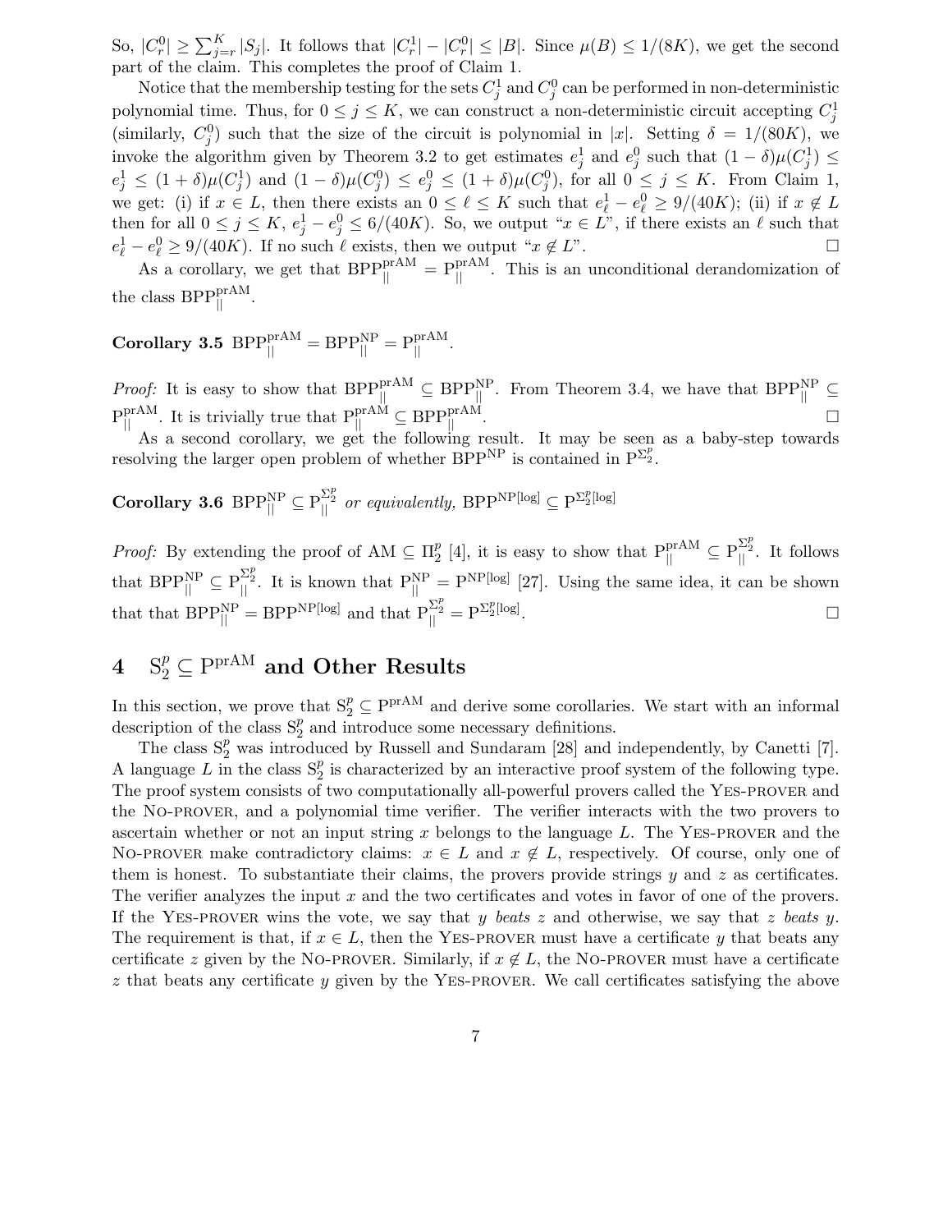So, $|C_r^0| \geq \sum_{j=r}^{K} |S_j|$. It follows that $|C_r^1| - |C_r^0| \leq |B|$. Since $\mu(B) \leq 1/(8K)$, we get the second part of the claim. This completes the proof of Claim 1.

Notice that the membership testing for the sets $C_j^1$ and $C_j^0$ can be performed in non-deterministic polynomial time. Thus, for $0 \leq j \leq K$, we can construct a non-deterministic circuit accepting $C_j^1$ (similarly, $C_j^0$) such that the size of the circuit is polynomial in $|x|$. Setting $\delta = 1/(80K)$, we invoke the algorithm given by Theorem 3.2 to get estimates $e_j^1$ and $e_j^0$ such that $(1-\delta)\mu(C_j^1) \leq e_j^1 \leq (1+\delta)\mu(C_j^1)$ and $(1-\delta)\mu(C_j^0) \leq e_j^0 \leq (1+\delta)\mu(C_j^0)$, for all $0 \leq j \leq K$. From Claim 1, we get: (i) if $x \in L$, then there exists an $0 \leq \ell \leq K$ such that $e_\ell^1 - e_\ell^0 \geq 9/(40K)$; (ii) if $x \notin L$ then for all $0 \leq j \leq K$, $e_j^1 - e_j^0 \leq 6/(40K)$. So, we output "$x \in L$", if there exists an $\ell$ such that $e_\ell^1 - e_\ell^0 \geq 9/(40K)$. If no such $\ell$ exists, then we output "$x \notin L$". □

As a corollary, we get that $\mathrm{BPP}_{||}^{\mathrm{prAM}} = \mathrm{P}_{||}^{\mathrm{prAM}}$. This is an unconditional derandomization of the class $\mathrm{BPP}_{||}^{\mathrm{prAM}}$.

**Corollary 3.5** $\mathrm{BPP}_{||}^{\mathrm{prAM}} = \mathrm{BPP}_{||}^{\mathrm{NP}} = \mathrm{P}_{||}^{\mathrm{prAM}}$.

*Proof:* It is easy to show that $\mathrm{BPP}_{||}^{\mathrm{prAM}} \subseteq \mathrm{BPP}_{||}^{\mathrm{NP}}$. From Theorem 3.4, we have that $\mathrm{BPP}_{||}^{\mathrm{NP}} \subseteq \mathrm{P}_{||}^{\mathrm{prAM}}$. It is trivially true that $\mathrm{P}_{||}^{\mathrm{prAM}} \subseteq \mathrm{BPP}_{||}^{\mathrm{prAM}}$. □

As a second corollary, we get the following result. It may be seen as a baby-step towards resolving the larger open problem of whether $\mathrm{BPP}^{\mathrm{NP}}$ is contained in $\mathrm{P}^{\Sigma_2^p}$.

**Corollary 3.6** $\mathrm{BPP}_{||}^{\mathrm{NP}} \subseteq \mathrm{P}_{||}^{\Sigma_2^p}$ *or equivalently,* $\mathrm{BPP}^{\mathrm{NP}[\log]} \subseteq \mathrm{P}^{\Sigma_2^p[\log]}$

*Proof:* By extending the proof of $\mathrm{AM} \subseteq \Pi_2^p$ [4], it is easy to show that $\mathrm{P}_{||}^{\mathrm{prAM}} \subseteq \mathrm{P}_{||}^{\Sigma_2^p}$. It follows that $\mathrm{BPP}_{||}^{\mathrm{NP}} \subseteq \mathrm{P}_{||}^{\Sigma_2^p}$. It is known that $\mathrm{P}_{||}^{\mathrm{NP}} = \mathrm{P}^{\mathrm{NP}[\log]}$ [27]. Using the same idea, it can be shown that that $\mathrm{BPP}_{||}^{\mathrm{NP}} = \mathrm{BPP}^{\mathrm{NP}[\log]}$ and that $\mathrm{P}_{||}^{\Sigma_2^p} = \mathrm{P}^{\Sigma_2^p[\log]}$. □

# 4 $\mathrm{S}_2^p \subseteq \mathrm{P}^{\mathrm{prAM}}$ and Other Results

In this section, we prove that $\mathrm{S}_2^p \subseteq \mathrm{P}^{\mathrm{prAM}}$ and derive some corollaries. We start with an informal description of the class $\mathrm{S}_2^p$ and introduce some necessary definitions.

The class $\mathrm{S}_2^p$ was introduced by Russell and Sundaram [28] and independently, by Canetti [7]. A language $L$ in the class $\mathrm{S}_2^p$ is characterized by an interactive proof system of the following type. The proof system consists of two computationally all-powerful provers called the YES-PROVER and the NO-PROVER, and a polynomial time verifier. The verifier interacts with the two provers to ascertain whether or not an input string $x$ belongs to the language $L$. The YES-PROVER and the NO-PROVER make contradictory claims: $x \in L$ and $x \notin L$, respectively. Of course, only one of them is honest. To substantiate their claims, the provers provide strings $y$ and $z$ as certificates. The verifier analyzes the input $x$ and the two certificates and votes in favor of one of the provers. If the YES-PROVER wins the vote, we say that $y$ *beats* $z$ and otherwise, we say that $z$ *beats* $y$. The requirement is that, if $x \in L$, then the YES-PROVER must have a certificate $y$ that beats any certificate $z$ given by the NO-PROVER. Similarly, if $x \notin L$, the NO-PROVER must have a certificate $z$ that beats any certificate $y$ given by the YES-PROVER. We call certificates satisfying the above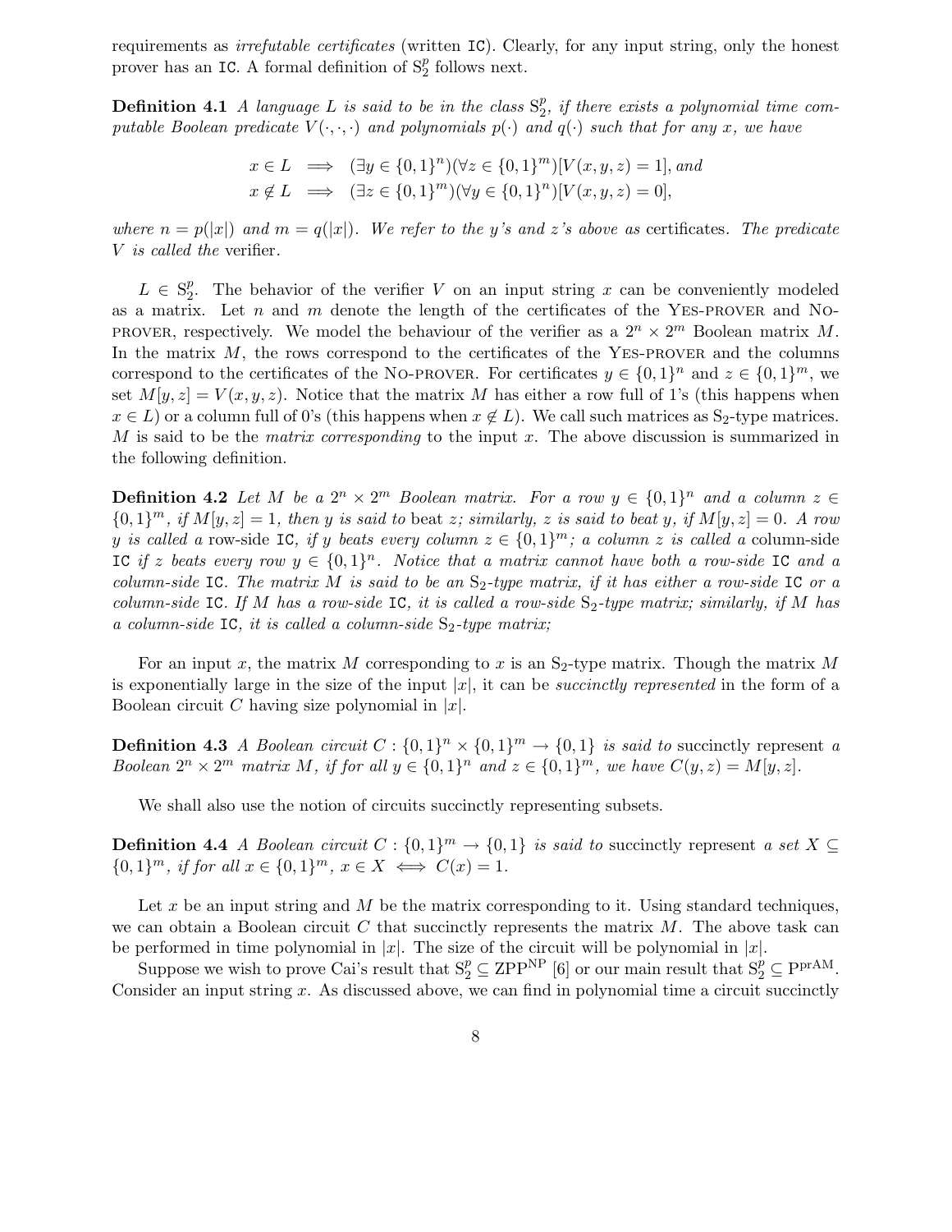requirements as *irrefutable certificates* (written `IC`). Clearly, for any input string, only the honest prover has an `IC`. A formal definition of $\mathrm{S}_2^p$ follows next.

**Definition 4.1** *A language $L$ is said to be in the class $\mathrm{S}_2^p$, if there exists a polynomial time computable Boolean predicate $V(\cdot,\cdot,\cdot)$ and polynomials $p(\cdot)$ and $q(\cdot)$ such that for any $x$, we have*

$$x \in L \implies (\exists y \in \{0,1\}^n)(\forall z \in \{0,1\}^m)[V(x,y,z) = 1], \text{ and}$$
$$x \notin L \implies (\exists z \in \{0,1\}^m)(\forall y \in \{0,1\}^n)[V(x,y,z) = 0],$$

*where $n = p(|x|)$ and $m = q(|x|)$. We refer to the $y$'s and $z$'s above as* certificates*. The predicate $V$ is called the* verifier*.*

$L \in \mathrm{S}_2^p$. The behavior of the verifier $V$ on an input string $x$ can be conveniently modeled as a matrix. Let $n$ and $m$ denote the length of the certificates of the Yes-prover and No-prover, respectively. We model the behaviour of the verifier as a $2^n \times 2^m$ Boolean matrix $M$. In the matrix $M$, the rows correspond to the certificates of the Yes-prover and the columns correspond to the certificates of the No-prover. For certificates $y \in \{0,1\}^n$ and $z \in \{0,1\}^m$, we set $M[y,z] = V(x,y,z)$. Notice that the matrix $M$ has either a row full of 1's (this happens when $x \in L$) or a column full of 0's (this happens when $x \notin L$). We call such matrices as $\mathrm{S}_2$-type matrices. $M$ is said to be the *matrix corresponding* to the input $x$. The above discussion is summarized in the following definition.

**Definition 4.2** *Let $M$ be a $2^n \times 2^m$ Boolean matrix. For a row $y \in \{0,1\}^n$ and a column $z \in \{0,1\}^m$, if $M[y,z] = 1$, then $y$ is said to* beat *$z$; similarly, $z$ is said to beat $y$, if $M[y,z] = 0$. A row $y$ is called a* row-side `IC`*, if $y$ beats every column $z \in \{0,1\}^m$; a column $z$ is called a* column-side `IC` *if $z$ beats every row $y \in \{0,1\}^n$. Notice that a matrix cannot have both a row-side `IC` and a column-side `IC`. The matrix $M$ is said to be an $\mathrm{S}_2$-type matrix, if it has either a row-side `IC` or a column-side `IC`. If $M$ has a row-side `IC`, it is called a row-side $\mathrm{S}_2$-type matrix; similarly, if $M$ has a column-side `IC`, it is called a column-side $\mathrm{S}_2$-type matrix;*

For an input $x$, the matrix $M$ corresponding to $x$ is an $\mathrm{S}_2$-type matrix. Though the matrix $M$ is exponentially large in the size of the input $|x|$, it can be *succinctly represented* in the form of a Boolean circuit $C$ having size polynomial in $|x|$.

**Definition 4.3** *A Boolean circuit $C : \{0,1\}^n \times \{0,1\}^m \to \{0,1\}$ is said to* succinctly represent *a Boolean $2^n \times 2^m$ matrix $M$, if for all $y \in \{0,1\}^n$ and $z \in \{0,1\}^m$, we have $C(y,z) = M[y,z]$.*

We shall also use the notion of circuits succinctly representing subsets.

**Definition 4.4** *A Boolean circuit $C : \{0,1\}^m \to \{0,1\}$ is said to* succinctly represent *a set $X \subseteq \{0,1\}^m$, if for all $x \in \{0,1\}^m$, $x \in X \iff C(x) = 1$.*

Let $x$ be an input string and $M$ be the matrix corresponding to it. Using standard techniques, we can obtain a Boolean circuit $C$ that succinctly represents the matrix $M$. The above task can be performed in time polynomial in $|x|$. The size of the circuit will be polynomial in $|x|$.

Suppose we wish to prove Cai's result that $\mathrm{S}_2^p \subseteq \mathrm{ZPP}^{\mathrm{NP}}$ [6] or our main result that $\mathrm{S}_2^p \subseteq \mathrm{P}^{\mathrm{prAM}}$. Consider an input string $x$. As discussed above, we can find in polynomial time a circuit succinctly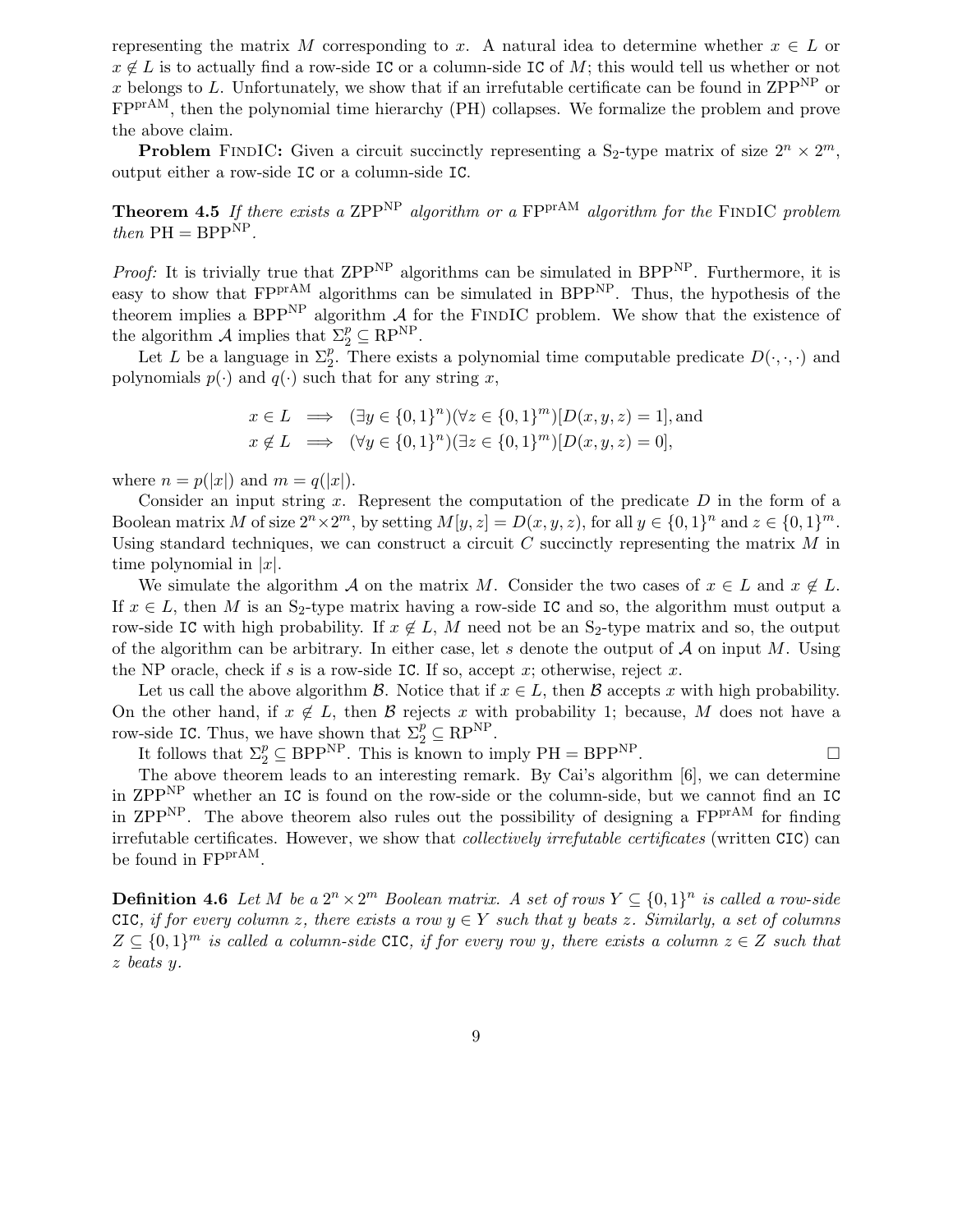representing the matrix $M$ corresponding to $x$. A natural idea to determine whether $x \in L$ or $x \notin L$ is to actually find a row-side `IC` or a column-side `IC` of $M$; this would tell us whether or not $x$ belongs to $L$. Unfortunately, we show that if an irrefutable certificate can be found in $\mathrm{ZPP}^{\mathrm{NP}}$ or $\mathrm{FP}^{\mathrm{prAM}}$, then the polynomial time hierarchy (PH) collapses. We formalize the problem and prove the above claim.

**Problem** FindIC**:** Given a circuit succinctly representing a $\mathrm{S}_2$-type matrix of size $2^n \times 2^m$, output either a row-side `IC` or a column-side `IC`.

**Theorem 4.5** *If there exists a* $\mathrm{ZPP}^{\mathrm{NP}}$ *algorithm or a* $\mathrm{FP}^{\mathrm{prAM}}$ *algorithm for the* FindIC *problem then* $\mathrm{PH} = \mathrm{BPP}^{\mathrm{NP}}$.

*Proof:* It is trivially true that $\mathrm{ZPP}^{\mathrm{NP}}$ algorithms can be simulated in $\mathrm{BPP}^{\mathrm{NP}}$. Furthermore, it is easy to show that $\mathrm{FP}^{\mathrm{prAM}}$ algorithms can be simulated in $\mathrm{BPP}^{\mathrm{NP}}$. Thus, the hypothesis of the theorem implies a $\mathrm{BPP}^{\mathrm{NP}}$ algorithm $\mathcal{A}$ for the FindIC problem. We show that the existence of the algorithm $\mathcal{A}$ implies that $\Sigma_2^p \subseteq \mathrm{RP}^{\mathrm{NP}}$.

Let $L$ be a language in $\Sigma_2^p$. There exists a polynomial time computable predicate $D(\cdot,\cdot,\cdot)$ and polynomials $p(\cdot)$ and $q(\cdot)$ such that for any string $x$,

$$
\begin{aligned}
x \in L &\implies (\exists y \in \{0,1\}^n)(\forall z \in \{0,1\}^m)[D(x,y,z) = 1], \text{and} \\
x \notin L &\implies (\forall y \in \{0,1\}^n)(\exists z \in \{0,1\}^m)[D(x,y,z) = 0],
\end{aligned}
$$

where $n = p(|x|)$ and $m = q(|x|)$.

Consider an input string $x$. Represent the computation of the predicate $D$ in the form of a Boolean matrix $M$ of size $2^n \times 2^m$, by setting $M[y,z] = D(x,y,z)$, for all $y \in \{0,1\}^n$ and $z \in \{0,1\}^m$. Using standard techniques, we can construct a circuit $C$ succinctly representing the matrix $M$ in time polynomial in $|x|$.

We simulate the algorithm $\mathcal{A}$ on the matrix $M$. Consider the two cases of $x \in L$ and $x \notin L$. If $x \in L$, then $M$ is an $\mathrm{S}_2$-type matrix having a row-side `IC` and so, the algorithm must output a row-side `IC` with high probability. If $x \notin L$, $M$ need not be an $\mathrm{S}_2$-type matrix and so, the output of the algorithm can be arbitrary. In either case, let $s$ denote the output of $\mathcal{A}$ on input $M$. Using the NP oracle, check if $s$ is a row-side `IC`. If so, accept $x$; otherwise, reject $x$.

Let us call the above algorithm $\mathcal{B}$. Notice that if $x \in L$, then $\mathcal{B}$ accepts $x$ with high probability. On the other hand, if $x \notin L$, then $\mathcal{B}$ rejects $x$ with probability 1; because, $M$ does not have a row-side `IC`. Thus, we have shown that $\Sigma_2^p \subseteq \mathrm{RP}^{\mathrm{NP}}$.

It follows that $\Sigma_2^p \subseteq \mathrm{BPP}^{\mathrm{NP}}$. This is known to imply $\mathrm{PH} = \mathrm{BPP}^{\mathrm{NP}}$. □

The above theorem leads to an interesting remark. By Cai's algorithm [6], we can determine in $\mathrm{ZPP}^{\mathrm{NP}}$ whether an `IC` is found on the row-side or the column-side, but we cannot find an `IC` in $\mathrm{ZPP}^{\mathrm{NP}}$. The above theorem also rules out the possibility of designing a $\mathrm{FP}^{\mathrm{prAM}}$ for finding irrefutable certificates. However, we show that *collectively irrefutable certificates* (written `CIC`) can be found in $\mathrm{FP}^{\mathrm{prAM}}$.

**Definition 4.6** *Let* $M$ *be a* $2^n \times 2^m$ *Boolean matrix. A set of rows* $Y \subseteq \{0,1\}^n$ *is called a row-side* `CIC`*, if for every column* $z$*, there exists a row* $y \in Y$ *such that* $y$ *beats* $z$*. Similarly, a set of columns* $Z \subseteq \{0,1\}^m$ *is called a column-side* `CIC`*, if for every row* $y$*, there exists a column* $z \in Z$ *such that* $z$ *beats* $y$*.*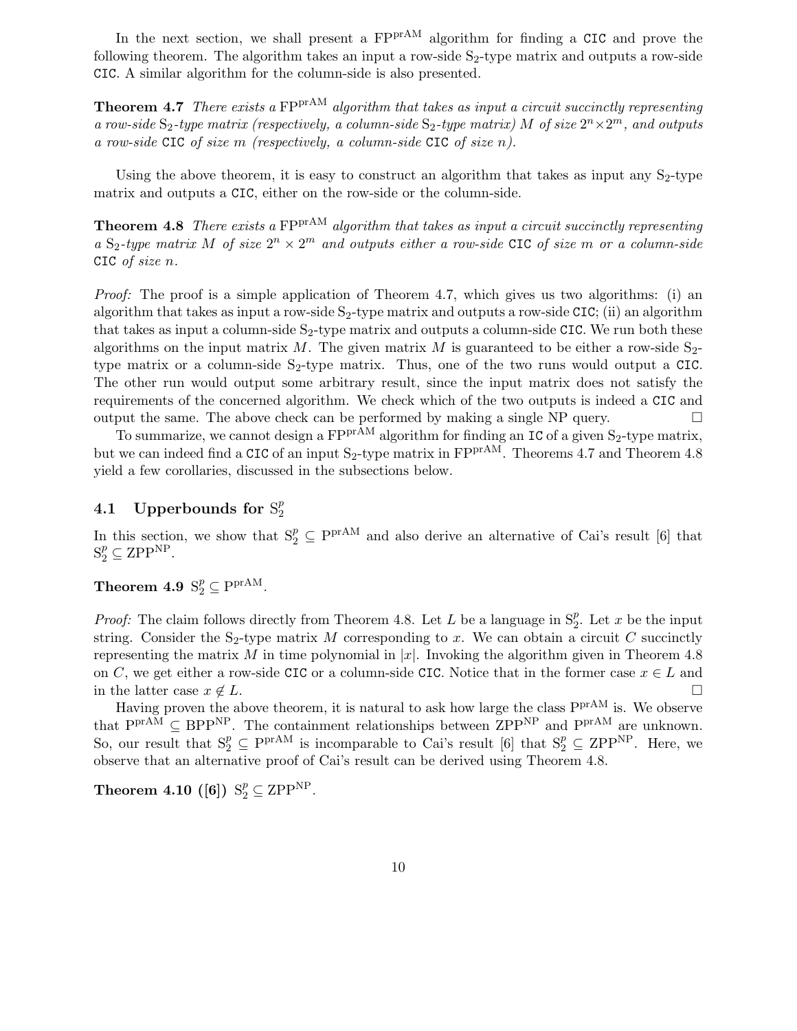In the next section, we shall present a $\mathrm{FP}^{\mathrm{prAM}}$ algorithm for finding a CIC and prove the following theorem. The algorithm takes an input a row-side $\mathrm{S}_2$-type matrix and outputs a row-side CIC. A similar algorithm for the column-side is also presented.

**Theorem 4.7** *There exists a $\mathrm{FP}^{\mathrm{prAM}}$ algorithm that takes as input a circuit succinctly representing a row-side $\mathrm{S}_2$-type matrix (respectively, a column-side $\mathrm{S}_2$-type matrix) $M$ of size $2^n \times 2^m$, and outputs a row-side* CIC *of size $m$ (respectively, a column-side* CIC *of size $n$).*

Using the above theorem, it is easy to construct an algorithm that takes as input any $\mathrm{S}_2$-type matrix and outputs a CIC, either on the row-side or the column-side.

**Theorem 4.8** *There exists a $\mathrm{FP}^{\mathrm{prAM}}$ algorithm that takes as input a circuit succinctly representing a $\mathrm{S}_2$-type matrix $M$ of size $2^n \times 2^m$ and outputs either a row-side* CIC *of size $m$ or a column-side* CIC *of size $n$.*

*Proof:* The proof is a simple application of Theorem 4.7, which gives us two algorithms: (i) an algorithm that takes as input a row-side $\mathrm{S}_2$-type matrix and outputs a row-side CIC; (ii) an algorithm that takes as input a column-side $\mathrm{S}_2$-type matrix and outputs a column-side CIC. We run both these algorithms on the input matrix $M$. The given matrix $M$ is guaranteed to be either a row-side $\mathrm{S}_2$-type matrix or a column-side $\mathrm{S}_2$-type matrix. Thus, one of the two runs would output a CIC. The other run would output some arbitrary result, since the input matrix does not satisfy the requirements of the concerned algorithm. We check which of the two outputs is indeed a CIC and output the same. The above check can be performed by making a single NP query. □

To summarize, we cannot design a $\mathrm{FP}^{\mathrm{prAM}}$ algorithm for finding an IC of a given $\mathrm{S}_2$-type matrix, but we can indeed find a CIC of an input $\mathrm{S}_2$-type matrix in $\mathrm{FP}^{\mathrm{prAM}}$. Theorems 4.7 and Theorem 4.8 yield a few corollaries, discussed in the subsections below.

## 4.1 Upperbounds for $\mathrm{S}_2^p$

In this section, we show that $\mathrm{S}_2^p \subseteq \mathrm{P}^{\mathrm{prAM}}$ and also derive an alternative of Cai's result [6] that $\mathrm{S}_2^p \subseteq \mathrm{ZPP}^{\mathrm{NP}}$.

**Theorem 4.9** $\mathrm{S}_2^p \subseteq \mathrm{P}^{\mathrm{prAM}}$.

*Proof:* The claim follows directly from Theorem 4.8. Let $L$ be a language in $\mathrm{S}_2^p$. Let $x$ be the input string. Consider the $\mathrm{S}_2$-type matrix $M$ corresponding to $x$. We can obtain a circuit $C$ succinctly representing the matrix $M$ in time polynomial in $|x|$. Invoking the algorithm given in Theorem 4.8 on $C$, we get either a row-side CIC or a column-side CIC. Notice that in the former case $x \in L$ and in the latter case $x \notin L$. □

Having proven the above theorem, it is natural to ask how large the class $\mathrm{P}^{\mathrm{prAM}}$ is. We observe that $\mathrm{P}^{\mathrm{prAM}} \subseteq \mathrm{BPP}^{\mathrm{NP}}$. The containment relationships between $\mathrm{ZPP}^{\mathrm{NP}}$ and $\mathrm{P}^{\mathrm{prAM}}$ are unknown. So, our result that $\mathrm{S}_2^p \subseteq \mathrm{P}^{\mathrm{prAM}}$ is incomparable to Cai's result [6] that $\mathrm{S}_2^p \subseteq \mathrm{ZPP}^{\mathrm{NP}}$. Here, we observe that an alternative proof of Cai's result can be derived using Theorem 4.8.

**Theorem 4.10 ([6])** $\mathrm{S}_2^p \subseteq \mathrm{ZPP}^{\mathrm{NP}}$.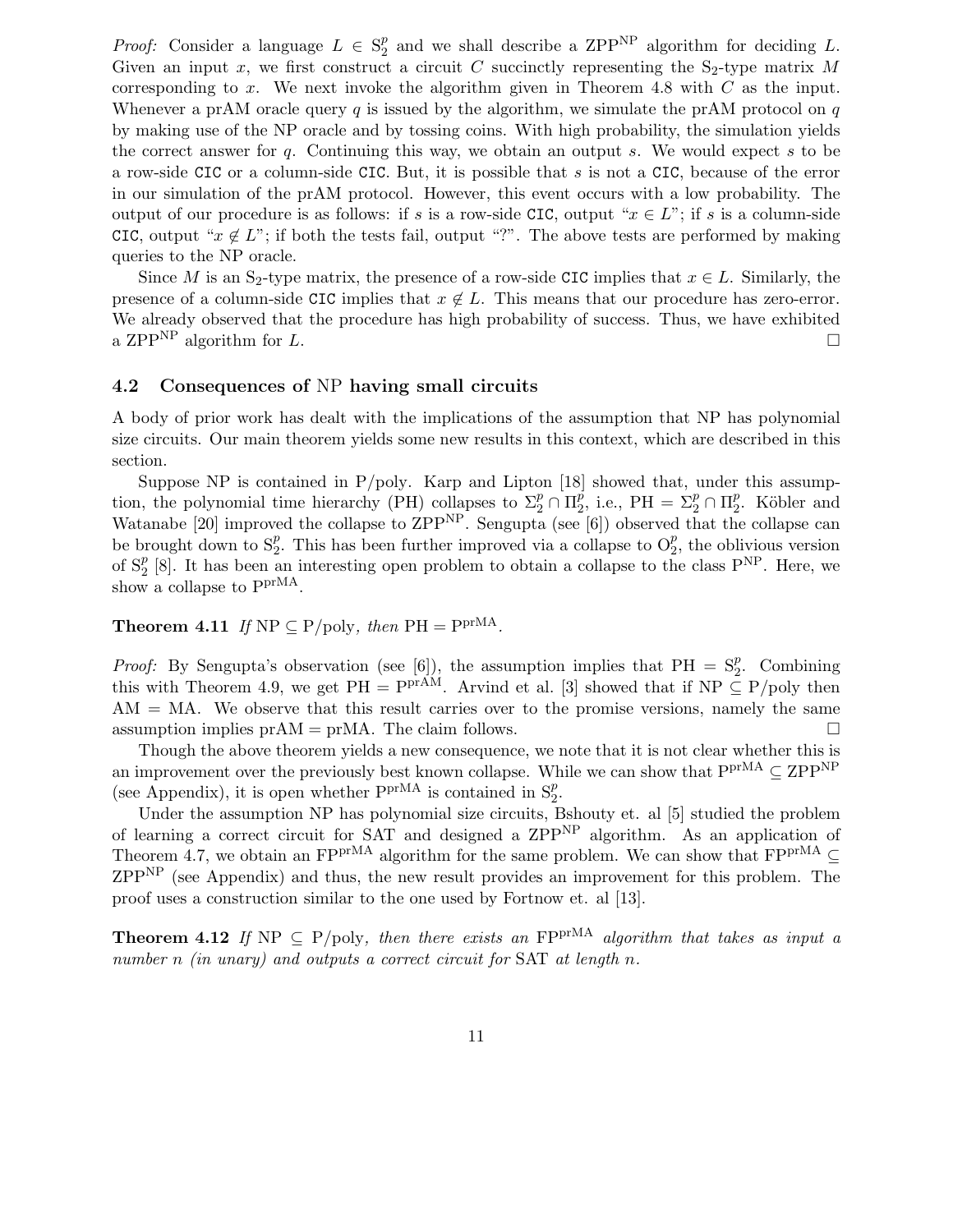*Proof:* Consider a language $L \in \mathrm{S}_2^p$ and we shall describe a $\mathrm{ZPP}^{\mathrm{NP}}$ algorithm for deciding $L$. Given an input $x$, we first construct a circuit $C$ succinctly representing the $\mathrm{S}_2$-type matrix $M$ corresponding to $x$. We next invoke the algorithm given in Theorem 4.8 with $C$ as the input. Whenever a prAM oracle query $q$ is issued by the algorithm, we simulate the prAM protocol on $q$ by making use of the NP oracle and by tossing coins. With high probability, the simulation yields the correct answer for $q$. Continuing this way, we obtain an output $s$. We would expect $s$ to be a row-side `CIC` or a column-side `CIC`. But, it is possible that $s$ is not a `CIC`, because of the error in our simulation of the prAM protocol. However, this event occurs with a low probability. The output of our procedure is as follows: if $s$ is a row-side `CIC`, output "$x \in L$"; if $s$ is a column-side `CIC`, output "$x \notin L$"; if both the tests fail, output "?". The above tests are performed by making queries to the NP oracle.

Since $M$ is an $\mathrm{S}_2$-type matrix, the presence of a row-side `CIC` implies that $x \in L$. Similarly, the presence of a column-side `CIC` implies that $x \notin L$. This means that our procedure has zero-error. We already observed that the procedure has high probability of success. Thus, we have exhibited a $\mathrm{ZPP}^{\mathrm{NP}}$ algorithm for $L$. □

### 4.2 Consequences of NP having small circuits

A body of prior work has dealt with the implications of the assumption that NP has polynomial size circuits. Our main theorem yields some new results in this context, which are described in this section.

Suppose NP is contained in P/poly. Karp and Lipton [18] showed that, under this assumption, the polynomial time hierarchy (PH) collapses to $\Sigma_2^p \cap \Pi_2^p$, i.e., $\mathrm{PH} = \Sigma_2^p \cap \Pi_2^p$. Köbler and Watanabe [20] improved the collapse to $\mathrm{ZPP}^{\mathrm{NP}}$. Sengupta (see [6]) observed that the collapse can be brought down to $\mathrm{S}_2^p$. This has been further improved via a collapse to $\mathrm{O}_2^p$, the oblivious version of $\mathrm{S}_2^p$ [8]. It has been an interesting open problem to obtain a collapse to the class $\mathrm{P}^{\mathrm{NP}}$. Here, we show a collapse to $\mathrm{P}^{\mathrm{prMA}}$.

**Theorem 4.11** *If* $\mathrm{NP} \subseteq \mathrm{P/poly}$*, then* $\mathrm{PH} = \mathrm{P}^{\mathrm{prMA}}$.

*Proof:* By Sengupta's observation (see [6]), the assumption implies that $\mathrm{PH} = \mathrm{S}_2^p$. Combining this with Theorem 4.9, we get $\mathrm{PH} = \mathrm{P}^{\mathrm{prAM}}$. Arvind et al. [3] showed that if $\mathrm{NP} \subseteq \mathrm{P/poly}$ then $\mathrm{AM} = \mathrm{MA}$. We observe that this result carries over to the promise versions, namely the same assumption implies $\mathrm{prAM} = \mathrm{prMA}$. The claim follows. □

Though the above theorem yields a new consequence, we note that it is not clear whether this is an improvement over the previously best known collapse. While we can show that $\mathrm{P}^{\mathrm{prMA}} \subseteq \mathrm{ZPP}^{\mathrm{NP}}$ (see Appendix), it is open whether $\mathrm{P}^{\mathrm{prMA}}$ is contained in $\mathrm{S}_2^p$.

Under the assumption NP has polynomial size circuits, Bshouty et. al [5] studied the problem of learning a correct circuit for SAT and designed a $\mathrm{ZPP}^{\mathrm{NP}}$ algorithm. As an application of Theorem 4.7, we obtain an $\mathrm{FP}^{\mathrm{prMA}}$ algorithm for the same problem. We can show that $\mathrm{FP}^{\mathrm{prMA}} \subseteq \mathrm{ZPP}^{\mathrm{NP}}$ (see Appendix) and thus, the new result provides an improvement for this problem. The proof uses a construction similar to the one used by Fortnow et. al [13].

**Theorem 4.12** *If* $\mathrm{NP} \subseteq \mathrm{P/poly}$*, then there exists an* $\mathrm{FP}^{\mathrm{prMA}}$ *algorithm that takes as input a number* $n$ *(in unary) and outputs a correct circuit for* SAT *at length* $n$.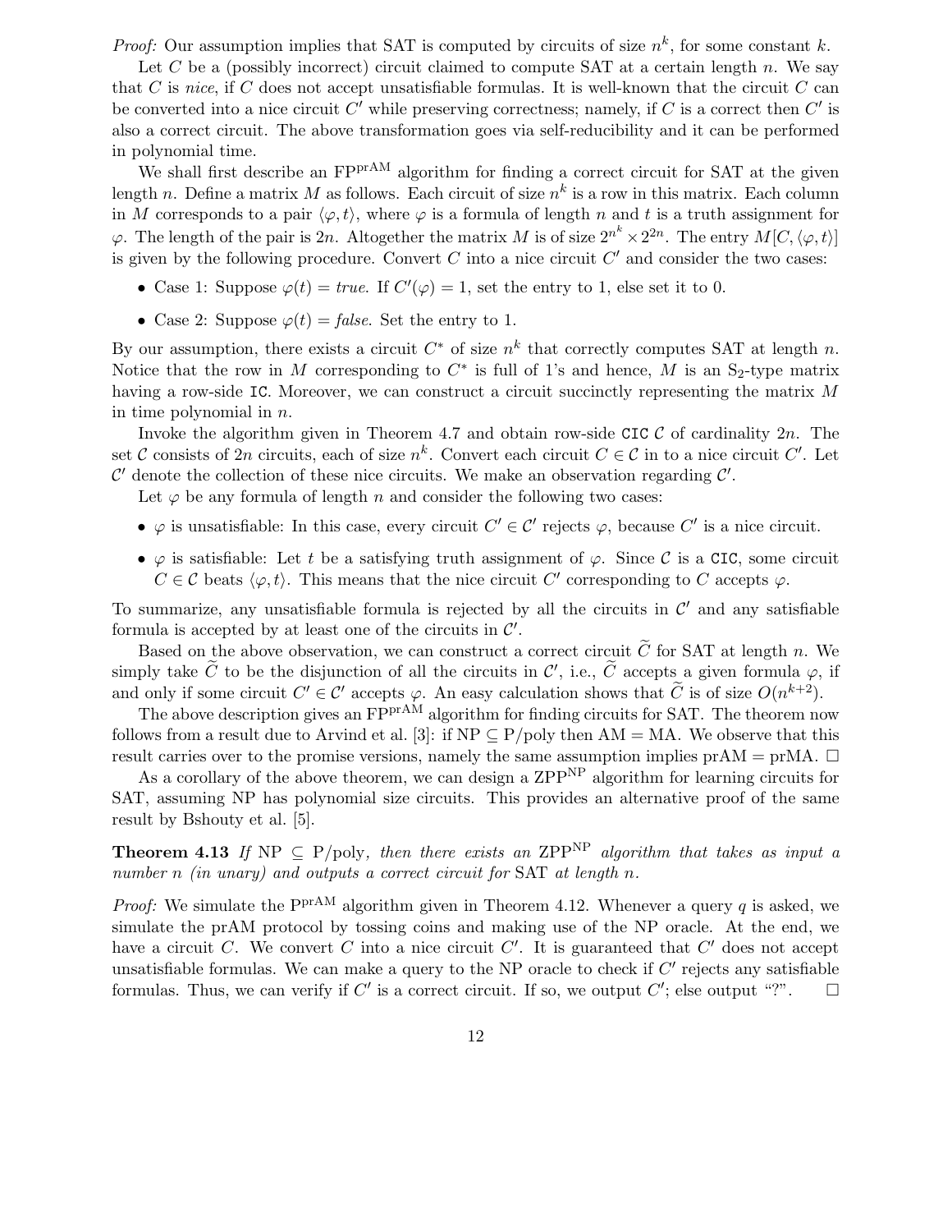*Proof:* Our assumption implies that SAT is computed by circuits of size $n^k$, for some constant $k$.

Let $C$ be a (possibly incorrect) circuit claimed to compute SAT at a certain length $n$. We say that $C$ is *nice*, if $C$ does not accept unsatisfiable formulas. It is well-known that the circuit $C$ can be converted into a nice circuit $C'$ while preserving correctness; namely, if $C$ is a correct then $C'$ is also a correct circuit. The above transformation goes via self-reducibility and it can be performed in polynomial time.

We shall first describe an $\mathrm{FP}^{\mathrm{prAM}}$ algorithm for finding a correct circuit for SAT at the given length $n$. Define a matrix $M$ as follows. Each circuit of size $n^k$ is a row in this matrix. Each column in $M$ corresponds to a pair $\langle \varphi, t \rangle$, where $\varphi$ is a formula of length $n$ and $t$ is a truth assignment for $\varphi$. The length of the pair is $2n$. Altogether the matrix $M$ is of size $2^{n^k} \times 2^{2n}$. The entry $M[C, \langle \varphi, t \rangle]$ is given by the following procedure. Convert $C$ into a nice circuit $C'$ and consider the two cases:

- Case 1: Suppose $\varphi(t) = \mathit{true}$. If $C'(\varphi) = 1$, set the entry to 1, else set it to 0.
- Case 2: Suppose $\varphi(t) = \mathit{false}$. Set the entry to 1.

By our assumption, there exists a circuit $C^*$ of size $n^k$ that correctly computes SAT at length $n$. Notice that the row in $M$ corresponding to $C^*$ is full of 1's and hence, $M$ is an $\mathrm{S}_2$-type matrix having a row-side `IC`. Moreover, we can construct a circuit succinctly representing the matrix $M$ in time polynomial in $n$.

Invoke the algorithm given in Theorem 4.7 and obtain row-side `CIC` $\mathcal{C}$ of cardinality $2n$. The set $\mathcal{C}$ consists of $2n$ circuits, each of size $n^k$. Convert each circuit $C \in \mathcal{C}$ in to a nice circuit $C'$. Let $\mathcal{C}'$ denote the collection of these nice circuits. We make an observation regarding $\mathcal{C}'$.

Let $\varphi$ be any formula of length $n$ and consider the following two cases:

- $\varphi$ is unsatisfiable: In this case, every circuit $C' \in \mathcal{C}'$ rejects $\varphi$, because $C'$ is a nice circuit.
- $\varphi$ is satisfiable: Let $t$ be a satisfying truth assignment of $\varphi$. Since $\mathcal{C}$ is a `CIC`, some circuit $C \in \mathcal{C}$ beats $\langle \varphi, t \rangle$. This means that the nice circuit $C'$ corresponding to $C$ accepts $\varphi$.

To summarize, any unsatisfiable formula is rejected by all the circuits in $\mathcal{C}'$ and any satisfiable formula is accepted by at least one of the circuits in $\mathcal{C}'$.

Based on the above observation, we can construct a correct circuit $\widetilde{C}$ for SAT at length $n$. We simply take $\widetilde{C}$ to be the disjunction of all the circuits in $\mathcal{C}'$, i.e., $\widetilde{C}$ accepts a given formula $\varphi$, if and only if some circuit $C' \in \mathcal{C}'$ accepts $\varphi$. An easy calculation shows that $\widetilde{C}$ is of size $O(n^{k+2})$.

The above description gives an $\mathrm{FP}^{\mathrm{prAM}}$ algorithm for finding circuits for SAT. The theorem now follows from a result due to Arvind et al. [3]: if $\mathrm{NP} \subseteq \mathrm{P/poly}$ then $\mathrm{AM} = \mathrm{MA}$. We observe that this result carries over to the promise versions, namely the same assumption implies $\mathrm{prAM} = \mathrm{prMA}$. □

As a corollary of the above theorem, we can design a $\mathrm{ZPP}^{\mathrm{NP}}$ algorithm for learning circuits for SAT, assuming NP has polynomial size circuits. This provides an alternative proof of the same result by Bshouty et al. [5].

**Theorem 4.13** *If* $\mathrm{NP} \subseteq \mathrm{P/poly}$*, then there exists an* $\mathrm{ZPP}^{\mathrm{NP}}$ *algorithm that takes as input a number* $n$ *(in unary) and outputs a correct circuit for* SAT *at length* $n$*.*

*Proof:* We simulate the $\mathrm{P}^{\mathrm{prAM}}$ algorithm given in Theorem 4.12. Whenever a query $q$ is asked, we simulate the prAM protocol by tossing coins and making use of the NP oracle. At the end, we have a circuit $C$. We convert $C$ into a nice circuit $C'$. It is guaranteed that $C'$ does not accept unsatisfiable formulas. We can make a query to the NP oracle to check if $C'$ rejects any satisfiable formulas. Thus, we can verify if $C'$ is a correct circuit. If so, we output $C'$; else output "?". □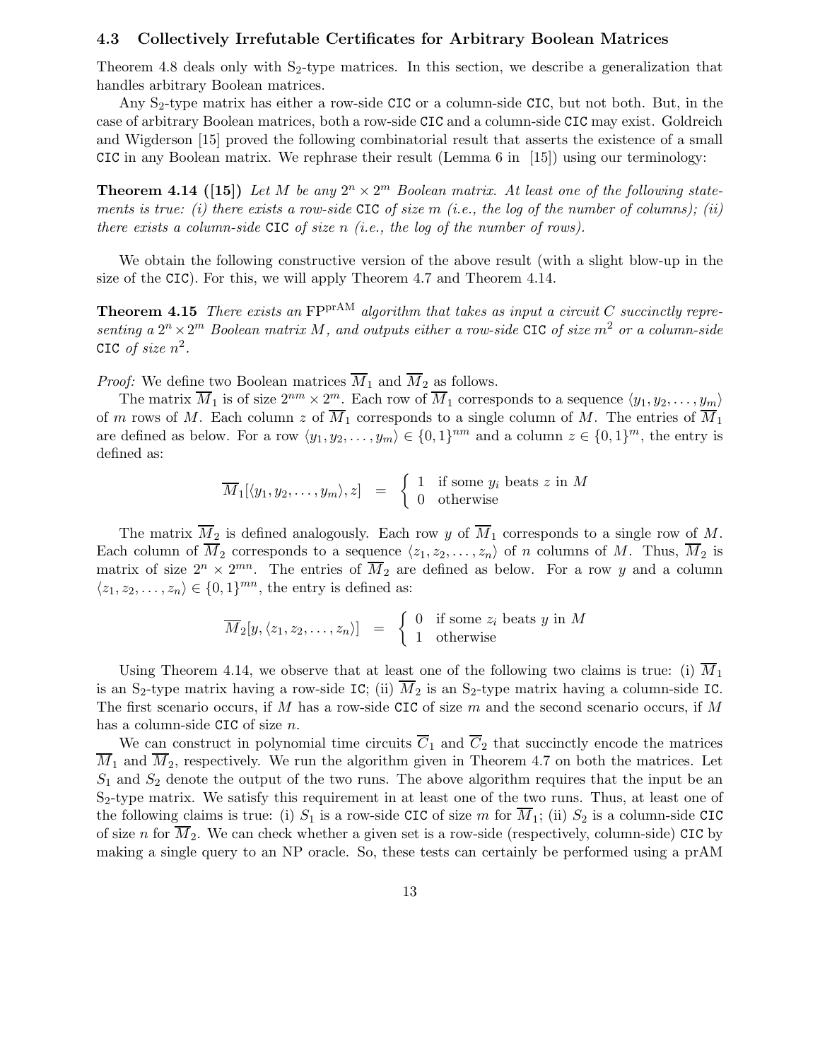### 4.3 Collectively Irrefutable Certificates for Arbitrary Boolean Matrices

Theorem 4.8 deals only with $S_2$-type matrices. In this section, we describe a generalization that handles arbitrary Boolean matrices.

Any $S_2$-type matrix has either a row-side CIC or a column-side CIC, but not both. But, in the case of arbitrary Boolean matrices, both a row-side CIC and a column-side CIC may exist. Goldreich and Wigderson [15] proved the following combinatorial result that asserts the existence of a small CIC in any Boolean matrix. We rephrase their result (Lemma 6 in [15]) using our terminology:

**Theorem 4.14 ([15])** *Let $M$ be any $2^n \times 2^m$ Boolean matrix. At least one of the following statements is true: (i) there exists a row-side* CIC *of size $m$ (i.e., the log of the number of columns); (ii) there exists a column-side* CIC *of size $n$ (i.e., the log of the number of rows).*

We obtain the following constructive version of the above result (with a slight blow-up in the size of the CIC). For this, we will apply Theorem 4.7 and Theorem 4.14.

**Theorem 4.15** *There exists an $\mathrm{FP}^{\mathrm{prAM}}$ algorithm that takes as input a circuit $C$ succinctly representing a $2^n \times 2^m$ Boolean matrix $M$, and outputs either a row-side* CIC *of size $m^2$ or a column-side* CIC *of size $n^2$.*

*Proof:* We define two Boolean matrices $\overline{M}_1$ and $\overline{M}_2$ as follows.

The matrix $\overline{M}_1$ is of size $2^{nm} \times 2^m$. Each row of $\overline{M}_1$ corresponds to a sequence $\langle y_1, y_2, \ldots, y_m \rangle$ of $m$ rows of $M$. Each column $z$ of $\overline{M}_1$ corresponds to a single column of $M$. The entries of $\overline{M}_1$ are defined as below. For a row $\langle y_1, y_2, \ldots, y_m \rangle \in \{0,1\}^{nm}$ and a column $z \in \{0,1\}^m$, the entry is defined as:

$$\overline{M}_1[\langle y_1, y_2, \ldots, y_m \rangle, z] = \begin{cases} 1 & \text{if some } y_i \text{ beats } z \text{ in } M \\ 0 & \text{otherwise} \end{cases}$$

The matrix $\overline{M}_2$ is defined analogously. Each row $y$ of $\overline{M}_1$ corresponds to a single row of $M$. Each column of $\overline{M}_2$ corresponds to a sequence $\langle z_1, z_2, \ldots, z_n \rangle$ of $n$ columns of $M$. Thus, $\overline{M}_2$ is matrix of size $2^n \times 2^{mn}$. The entries of $\overline{M}_2$ are defined as below. For a row $y$ and a column $\langle z_1, z_2, \ldots, z_n \rangle \in \{0,1\}^{mn}$, the entry is defined as:

$$\overline{M}_2[y, \langle z_1, z_2, \ldots, z_n \rangle] = \begin{cases} 0 & \text{if some } z_i \text{ beats } y \text{ in } M \\ 1 & \text{otherwise} \end{cases}$$

Using Theorem 4.14, we observe that at least one of the following two claims is true: (i) $\overline{M}_1$ is an $S_2$-type matrix having a row-side IC; (ii) $\overline{M}_2$ is an $S_2$-type matrix having a column-side IC. The first scenario occurs, if $M$ has a row-side CIC of size $m$ and the second scenario occurs, if $M$ has a column-side CIC of size $n$.

We can construct in polynomial time circuits $\overline{C}_1$ and $\overline{C}_2$ that succinctly encode the matrices $\overline{M}_1$ and $\overline{M}_2$, respectively. We run the algorithm given in Theorem 4.7 on both the matrices. Let $S_1$ and $S_2$ denote the output of the two runs. The above algorithm requires that the input be an $S_2$-type matrix. We satisfy this requirement in at least one of the two runs. Thus, at least one of the following claims is true: (i) $S_1$ is a row-side CIC of size $m$ for $\overline{M}_1$; (ii) $S_2$ is a column-side CIC of size $n$ for $\overline{M}_2$. We can check whether a given set is a row-side (respectively, column-side) CIC by making a single query to an NP oracle. So, these tests can certainly be performed using a prAM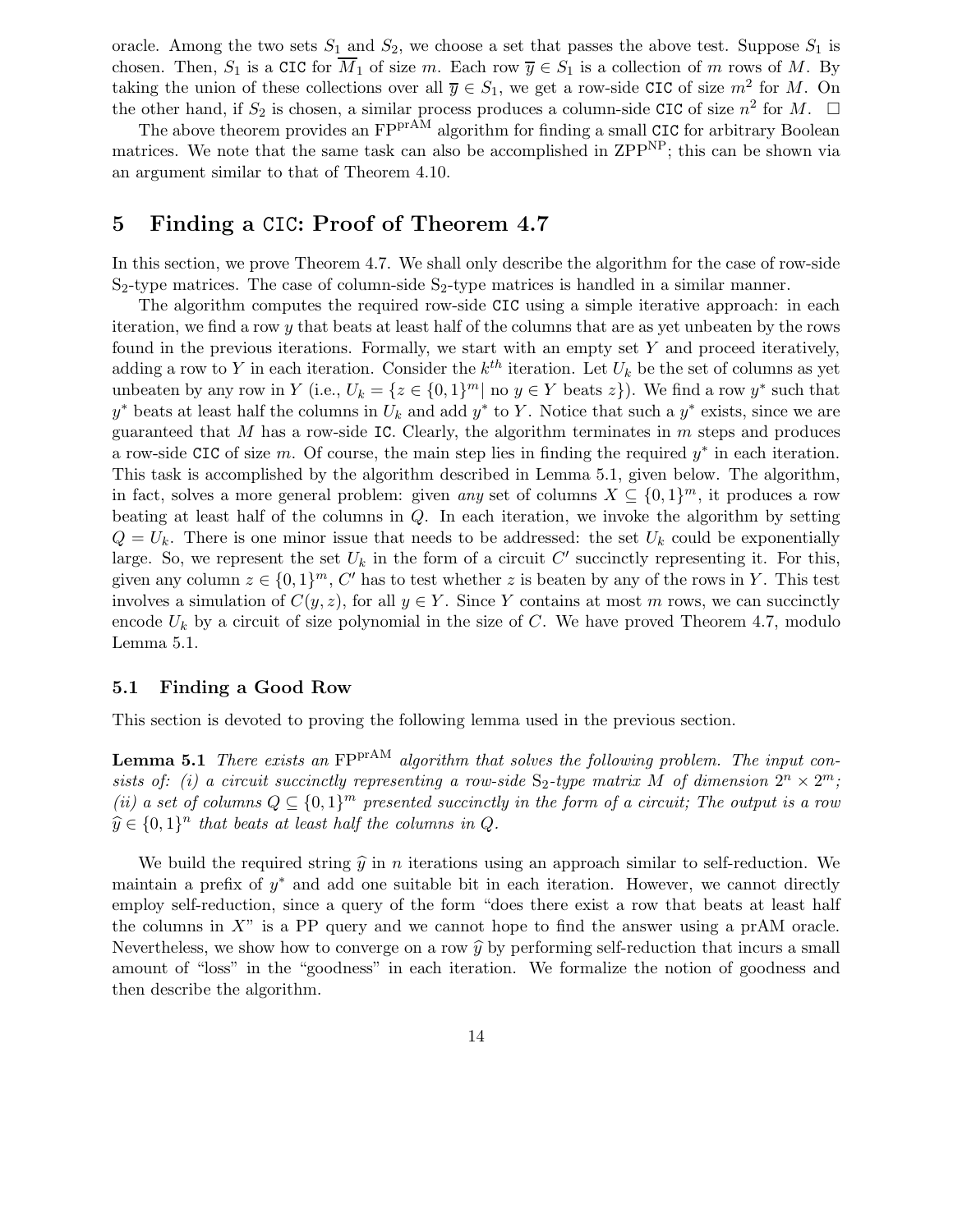oracle. Among the two sets $S_1$ and $S_2$, we choose a set that passes the above test. Suppose $S_1$ is chosen. Then, $S_1$ is a CIC for $\overline{M}_1$ of size $m$. Each row $\overline{y} \in S_1$ is a collection of $m$ rows of $M$. By taking the union of these collections over all $\overline{y} \in S_1$, we get a row-side CIC of size $m^2$ for $M$. On the other hand, if $S_2$ is chosen, a similar process produces a column-side CIC of size $n^2$ for $M$. $\square$

The above theorem provides an $\mathrm{FP}^{\mathrm{prAM}}$ algorithm for finding a small CIC for arbitrary Boolean matrices. We note that the same task can also be accomplished in $\mathrm{ZPP}^{\mathrm{NP}}$; this can be shown via an argument similar to that of Theorem 4.10.

# 5 Finding a CIC: Proof of Theorem 4.7

In this section, we prove Theorem 4.7. We shall only describe the algorithm for the case of row-side $\mathrm{S}_2$-type matrices. The case of column-side $\mathrm{S}_2$-type matrices is handled in a similar manner.

The algorithm computes the required row-side CIC using a simple iterative approach: in each iteration, we find a row $y$ that beats at least half of the columns that are as yet unbeaten by the rows found in the previous iterations. Formally, we start with an empty set $Y$ and proceed iteratively, adding a row to $Y$ in each iteration. Consider the $k^{th}$ iteration. Let $U_k$ be the set of columns as yet unbeaten by any row in $Y$ (i.e., $U_k = \{z \in \{0,1\}^m |$ no $y \in Y$ beats $z\}$). We find a row $y^*$ such that $y^*$ beats at least half the columns in $U_k$ and add $y^*$ to $Y$. Notice that such a $y^*$ exists, since we are guaranteed that $M$ has a row-side IC. Clearly, the algorithm terminates in $m$ steps and produces a row-side CIC of size $m$. Of course, the main step lies in finding the required $y^*$ in each iteration. This task is accomplished by the algorithm described in Lemma 5.1, given below. The algorithm, in fact, solves a more general problem: given *any* set of columns $X \subseteq \{0,1\}^m$, it produces a row beating at least half of the columns in $Q$. In each iteration, we invoke the algorithm by setting $Q = U_k$. There is one minor issue that needs to be addressed: the set $U_k$ could be exponentially large. So, we represent the set $U_k$ in the form of a circuit $C'$ succinctly representing it. For this, given any column $z \in \{0,1\}^m$, $C'$ has to test whether $z$ is beaten by any of the rows in $Y$. This test involves a simulation of $C(y, z)$, for all $y \in Y$. Since $Y$ contains at most $m$ rows, we can succinctly encode $U_k$ by a circuit of size polynomial in the size of $C$. We have proved Theorem 4.7, modulo Lemma 5.1.

## 5.1 Finding a Good Row

This section is devoted to proving the following lemma used in the previous section.

**Lemma 5.1** *There exists an $\mathrm{FP}^{\mathrm{prAM}}$ algorithm that solves the following problem. The input consists of: (i) a circuit succinctly representing a row-side $\mathrm{S}_2$-type matrix $M$ of dimension $2^n \times 2^m$; (ii) a set of columns $Q \subseteq \{0,1\}^m$ presented succinctly in the form of a circuit; The output is a row $\widehat{y} \in \{0,1\}^n$ that beats at least half the columns in $Q$.*

We build the required string $\widehat{y}$ in $n$ iterations using an approach similar to self-reduction. We maintain a prefix of $y^*$ and add one suitable bit in each iteration. However, we cannot directly employ self-reduction, since a query of the form "does there exist a row that beats at least half the columns in $X$" is a PP query and we cannot hope to find the answer using a prAM oracle. Nevertheless, we show how to converge on a row $\widehat{y}$ by performing self-reduction that incurs a small amount of "loss" in the "goodness" in each iteration. We formalize the notion of goodness and then describe the algorithm.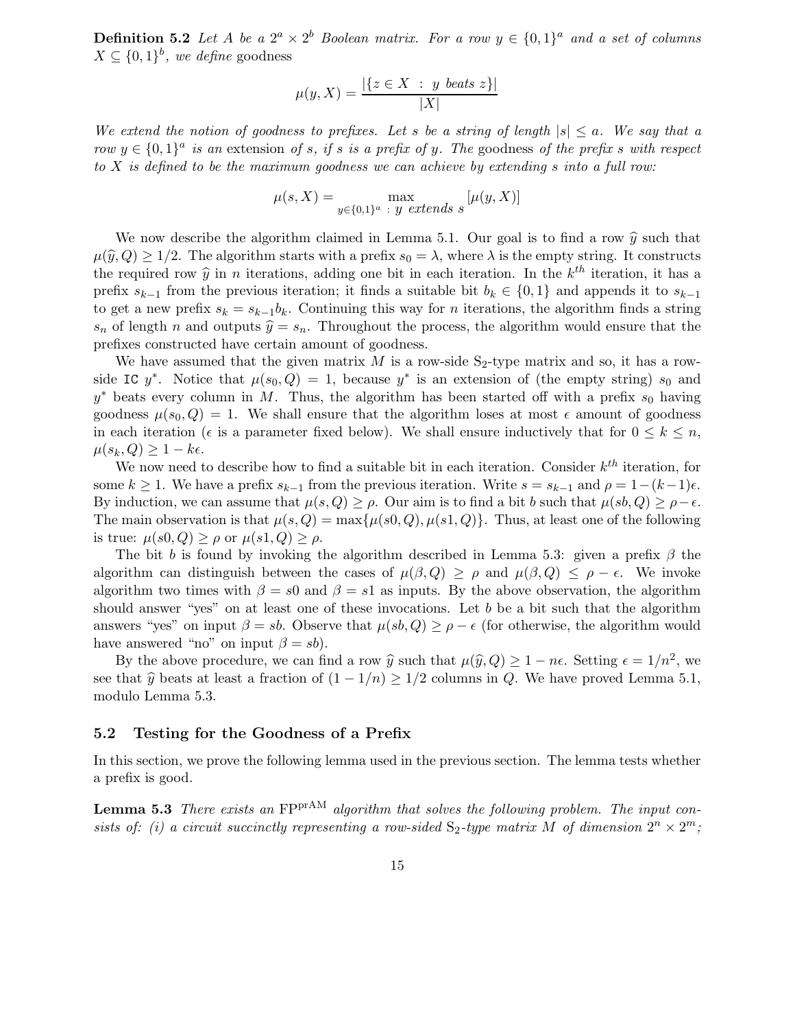**Definition 5.2** *Let $A$ be a $2^a \times 2^b$ Boolean matrix. For a row $y \in \{0,1\}^a$ and a set of columns $X \subseteq \{0,1\}^b$, we define* goodness

$$\mu(y, X) = \frac{|\{z \in X \ : \ y \text{ beats } z\}|}{|X|}$$

*We extend the notion of goodness to prefixes. Let $s$ be a string of length $|s| \le a$. We say that a row $y \in \{0,1\}^a$ is an* extension *of $s$, if $s$ is a prefix of $y$. The* goodness *of the prefix $s$ with respect to $X$ is defined to be the maximum goodness we can achieve by extending $s$ into a full row:*

$$\mu(s, X) = \max_{y \in \{0,1\}^a \ : \ y \text{ extends } s} [\mu(y, X)]$$

We now describe the algorithm claimed in Lemma 5.1. Our goal is to find a row $\widehat{y}$ such that $\mu(\widehat{y}, Q) \ge 1/2$. The algorithm starts with a prefix $s_0 = \lambda$, where $\lambda$ is the empty string. It constructs the required row $\widehat{y}$ in $n$ iterations, adding one bit in each iteration. In the $k^{th}$ iteration, it has a prefix $s_{k-1}$ from the previous iteration; it finds a suitable bit $b_k \in \{0,1\}$ and appends it to $s_{k-1}$ to get a new prefix $s_k = s_{k-1}b_k$. Continuing this way for $n$ iterations, the algorithm finds a string $s_n$ of length $n$ and outputs $\widehat{y} = s_n$. Throughout the process, the algorithm would ensure that the prefixes constructed have certain amount of goodness.

We have assumed that the given matrix $M$ is a row-side $\mathrm{S}_2$-type matrix and so, it has a row-side `IC` $y^*$. Notice that $\mu(s_0, Q) = 1$, because $y^*$ is an extension of (the empty string) $s_0$ and $y^*$ beats every column in $M$. Thus, the algorithm has been started off with a prefix $s_0$ having goodness $\mu(s_0, Q) = 1$. We shall ensure that the algorithm loses at most $\epsilon$ amount of goodness in each iteration ($\epsilon$ is a parameter fixed below). We shall ensure inductively that for $0 \le k \le n$, $\mu(s_k, Q) \ge 1 - k\epsilon$.

We now need to describe how to find a suitable bit in each iteration. Consider $k^{th}$ iteration, for some $k \ge 1$. We have a prefix $s_{k-1}$ from the previous iteration. Write $s = s_{k-1}$ and $\rho = 1-(k-1)\epsilon$. By induction, we can assume that $\mu(s, Q) \ge \rho$. Our aim is to find a bit $b$ such that $\mu(sb, Q) \ge \rho - \epsilon$. The main observation is that $\mu(s, Q) = \max\{\mu(s0, Q), \mu(s1, Q)\}$. Thus, at least one of the following is true: $\mu(s0, Q) \ge \rho$ or $\mu(s1, Q) \ge \rho$.

The bit $b$ is found by invoking the algorithm described in Lemma 5.3: given a prefix $\beta$ the algorithm can distinguish between the cases of $\mu(\beta, Q) \ge \rho$ and $\mu(\beta, Q) \le \rho - \epsilon$. We invoke algorithm two times with $\beta = s0$ and $\beta = s1$ as inputs. By the above observation, the algorithm should answer "yes" on at least one of these invocations. Let $b$ be a bit such that the algorithm answers "yes" on input $\beta = sb$. Observe that $\mu(sb, Q) \ge \rho - \epsilon$ (for otherwise, the algorithm would have answered "no" on input $\beta = sb$).

By the above procedure, we can find a row $\widehat{y}$ such that $\mu(\widehat{y}, Q) \ge 1 - n\epsilon$. Setting $\epsilon = 1/n^2$, we see that $\widehat{y}$ beats at least a fraction of $(1 - 1/n) \ge 1/2$ columns in $Q$. We have proved Lemma 5.1, modulo Lemma 5.3.

## 5.2 Testing for the Goodness of a Prefix

In this section, we prove the following lemma used in the previous section. The lemma tests whether a prefix is good.

**Lemma 5.3** *There exists an $\mathrm{FP}^{\mathrm{prAM}}$ algorithm that solves the following problem. The input consists of: (i) a circuit succinctly representing a row-sided $\mathrm{S}_2$-type matrix $M$ of dimension $2^n \times 2^m$;*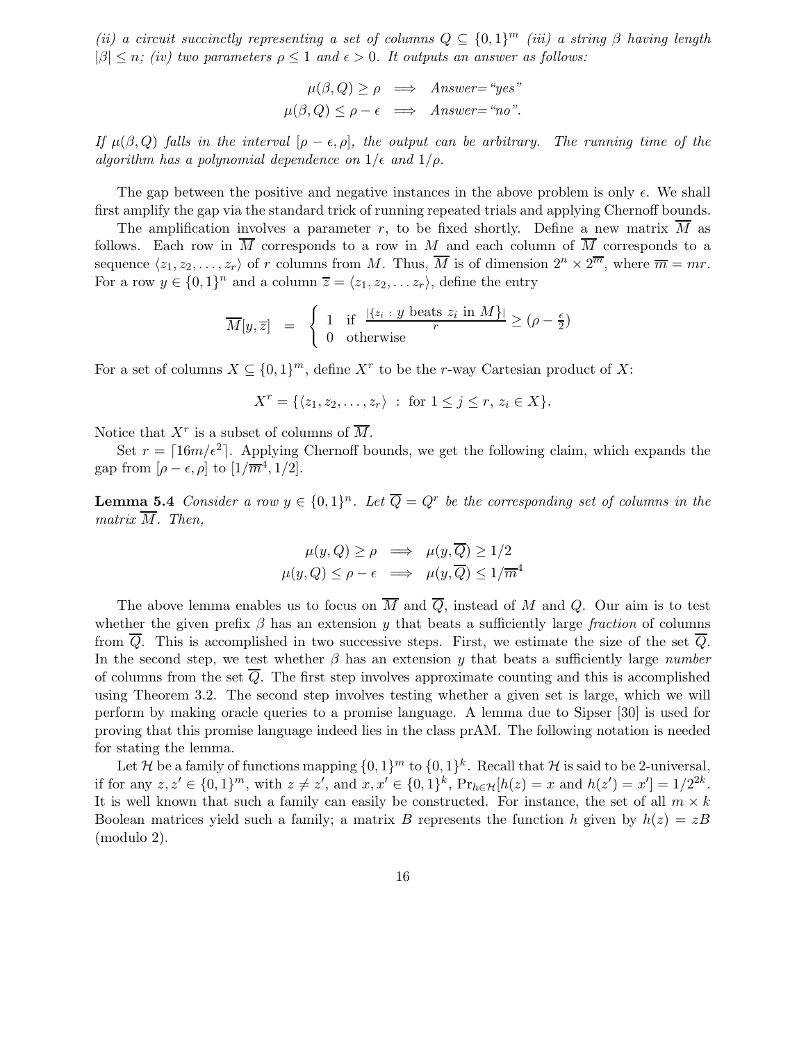*(ii) a circuit succinctly representing a set of columns $Q \subseteq \{0,1\}^m$ (iii) a string $\beta$ having length $|\beta| \leq n$; (iv) two parameters $\rho \leq 1$ and $\epsilon > 0$. It outputs an answer as follows:*

$$\mu(\beta, Q) \geq \rho \implies \text{Answer=“yes”}$$
$$\mu(\beta, Q) \leq \rho - \epsilon \implies \text{Answer=“no”}.$$

*If $\mu(\beta, Q)$ falls in the interval $[\rho - \epsilon, \rho]$, the output can be arbitrary. The running time of the algorithm has a polynomial dependence on $1/\epsilon$ and $1/\rho$.*

The gap between the positive and negative instances in the above problem is only $\epsilon$. We shall first amplify the gap via the standard trick of running repeated trials and applying Chernoff bounds.

The amplification involves a parameter $r$, to be fixed shortly. Define a new matrix $\overline{M}$ as follows. Each row in $\overline{M}$ corresponds to a row in $M$ and each column of $\overline{M}$ corresponds to a sequence $\langle z_1, z_2, \ldots, z_r \rangle$ of $r$ columns from $M$. Thus, $\overline{M}$ is of dimension $2^n \times 2^{\overline{m}}$, where $\overline{m} = mr$. For a row $y \in \{0,1\}^n$ and a column $\overline{z} = \langle z_1, z_2, \ldots z_r \rangle$, define the entry

$$\overline{M}[y, \overline{z}] = \begin{cases} 1 & \text{if } \frac{|\{z_i \,:\, y \text{ beats } z_i \text{ in } M\}|}{r} \geq (\rho - \frac{\epsilon}{2}) \\ 0 & \text{otherwise} \end{cases}$$

For a set of columns $X \subseteq \{0,1\}^m$, define $X^r$ to be the $r$-way Cartesian product of $X$:

$$X^r = \{\langle z_1, z_2, \ldots, z_r \rangle \ : \ \text{for } 1 \leq j \leq r,\ z_i \in X\}.$$

Notice that $X^r$ is a subset of columns of $\overline{M}$.

Set $r = \lceil 16m/\epsilon^2 \rceil$. Applying Chernoff bounds, we get the following claim, which expands the gap from $[\rho - \epsilon, \rho]$ to $[1/\overline{m}^4, 1/2]$.

**Lemma 5.4** *Consider a row $y \in \{0,1\}^n$. Let $\overline{Q} = Q^r$ be the corresponding set of columns in the matrix $\overline{M}$. Then,*

$$\mu(y, Q) \geq \rho \implies \mu(y, \overline{Q}) \geq 1/2$$
$$\mu(y, Q) \leq \rho - \epsilon \implies \mu(y, \overline{Q}) \leq 1/\overline{m}^4$$

The above lemma enables us to focus on $\overline{M}$ and $\overline{Q}$, instead of $M$ and $Q$. Our aim is to test whether the given prefix $\beta$ has an extension $y$ that beats a sufficiently large *fraction* of columns from $\overline{Q}$. This is accomplished in two successive steps. First, we estimate the size of the set $\overline{Q}$. In the second step, we test whether $\beta$ has an extension $y$ that beats a sufficiently large *number* of columns from the set $\overline{Q}$. The first step involves approximate counting and this is accomplished using Theorem 3.2. The second step involves testing whether a given set is large, which we will perform by making oracle queries to a promise language. A lemma due to Sipser [30] is used for proving that this promise language indeed lies in the class prAM. The following notation is needed for stating the lemma.

Let $\mathcal{H}$ be a family of functions mapping $\{0,1\}^m$ to $\{0,1\}^k$. Recall that $\mathcal{H}$ is said to be 2-universal, if for any $z, z' \in \{0,1\}^m$, with $z \neq z'$, and $x, x' \in \{0,1\}^k$, $\Pr_{h \in \mathcal{H}}[h(z) = x \text{ and } h(z') = x'] = 1/2^{2k}$. It is well known that such a family can easily be constructed. For instance, the set of all $m \times k$ Boolean matrices yield such a family; a matrix $B$ represents the function $h$ given by $h(z) = zB$ (modulo 2).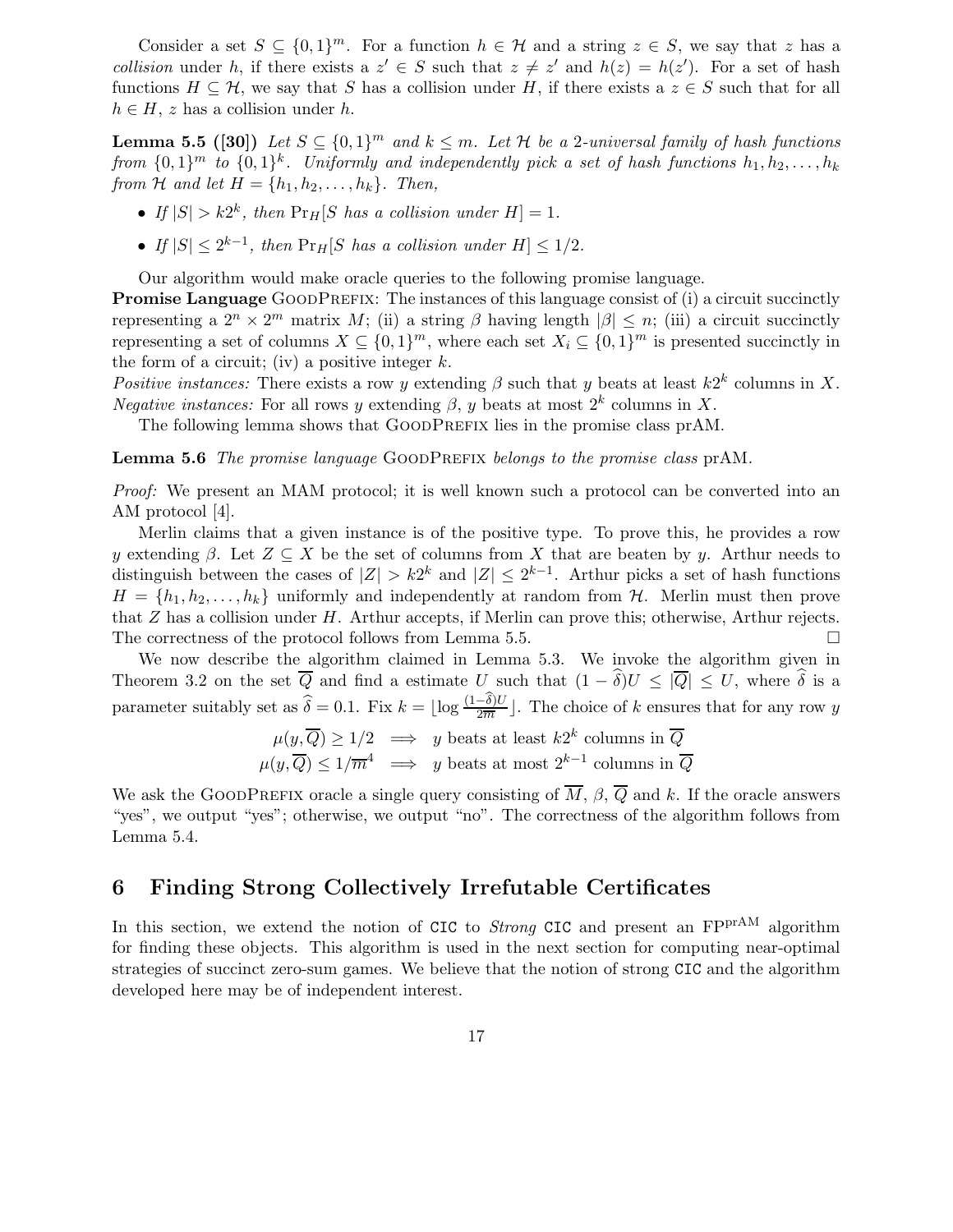Consider a set $S \subseteq \{0,1\}^m$. For a function $h \in \mathcal{H}$ and a string $z \in S$, we say that $z$ has a *collision* under $h$, if there exists a $z' \in S$ such that $z \neq z'$ and $h(z) = h(z')$. For a set of hash functions $H \subseteq \mathcal{H}$, we say that $S$ has a collision under $H$, if there exists a $z \in S$ such that for all $h \in H$, $z$ has a collision under $h$.

**Lemma 5.5 ([30])** *Let $S \subseteq \{0,1\}^m$ and $k \leq m$. Let $\mathcal{H}$ be a 2-universal family of hash functions from $\{0,1\}^m$ to $\{0,1\}^k$. Uniformly and independently pick a set of hash functions $h_1, h_2, \ldots, h_k$ from $\mathcal{H}$ and let $H = \{h_1, h_2, \ldots, h_k\}$. Then,*

- *If $|S| > k2^k$, then $\Pr_H[S$ has a collision under $H] = 1$.*
- *If $|S| \leq 2^{k-1}$, then $\Pr_H[S$ has a collision under $H] \leq 1/2$.*

Our algorithm would make oracle queries to the following promise language.

**Promise Language** GoodPrefix: The instances of this language consist of (i) a circuit succinctly representing a $2^n \times 2^m$ matrix $M$; (ii) a string $\beta$ having length $|\beta| \leq n$; (iii) a circuit succinctly representing a set of columns $X \subseteq \{0,1\}^m$, where each set $X_i \subseteq \{0,1\}^m$ is presented succinctly in the form of a circuit; (iv) a positive integer $k$.

*Positive instances:* There exists a row $y$ extending $\beta$ such that $y$ beats at least $k2^k$ columns in $X$.
*Negative instances:* For all rows $y$ extending $\beta$, $y$ beats at most $2^k$ columns in $X$.

The following lemma shows that GoodPrefix lies in the promise class prAM.

**Lemma 5.6** *The promise language* GoodPrefix *belongs to the promise class* prAM.

*Proof:* We present an MAM protocol; it is well known such a protocol can be converted into an AM protocol [4].

Merlin claims that a given instance is of the positive type. To prove this, he provides a row $y$ extending $\beta$. Let $Z \subseteq X$ be the set of columns from $X$ that are beaten by $y$. Arthur needs to distinguish between the cases of $|Z| > k2^k$ and $|Z| \leq 2^{k-1}$. Arthur picks a set of hash functions $H = \{h_1, h_2, \ldots, h_k\}$ uniformly and independently at random from $\mathcal{H}$. Merlin must then prove that $Z$ has a collision under $H$. Arthur accepts, if Merlin can prove this; otherwise, Arthur rejects. The correctness of the protocol follows from Lemma 5.5. □

We now describe the algorithm claimed in Lemma 5.3. We invoke the algorithm given in Theorem 3.2 on the set $\overline{Q}$ and find a estimate $U$ such that $(1-\widehat{\delta})U \leq |\overline{Q}| \leq U$, where $\widehat{\delta}$ is a parameter suitably set as $\widehat{\delta} = 0.1$. Fix $k = \lfloor \log \frac{(1-\widehat{\delta})U}{2\overline{m}} \rfloor$. The choice of $k$ ensures that for any row $y$

$$\mu(y, \overline{Q}) \geq 1/2 \implies y \text{ beats at least } k2^k \text{ columns in } \overline{Q}$$
$$\mu(y, \overline{Q}) \leq 1/\overline{m}^4 \implies y \text{ beats at most } 2^{k-1} \text{ columns in } \overline{Q}$$

We ask the GoodPrefix oracle a single query consisting of $\overline{M}$, $\beta$, $\overline{Q}$ and $k$. If the oracle answers "yes", we output "yes"; otherwise, we output "no". The correctness of the algorithm follows from Lemma 5.4.

# 6 Finding Strong Collectively Irrefutable Certificates

In this section, we extend the notion of CIC to *Strong* CIC and present an $\mathrm{FP}^{\mathrm{prAM}}$ algorithm for finding these objects. This algorithm is used in the next section for computing near-optimal strategies of succinct zero-sum games. We believe that the notion of strong CIC and the algorithm developed here may be of independent interest.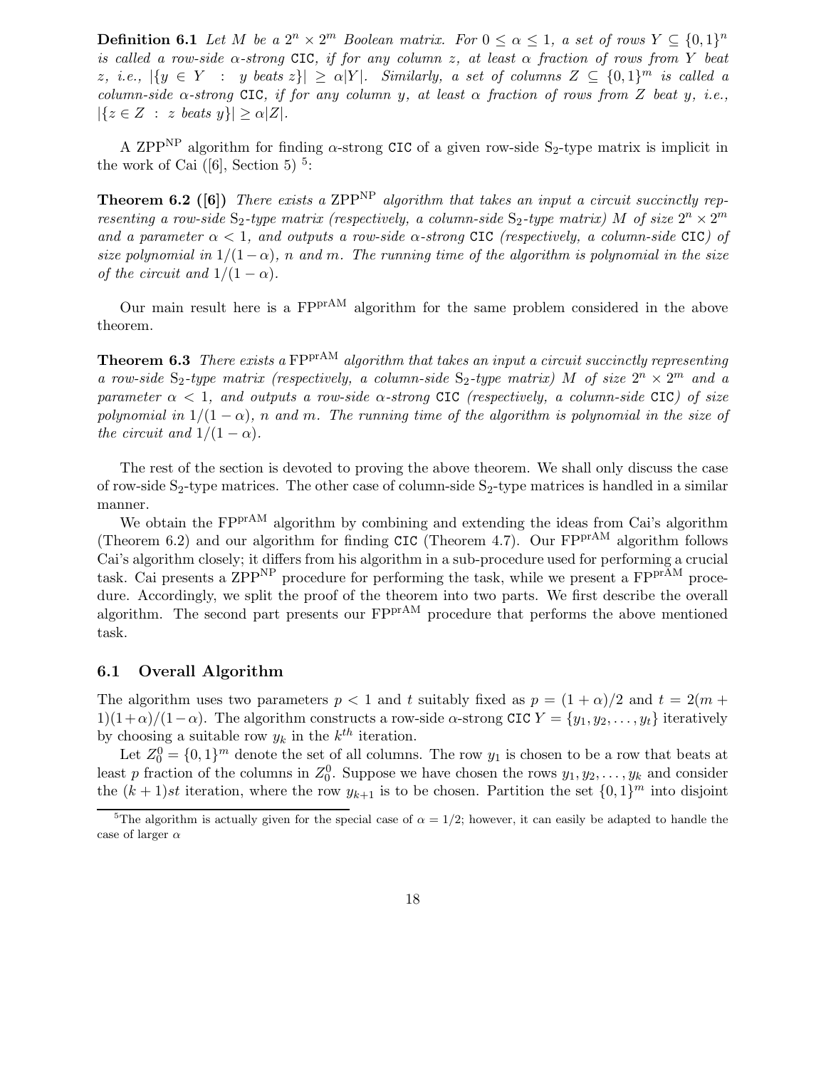**Definition 6.1** *Let $M$ be a $2^n \times 2^m$ Boolean matrix. For $0 \leq \alpha \leq 1$, a set of rows $Y \subseteq \{0,1\}^n$ is called a row-side $\alpha$-strong* `CIC`*, if for any column $z$, at least $\alpha$ fraction of rows from $Y$ beat $z$, i.e., $|\{y \in Y \ : \ y \text{ beats } z\}| \geq \alpha |Y|$. Similarly, a set of columns $Z \subseteq \{0,1\}^m$ is called a column-side $\alpha$-strong* `CIC`*, if for any column $y$, at least $\alpha$ fraction of rows from $Z$ beat $y$, i.e., $|\{z \in Z \ : \ z \text{ beats } y\}| \geq \alpha |Z|$.*

A $\mathrm{ZPP}^{\mathrm{NP}}$ algorithm for finding $\alpha$-strong `CIC` of a given row-side $\mathrm{S}_2$-type matrix is implicit in the work of Cai ([6], Section 5) [5]:

**Theorem 6.2 ([6])** *There exists a $\mathrm{ZPP}^{\mathrm{NP}}$ algorithm that takes an input a circuit succinctly representing a row-side $\mathrm{S}_2$-type matrix (respectively, a column-side $\mathrm{S}_2$-type matrix) $M$ of size $2^n \times 2^m$ and a parameter $\alpha < 1$, and outputs a row-side $\alpha$-strong* `CIC` *(respectively, a column-side* `CIC`*) of size polynomial in $1/(1-\alpha)$, $n$ and $m$. The running time of the algorithm is polynomial in the size of the circuit and $1/(1-\alpha)$.*

Our main result here is a $\mathrm{FP}^{\mathrm{prAM}}$ algorithm for the same problem considered in the above theorem.

**Theorem 6.3** *There exists a $\mathrm{FP}^{\mathrm{prAM}}$ algorithm that takes an input a circuit succinctly representing a row-side $\mathrm{S}_2$-type matrix (respectively, a column-side $\mathrm{S}_2$-type matrix) $M$ of size $2^n \times 2^m$ and a parameter $\alpha < 1$, and outputs a row-side $\alpha$-strong* `CIC` *(respectively, a column-side* `CIC`*) of size polynomial in $1/(1-\alpha)$, $n$ and $m$. The running time of the algorithm is polynomial in the size of the circuit and $1/(1-\alpha)$.*

The rest of the section is devoted to proving the above theorem. We shall only discuss the case of row-side $\mathrm{S}_2$-type matrices. The other case of column-side $\mathrm{S}_2$-type matrices is handled in a similar manner.

We obtain the $\mathrm{FP}^{\mathrm{prAM}}$ algorithm by combining and extending the ideas from Cai's algorithm (Theorem 6.2) and our algorithm for finding `CIC` (Theorem 4.7). Our $\mathrm{FP}^{\mathrm{prAM}}$ algorithm follows Cai's algorithm closely; it differs from his algorithm in a sub-procedure used for performing a crucial task. Cai presents a $\mathrm{ZPP}^{\mathrm{NP}}$ procedure for performing the task, while we present a $\mathrm{FP}^{\mathrm{prAM}}$ procedure. Accordingly, we split the proof of the theorem into two parts. We first describe the overall algorithm. The second part presents our $\mathrm{FP}^{\mathrm{prAM}}$ procedure that performs the above mentioned task.

## 6.1 Overall Algorithm

The algorithm uses two parameters $p < 1$ and $t$ suitably fixed as $p = (1+\alpha)/2$ and $t = 2(m+1)(1+\alpha)/(1-\alpha)$. The algorithm constructs a row-side $\alpha$-strong `CIC` $Y = \{y_1, y_2, \ldots, y_t\}$ iteratively by choosing a suitable row $y_k$ in the $k^{th}$ iteration.

Let $Z_0^0 = \{0,1\}^m$ denote the set of all columns. The row $y_1$ is chosen to be a row that beats at least $p$ fraction of the columns in $Z_0^0$. Suppose we have chosen the rows $y_1, y_2, \ldots, y_k$ and consider the $(k+1)st$ iteration, where the row $y_{k+1}$ is to be chosen. Partition the set $\{0,1\}^m$ into disjoint

[5] The algorithm is actually given for the special case of $\alpha = 1/2$; however, it can easily be adapted to handle the case of larger $\alpha$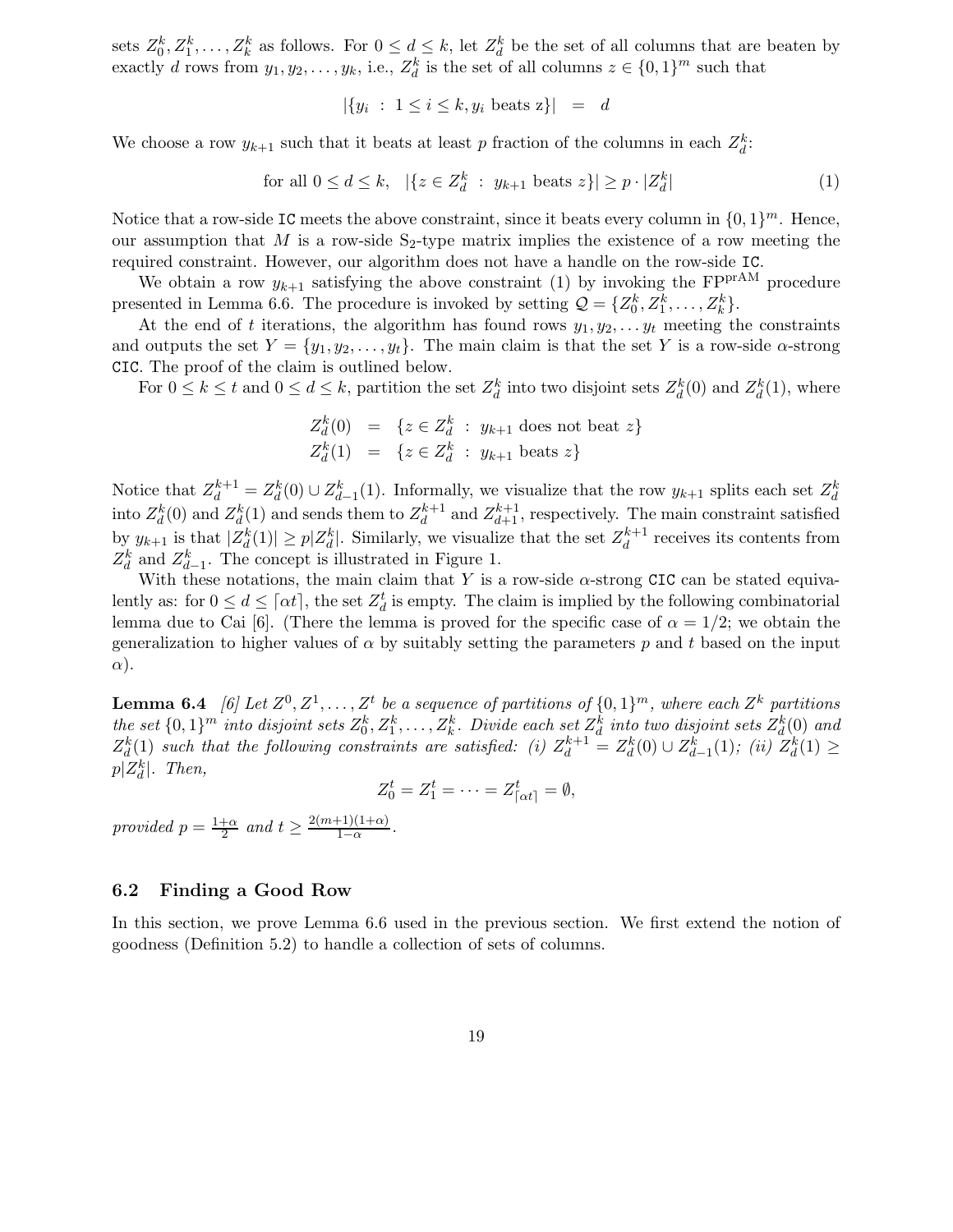sets $Z_0^k, Z_1^k, \ldots, Z_k^k$ as follows. For $0 \le d \le k$, let $Z_d^k$ be the set of all columns that are beaten by exactly $d$ rows from $y_1, y_2, \ldots, y_k$, i.e., $Z_d^k$ is the set of all columns $z \in \{0,1\}^m$ such that

$$|\{y_i \ : \ 1 \le i \le k, y_i \text{ beats z}\}| \ = \ d$$

We choose a row $y_{k+1}$ such that it beats at least $p$ fraction of the columns in each $Z_d^k$:

$$\text{for all } 0 \le d \le k, \quad |\{z \in Z_d^k \ : \ y_{k+1} \text{ beats } z\}| \ge p \cdot |Z_d^k| \tag{1}$$

Notice that a row-side `IC` meets the above constraint, since it beats every column in $\{0,1\}^m$. Hence, our assumption that $M$ is a row-side $\mathrm{S}_2$-type matrix implies the existence of a row meeting the required constraint. However, our algorithm does not have a handle on the row-side `IC`.

We obtain a row $y_{k+1}$ satisfying the above constraint (1) by invoking the $\mathrm{FP}^{\mathrm{prAM}}$ procedure presented in Lemma 6.6. The procedure is invoked by setting $\mathcal{Q} = \{Z_0^k, Z_1^k, \ldots, Z_k^k\}$.

At the end of $t$ iterations, the algorithm has found rows $y_1, y_2, \ldots y_t$ meeting the constraints and outputs the set $Y = \{y_1, y_2, \ldots, y_t\}$. The main claim is that the set $Y$ is a row-side $\alpha$-strong `CIC`. The proof of the claim is outlined below.

For $0 \le k \le t$ and $0 \le d \le k$, partition the set $Z_d^k$ into two disjoint sets $Z_d^k(0)$ and $Z_d^k(1)$, where

$$\begin{aligned} Z_d^k(0) &= \{z \in Z_d^k \ : \ y_{k+1} \text{ does not beat } z\} \\ Z_d^k(1) &= \{z \in Z_d^k \ : \ y_{k+1} \text{ beats } z\} \end{aligned}$$

Notice that $Z_d^{k+1} = Z_d^k(0) \cup Z_{d-1}^k(1)$. Informally, we visualize that the row $y_{k+1}$ splits each set $Z_d^k$ into $Z_d^k(0)$ and $Z_d^k(1)$ and sends them to $Z_d^{k+1}$ and $Z_{d+1}^{k+1}$, respectively. The main constraint satisfied by $y_{k+1}$ is that $|Z_d^k(1)| \ge p|Z_d^k|$. Similarly, we visualize that the set $Z_d^{k+1}$ receives its contents from $Z_d^k$ and $Z_{d-1}^k$. The concept is illustrated in Figure 1.

With these notations, the main claim that $Y$ is a row-side $\alpha$-strong `CIC` can be stated equivalently as: for $0 \le d \le \lceil \alpha t \rceil$, the set $Z_d^t$ is empty. The claim is implied by the following combinatorial lemma due to Cai [6]. (There the lemma is proved for the specific case of $\alpha = 1/2$; we obtain the generalization to higher values of $\alpha$ by suitably setting the parameters $p$ and $t$ based on the input $\alpha$).

**Lemma 6.4** *[6] Let $Z^0, Z^1, \ldots, Z^t$ be a sequence of partitions of $\{0,1\}^m$, where each $Z^k$ partitions the set $\{0,1\}^m$ into disjoint sets $Z_0^k, Z_1^k, \ldots, Z_k^k$. Divide each set $Z_d^k$ into two disjoint sets $Z_d^k(0)$ and $Z_d^k(1)$ such that the following constraints are satisfied: (i) $Z_d^{k+1} = Z_d^k(0) \cup Z_{d-1}^k(1)$; (ii) $Z_d^k(1) \ge p|Z_d^k|$. Then,*

$$Z_0^t = Z_1^t = \cdots = Z_{\lceil \alpha t \rceil}^t = \emptyset,$$

*provided $p = \frac{1+\alpha}{2}$ and $t \ge \frac{2(m+1)(1+\alpha)}{1-\alpha}$.*

## 6.2 Finding a Good Row

In this section, we prove Lemma 6.6 used in the previous section. We first extend the notion of goodness (Definition 5.2) to handle a collection of sets of columns.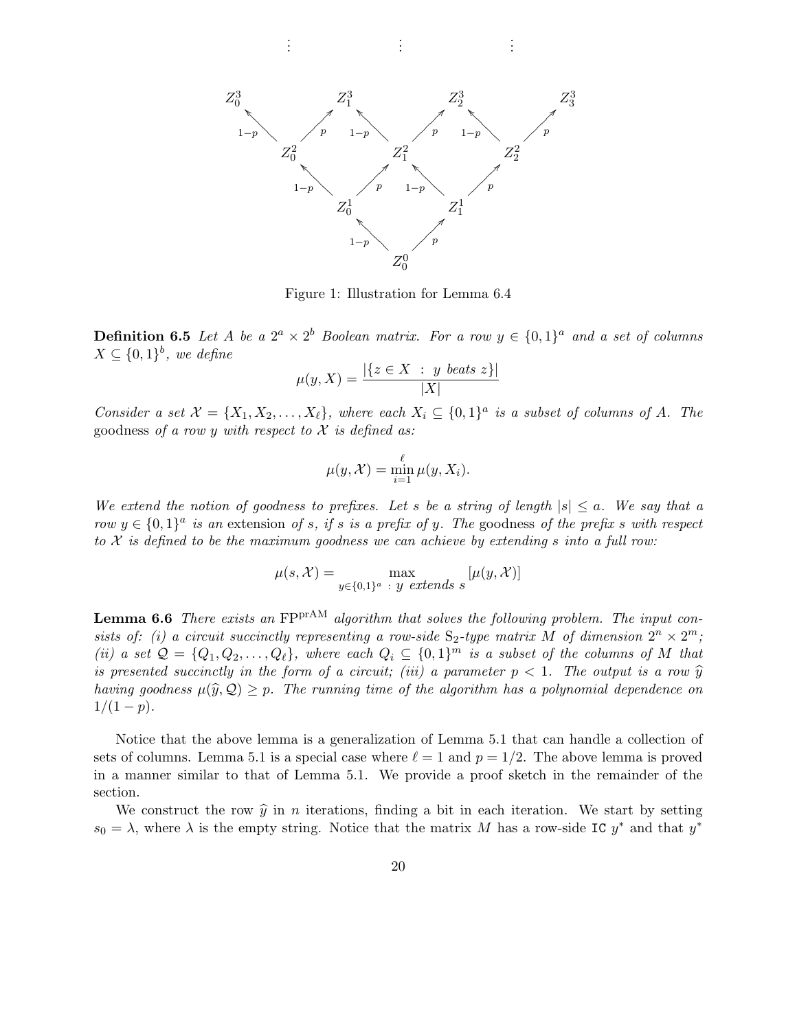Figure 1: Illustration for Lemma 6.4

**Definition 6.5** *Let $A$ be a $2^a \times 2^b$ Boolean matrix. For a row $y \in \{0,1\}^a$ and a set of columns $X \subseteq \{0,1\}^b$, we define*

$$\mu(y, X) = \frac{|\{z \in X \ : \ y \text{ beats } z\}|}{|X|}$$

*Consider a set $\mathcal{X} = \{X_1, X_2, \ldots, X_\ell\}$, where each $X_i \subseteq \{0,1\}^a$ is a subset of columns of $A$. The* goodness *of a row $y$ with respect to $\mathcal{X}$ is defined as:*

$$\mu(y, \mathcal{X}) = \min_{i=1}^{\ell} \mu(y, X_i).$$

*We extend the notion of goodness to prefixes. Let $s$ be a string of length $|s| \leq a$. We say that a row $y \in \{0,1\}^a$ is an* extension *of $s$, if $s$ is a prefix of $y$. The* goodness *of the prefix $s$ with respect to $\mathcal{X}$ is defined to be the maximum goodness we can achieve by extending $s$ into a full row:*

$$\mu(s, \mathcal{X}) = \max_{y \in \{0,1\}^a \ : \ y \text{ extends } s} [\mu(y, \mathcal{X})]$$

**Lemma 6.6** *There exists an $\mathrm{FP}^{\mathrm{prAM}}$ algorithm that solves the following problem. The input consists of: (i) a circuit succinctly representing a row-side $\mathrm{S}_2$-type matrix $M$ of dimension $2^n \times 2^m$; (ii) a set $\mathcal{Q} = \{Q_1, Q_2, \ldots, Q_\ell\}$, where each $Q_i \subseteq \{0,1\}^m$ is a subset of the columns of $M$ that is presented succinctly in the form of a circuit; (iii) a parameter $p < 1$. The output is a row $\widehat{y}$ having goodness $\mu(\widehat{y}, \mathcal{Q}) \geq p$. The running time of the algorithm has a polynomial dependence on $1/(1-p)$.*

Notice that the above lemma is a generalization of Lemma 5.1 that can handle a collection of sets of columns. Lemma 5.1 is a special case where $\ell = 1$ and $p = 1/2$. The above lemma is proved in a manner similar to that of Lemma 5.1. We provide a proof sketch in the remainder of the section.

We construct the row $\widehat{y}$ in $n$ iterations, finding a bit in each iteration. We start by setting $s_0 = \lambda$, where $\lambda$ is the empty string. Notice that the matrix $M$ has a row-side `IC` $y^*$ and that $y^*$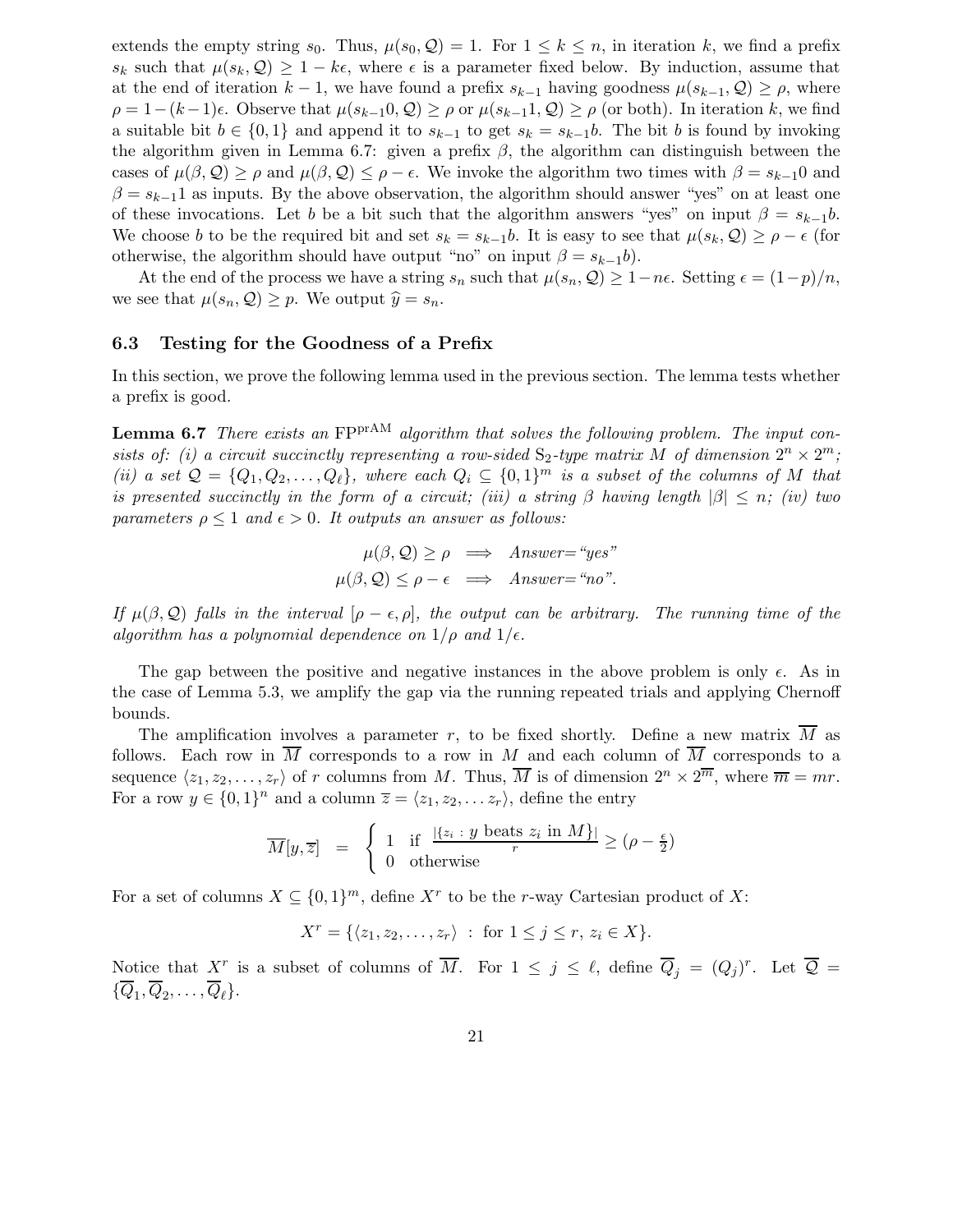extends the empty string $s_0$. Thus, $\mu(s_0, \mathcal{Q}) = 1$. For $1 \leq k \leq n$, in iteration $k$, we find a prefix $s_k$ such that $\mu(s_k, \mathcal{Q}) \geq 1 - k\epsilon$, where $\epsilon$ is a parameter fixed below. By induction, assume that at the end of iteration $k-1$, we have found a prefix $s_{k-1}$ having goodness $\mu(s_{k-1}, \mathcal{Q}) \geq \rho$, where $\rho = 1-(k-1)\epsilon$. Observe that $\mu(s_{k-1}0, \mathcal{Q}) \geq \rho$ or $\mu(s_{k-1}1, \mathcal{Q}) \geq \rho$ (or both). In iteration $k$, we find a suitable bit $b \in \{0,1\}$ and append it to $s_{k-1}$ to get $s_k = s_{k-1}b$. The bit $b$ is found by invoking the algorithm given in Lemma 6.7: given a prefix $\beta$, the algorithm can distinguish between the cases of $\mu(\beta, \mathcal{Q}) \geq \rho$ and $\mu(\beta, \mathcal{Q}) \leq \rho - \epsilon$. We invoke the algorithm two times with $\beta = s_{k-1}0$ and $\beta = s_{k-1}1$ as inputs. By the above observation, the algorithm should answer "yes" on at least one of these invocations. Let $b$ be a bit such that the algorithm answers "yes" on input $\beta = s_{k-1}b$. We choose $b$ to be the required bit and set $s_k = s_{k-1}b$. It is easy to see that $\mu(s_k, \mathcal{Q}) \geq \rho - \epsilon$ (for otherwise, the algorithm should have output "no" on input $\beta = s_{k-1}b$).

At the end of the process we have a string $s_n$ such that $\mu(s_n, \mathcal{Q}) \geq 1 - n\epsilon$. Setting $\epsilon = (1-p)/n$, we see that $\mu(s_n, \mathcal{Q}) \geq p$. We output $\widehat{y} = s_n$.

### 6.3 Testing for the Goodness of a Prefix

In this section, we prove the following lemma used in the previous section. The lemma tests whether a prefix is good.

**Lemma 6.7** *There exists an* $\mathrm{FP}^{\mathrm{prAM}}$ *algorithm that solves the following problem. The input consists of: (i) a circuit succinctly representing a row-sided* $\mathrm{S}_2$*-type matrix* $M$ *of dimension* $2^n \times 2^m$*; (ii) a set* $\mathcal{Q} = \{Q_1, Q_2, \ldots, Q_\ell\}$*, where each* $Q_i \subseteq \{0,1\}^m$ *is a subset of the columns of* $M$ *that is presented succinctly in the form of a circuit; (iii) a string* $\beta$ *having length* $|\beta| \leq n$*; (iv) two parameters* $\rho \leq 1$ *and* $\epsilon > 0$*. It outputs an answer as follows:*

$$\mu(\beta, \mathcal{Q}) \geq \rho \implies \text{Answer="yes"}$$
$$\mu(\beta, \mathcal{Q}) \leq \rho - \epsilon \implies \text{Answer="no"}.$$

*If* $\mu(\beta, \mathcal{Q})$ *falls in the interval* $[\rho - \epsilon, \rho]$*, the output can be arbitrary. The running time of the algorithm has a polynomial dependence on* $1/\rho$ *and* $1/\epsilon$*.*

The gap between the positive and negative instances in the above problem is only $\epsilon$. As in the case of Lemma 5.3, we amplify the gap via the running repeated trials and applying Chernoff bounds.

The amplification involves a parameter $r$, to be fixed shortly. Define a new matrix $\overline{M}$ as follows. Each row in $\overline{M}$ corresponds to a row in $M$ and each column of $\overline{M}$ corresponds to a sequence $\langle z_1, z_2, \ldots, z_r \rangle$ of $r$ columns from $M$. Thus, $\overline{M}$ is of dimension $2^n \times 2^{\overline{m}}$, where $\overline{m} = mr$. For a row $y \in \{0,1\}^n$ and a column $\overline{z} = \langle z_1, z_2, \ldots z_r \rangle$, define the entry

$$\overline{M}[y, \overline{z}] = \begin{cases} 1 & \text{if } \frac{|\{z_i \,:\, y \text{ beats } z_i \text{ in } M\}|}{r} \geq (\rho - \frac{\epsilon}{2}) \\ 0 & \text{otherwise} \end{cases}$$

For a set of columns $X \subseteq \{0,1\}^m$, define $X^r$ to be the $r$-way Cartesian product of $X$:

$$X^r = \{\langle z_1, z_2, \ldots, z_r \rangle \;:\; \text{for } 1 \leq j \leq r,\; z_i \in X\}.$$

Notice that $X^r$ is a subset of columns of $\overline{M}$. For $1 \leq j \leq \ell$, define $\overline{Q}_j = (Q_j)^r$. Let $\overline{\mathcal{Q}} = \{\overline{Q}_1, \overline{Q}_2, \ldots, \overline{Q}_\ell\}$.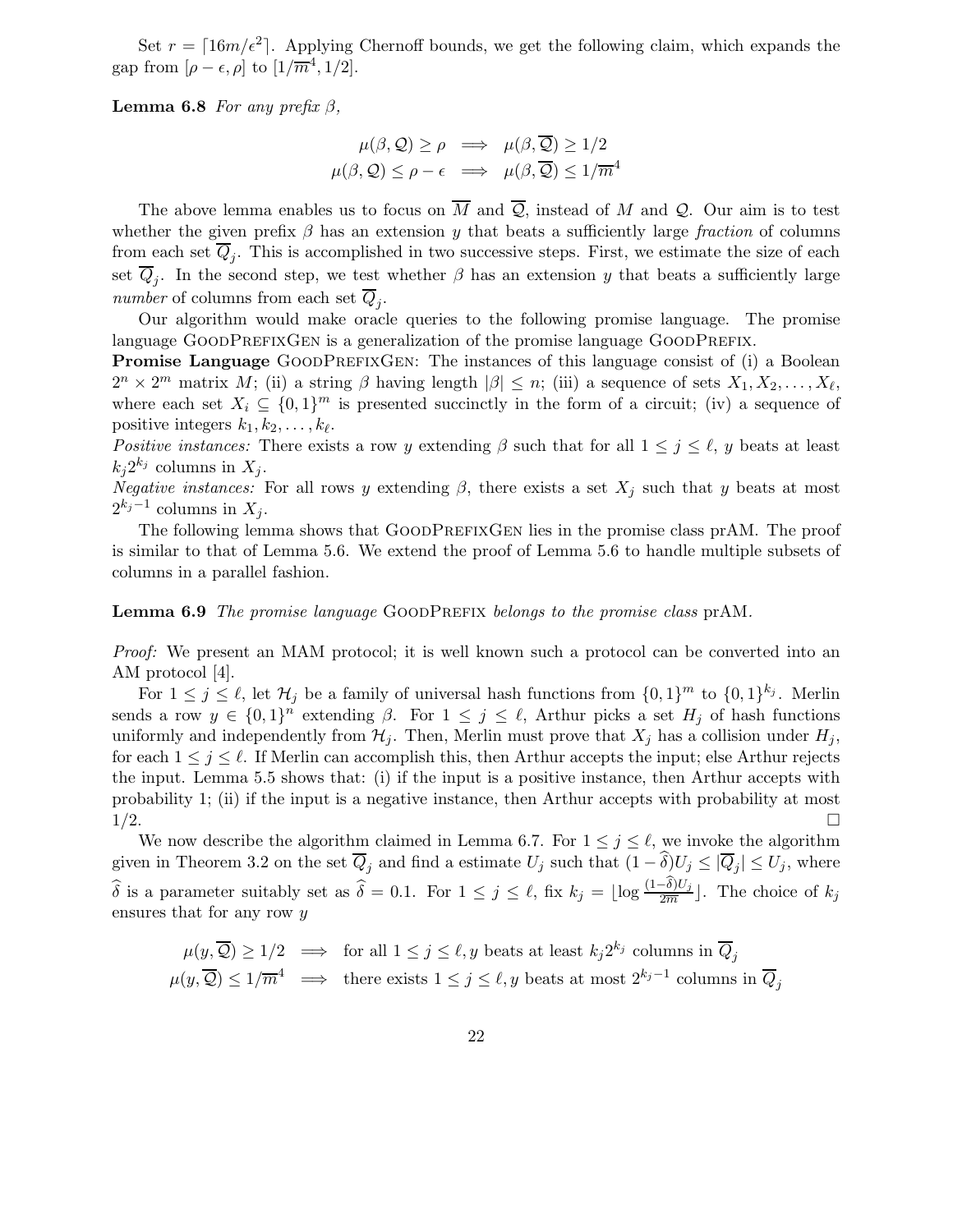Set $r = \lceil 16m/\epsilon^2 \rceil$. Applying Chernoff bounds, we get the following claim, which expands the gap from $[\rho - \epsilon, \rho]$ to $[1/\overline{m}^4, 1/2]$.

**Lemma 6.8** *For any prefix* $\beta$*,*

$$\mu(\beta, \mathcal{Q}) \geq \rho \implies \mu(\beta, \overline{\mathcal{Q}}) \geq 1/2$$
$$\mu(\beta, \mathcal{Q}) \leq \rho - \epsilon \implies \mu(\beta, \overline{\mathcal{Q}}) \leq 1/\overline{m}^4$$

The above lemma enables us to focus on $\overline{M}$ and $\overline{\mathcal{Q}}$, instead of $M$ and $\mathcal{Q}$. Our aim is to test whether the given prefix $\beta$ has an extension $y$ that beats a sufficiently large *fraction* of columns from each set $\overline{Q}_j$. This is accomplished in two successive steps. First, we estimate the size of each set $\overline{Q}_j$. In the second step, we test whether $\beta$ has an extension $y$ that beats a sufficiently large *number* of columns from each set $\overline{Q}_j$.

Our algorithm would make oracle queries to the following promise language. The promise language GoodPrefixGen is a generalization of the promise language GoodPrefix.

**Promise Language** GoodPrefixGen: The instances of this language consist of (i) a Boolean $2^n \times 2^m$ matrix $M$; (ii) a string $\beta$ having length $|\beta| \leq n$; (iii) a sequence of sets $X_1, X_2, \ldots, X_\ell$, where each set $X_i \subseteq \{0,1\}^m$ is presented succinctly in the form of a circuit; (iv) a sequence of positive integers $k_1, k_2, \ldots, k_\ell$.

*Positive instances:* There exists a row $y$ extending $\beta$ such that for all $1 \leq j \leq \ell$, $y$ beats at least $k_j 2^{k_j}$ columns in $X_j$.

*Negative instances:* For all rows $y$ extending $\beta$, there exists a set $X_j$ such that $y$ beats at most $2^{k_j - 1}$ columns in $X_j$.

The following lemma shows that GoodPrefixGen lies in the promise class prAM. The proof is similar to that of Lemma 5.6. We extend the proof of Lemma 5.6 to handle multiple subsets of columns in a parallel fashion.

**Lemma 6.9** *The promise language* GoodPrefix *belongs to the promise class* prAM*.*

*Proof:* We present an MAM protocol; it is well known such a protocol can be converted into an AM protocol [4].

For $1 \leq j \leq \ell$, let $\mathcal{H}_j$ be a family of universal hash functions from $\{0,1\}^m$ to $\{0,1\}^{k_j}$. Merlin sends a row $y \in \{0,1\}^n$ extending $\beta$. For $1 \leq j \leq \ell$, Arthur picks a set $H_j$ of hash functions uniformly and independently from $\mathcal{H}_j$. Then, Merlin must prove that $X_j$ has a collision under $H_j$, for each $1 \leq j \leq \ell$. If Merlin can accomplish this, then Arthur accepts the input; else Arthur rejects the input. Lemma 5.5 shows that: (i) if the input is a positive instance, then Arthur accepts with probability 1; (ii) if the input is a negative instance, then Arthur accepts with probability at most 1/2. $\square$

We now describe the algorithm claimed in Lemma 6.7. For $1 \leq j \leq \ell$, we invoke the algorithm given in Theorem 3.2 on the set $\overline{Q}_j$ and find a estimate $U_j$ such that $(1 - \widehat{\delta})U_j \leq |\overline{Q}_j| \leq U_j$, where $\widehat{\delta}$ is a parameter suitably set as $\widehat{\delta} = 0.1$. For $1 \leq j \leq \ell$, fix $k_j = \lfloor \log \frac{(1-\widehat{\delta})U_j}{2m} \rfloor$. The choice of $k_j$ ensures that for any row $y$

$$\mu(y, \overline{\mathcal{Q}}) \geq 1/2 \implies \text{for all } 1 \leq j \leq \ell, y \text{ beats at least } k_j 2^{k_j} \text{ columns in } \overline{Q}_j$$
$$\mu(y, \overline{\mathcal{Q}}) \leq 1/\overline{m}^4 \implies \text{there exists } 1 \leq j \leq \ell, y \text{ beats at most } 2^{k_j - 1} \text{ columns in } \overline{Q}_j$$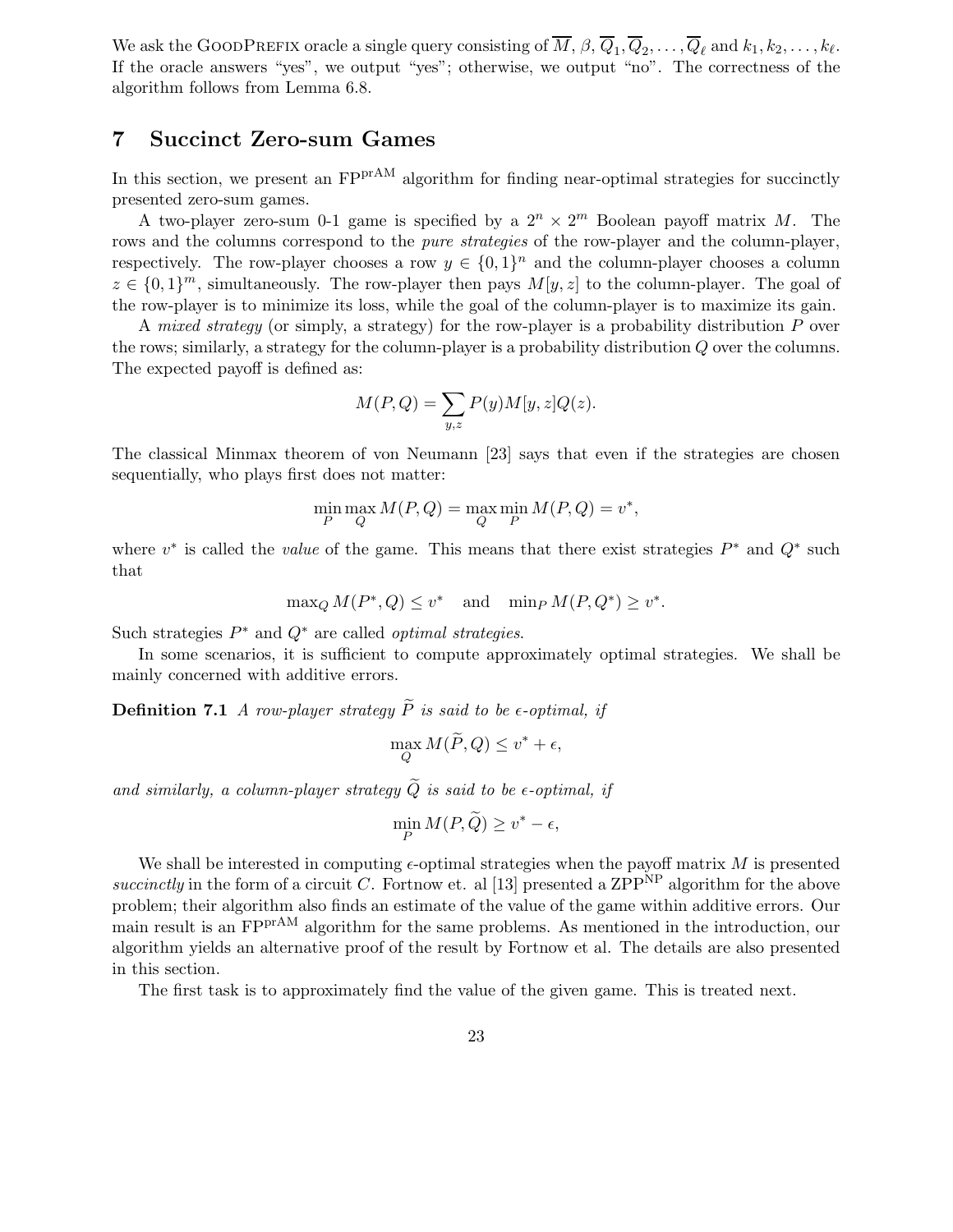We ask the GoodPrefix oracle a single query consisting of $\overline{M}$, $\beta$, $\overline{Q}_1, \overline{Q}_2, \ldots, \overline{Q}_\ell$ and $k_1, k_2, \ldots, k_\ell$. If the oracle answers "yes", we output "yes"; otherwise, we output "no". The correctness of the algorithm follows from Lemma 6.8.

# 7 Succinct Zero-sum Games

In this section, we present an $\mathrm{FP}^{\mathrm{prAM}}$ algorithm for finding near-optimal strategies for succinctly presented zero-sum games.

A two-player zero-sum 0-1 game is specified by a $2^n \times 2^m$ Boolean payoff matrix $M$. The rows and the columns correspond to the *pure strategies* of the row-player and the column-player, respectively. The row-player chooses a row $y \in \{0,1\}^n$ and the column-player chooses a column $z \in \{0,1\}^m$, simultaneously. The row-player then pays $M[y,z]$ to the column-player. The goal of the row-player is to minimize its loss, while the goal of the column-player is to maximize its gain.

A *mixed strategy* (or simply, a strategy) for the row-player is a probability distribution $P$ over the rows; similarly, a strategy for the column-player is a probability distribution $Q$ over the columns. The expected payoff is defined as:

$$M(P,Q) = \sum_{y,z} P(y) M[y,z] Q(z).$$

The classical Minmax theorem of von Neumann [23] says that even if the strategies are chosen sequentially, who plays first does not matter:

$$\min_P \max_Q M(P,Q) = \max_Q \min_P M(P,Q) = v^*,$$

where $v^*$ is called the *value* of the game. This means that there exist strategies $P^*$ and $Q^*$ such that

$$\max_Q M(P^*,Q) \leq v^* \quad \text{and} \quad \min_P M(P,Q^*) \geq v^*.$$

Such strategies $P^*$ and $Q^*$ are called *optimal strategies*.

In some scenarios, it is sufficient to compute approximately optimal strategies. We shall be mainly concerned with additive errors.

**Definition 7.1** *A row-player strategy $\widetilde{P}$ is said to be $\epsilon$-optimal, if*

$$\max_Q M(\widetilde{P},Q) \leq v^* + \epsilon,$$

*and similarly, a column-player strategy $\widetilde{Q}$ is said to be $\epsilon$-optimal, if*

$$\min_P M(P,\widetilde{Q}) \geq v^* - \epsilon,$$

We shall be interested in computing $\epsilon$-optimal strategies when the payoff matrix $M$ is presented *succinctly* in the form of a circuit $C$. Fortnow et. al [13] presented a $\mathrm{ZPP}^{\mathrm{NP}}$ algorithm for the above problem; their algorithm also finds an estimate of the value of the game within additive errors. Our main result is an $\mathrm{FP}^{\mathrm{prAM}}$ algorithm for the same problems. As mentioned in the introduction, our algorithm yields an alternative proof of the result by Fortnow et al. The details are also presented in this section.

The first task is to approximately find the value of the given game. This is treated next.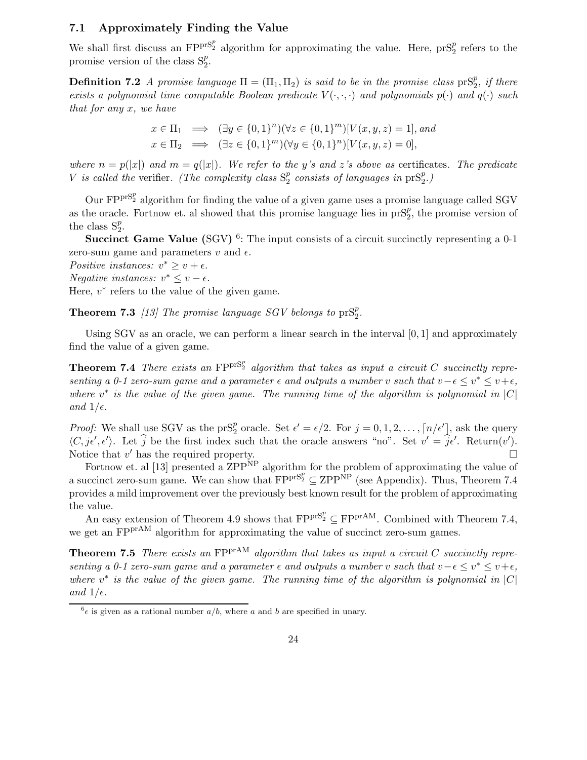### 7.1 Approximately Finding the Value

We shall first discuss an $\mathrm{FP}^{\mathrm{prS}_2^p}$ algorithm for approximating the value. Here, $\mathrm{prS}_2^p$ refers to the promise version of the class $\mathrm{S}_2^p$.

**Definition 7.2** *A promise language $\Pi = (\Pi_1, \Pi_2)$ is said to be in the promise class $\mathrm{prS}_2^p$, if there exists a polynomial time computable Boolean predicate $V(\cdot,\cdot,\cdot)$ and polynomials $p(\cdot)$ and $q(\cdot)$ such that for any $x$, we have*

$$x \in \Pi_1 \implies (\exists y \in \{0,1\}^n)(\forall z \in \{0,1\}^m)[V(x,y,z) = 1], \text{and}$$
$$x \in \Pi_2 \implies (\exists z \in \{0,1\}^m)(\forall y \in \{0,1\}^n)[V(x,y,z) = 0],$$

*where $n = p(|x|)$ and $m = q(|x|)$. We refer to the $y$'s and $z$'s above as* certificates*. The predicate $V$ is called the* verifier*. (The complexity class $\mathrm{S}_2^p$ consists of languages in $\mathrm{prS}_2^p$.)*

Our $\mathrm{FP}^{\mathrm{prS}_2^p}$ algorithm for finding the value of a given game uses a promise language called SGV as the oracle. Fortnow et. al showed that this promise language lies in $\mathrm{prS}_2^p$, the promise version of the class $\mathrm{S}_2^p$.

**Succinct Game Value (**SGV**)** [6]: The input consists of a circuit succinctly representing a 0-1 zero-sum game and parameters $v$ and $\epsilon$.
*Positive instances:* $v^* \geq v + \epsilon$.
*Negative instances:* $v^* \leq v - \epsilon$.
Here, $v^*$ refers to the value of the given game.

**Theorem 7.3** *[13] The promise language SGV belongs to $\mathrm{prS}_2^p$.*

Using SGV as an oracle, we can perform a linear search in the interval $[0,1]$ and approximately find the value of a given game.

**Theorem 7.4** *There exists an $\mathrm{FP}^{\mathrm{prS}_2^p}$ algorithm that takes as input a circuit $C$ succinctly representing a 0-1 zero-sum game and a parameter $\epsilon$ and outputs a number $v$ such that $v - \epsilon \leq v^* \leq v + \epsilon$, where $v^*$ is the value of the given game. The running time of the algorithm is polynomial in $|C|$ and $1/\epsilon$.*

*Proof:* We shall use SGV as the $\mathrm{prS}_2^p$ oracle. Set $\epsilon' = \epsilon/2$. For $j = 0, 1, 2, \ldots, \lceil n/\epsilon' \rceil$, ask the query $\langle C, j\epsilon', \epsilon' \rangle$. Let $\widehat{j}$ be the first index such that the oracle answers "no". Set $v' = \widehat{j}\epsilon'$. Return($v'$). Notice that $v'$ has the required property. □

Fortnow et. al [13] presented a $\mathrm{ZPP}^{\mathrm{NP}}$ algorithm for the problem of approximating the value of a succinct zero-sum game. We can show that $\mathrm{FP}^{\mathrm{prS}_2^p} \subseteq \mathrm{ZPP}^{\mathrm{NP}}$ (see Appendix). Thus, Theorem 7.4 provides a mild improvement over the previously best known result for the problem of approximating the value.

An easy extension of Theorem 4.9 shows that $\mathrm{FP}^{\mathrm{prS}_2^p} \subseteq \mathrm{FP}^{\mathrm{prAM}}$. Combined with Theorem 7.4, we get an $\mathrm{FP}^{\mathrm{prAM}}$ algorithm for approximating the value of succinct zero-sum games.

**Theorem 7.5** *There exists an $\mathrm{FP}^{\mathrm{prAM}}$ algorithm that takes as input a circuit $C$ succinctly representing a 0-1 zero-sum game and a parameter $\epsilon$ and outputs a number $v$ such that $v - \epsilon \leq v^* \leq v + \epsilon$, where $v^*$ is the value of the given game. The running time of the algorithm is polynomial in $|C|$ and $1/\epsilon$.*

---

[6] $\epsilon$ is given as a rational number $a/b$, where $a$ and $b$ are specified in unary.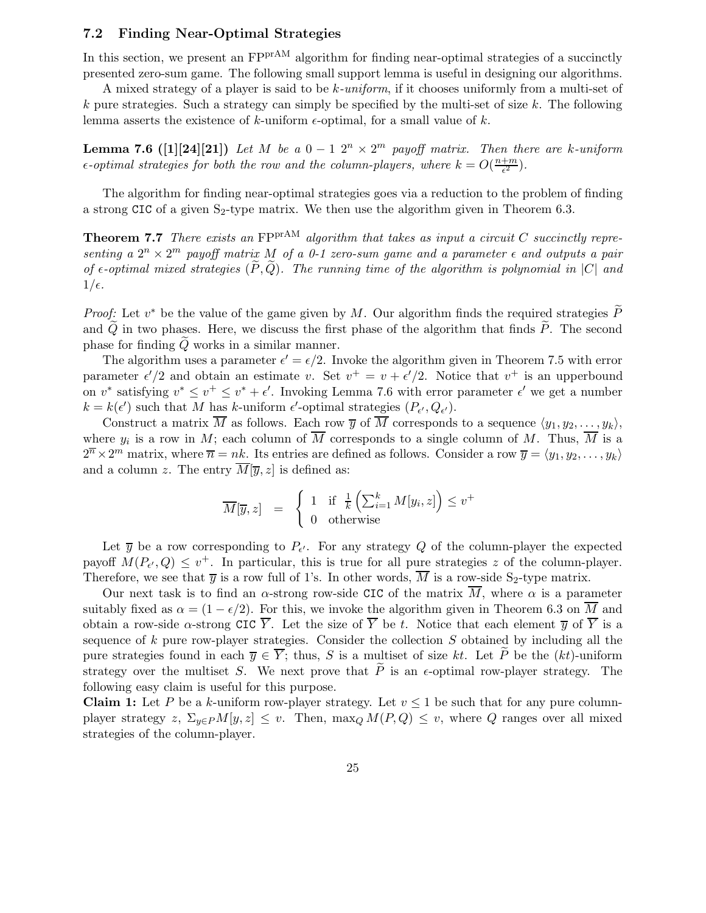### 7.2 Finding Near-Optimal Strategies

In this section, we present an $\mathrm{FP}^{\mathrm{prAM}}$ algorithm for finding near-optimal strategies of a succinctly presented zero-sum game. The following small support lemma is useful in designing our algorithms.

A mixed strategy of a player is said to be *k-uniform*, if it chooses uniformly from a multi-set of $k$ pure strategies. Such a strategy can simply be specified by the multi-set of size $k$. The following lemma asserts the existence of $k$-uniform $\epsilon$-optimal, for a small value of $k$.

**Lemma 7.6 ([1][24][21])** *Let $M$ be a $0-1$ $2^n \times 2^m$ payoff matrix. Then there are $k$-uniform $\epsilon$-optimal strategies for both the row and the column-players, where $k = O(\frac{n+m}{\epsilon^2})$.*

The algorithm for finding near-optimal strategies goes via a reduction to the problem of finding a strong CIC of a given $\mathrm{S}_2$-type matrix. We then use the algorithm given in Theorem 6.3.

**Theorem 7.7** *There exists an $\mathrm{FP}^{\mathrm{prAM}}$ algorithm that takes as input a circuit $C$ succinctly representing a $2^n \times 2^m$ payoff matrix $M$ of a 0-1 zero-sum game and a parameter $\epsilon$ and outputs a pair of $\epsilon$-optimal mixed strategies $(\widetilde{P}, \widetilde{Q})$. The running time of the algorithm is polynomial in $|C|$ and $1/\epsilon$.*

*Proof:* Let $v^*$ be the value of the game given by $M$. Our algorithm finds the required strategies $\widetilde{P}$ and $\widetilde{Q}$ in two phases. Here, we discuss the first phase of the algorithm that finds $\widetilde{P}$. The second phase for finding $\widetilde{Q}$ works in a similar manner.

The algorithm uses a parameter $\epsilon' = \epsilon/2$. Invoke the algorithm given in Theorem 7.5 with error parameter $\epsilon'/2$ and obtain an estimate $v$. Set $v^+ = v + \epsilon'/2$. Notice that $v^+$ is an upperbound on $v^*$ satisfying $v^* \leq v^+ \leq v^* + \epsilon'$. Invoking Lemma 7.6 with error parameter $\epsilon'$ we get a number $k = k(\epsilon')$ such that $M$ has $k$-uniform $\epsilon'$-optimal strategies $(P_{\epsilon'}, Q_{\epsilon'})$.

Construct a matrix $\overline{M}$ as follows. Each row $\overline{y}$ of $\overline{M}$ corresponds to a sequence $\langle y_1, y_2, \ldots, y_k \rangle$, where $y_i$ is a row in $M$; each column of $\overline{M}$ corresponds to a single column of $M$. Thus, $\overline{M}$ is a $2^{\overline{n}} \times 2^m$ matrix, where $\overline{n} = nk$. Its entries are defined as follows. Consider a row $\overline{y} = \langle y_1, y_2, \ldots, y_k \rangle$ and a column $z$. The entry $\overline{M}[\overline{y}, z]$ is defined as:

$$\overline{M}[\overline{y}, z] \quad = \quad \begin{cases} 1 & \text{if } \frac{1}{k}\left(\sum_{i=1}^{k} M[y_i, z]\right) \leq v^+ \\ 0 & \text{otherwise} \end{cases}$$

Let $\overline{y}$ be a row corresponding to $P_{\epsilon'}$. For any strategy $Q$ of the column-player the expected payoff $M(P_{\epsilon'}, Q) \leq v^+$. In particular, this is true for all pure strategies $z$ of the column-player. Therefore, we see that $\overline{y}$ is a row full of 1's. In other words, $\overline{M}$ is a row-side $\mathrm{S}_2$-type matrix.

Our next task is to find an $\alpha$-strong row-side CIC of the matrix $\overline{M}$, where $\alpha$ is a parameter suitably fixed as $\alpha = (1 - \epsilon/2)$. For this, we invoke the algorithm given in Theorem 6.3 on $\overline{M}$ and obtain a row-side $\alpha$-strong CIC $\overline{Y}$. Let the size of $\overline{Y}$ be $t$. Notice that each element $\overline{y}$ of $\overline{Y}$ is a sequence of $k$ pure row-player strategies. Consider the collection $S$ obtained by including all the pure strategies found in each $\overline{y} \in \overline{Y}$; thus, $S$ is a multiset of size $kt$. Let $\widetilde{P}$ be the $(kt)$-uniform strategy over the multiset $S$. We next prove that $\widetilde{P}$ is an $\epsilon$-optimal row-player strategy. The following easy claim is useful for this purpose.

**Claim 1:** Let $P$ be a $k$-uniform row-player strategy. Let $v \leq 1$ be such that for any pure column-player strategy $z$, $\Sigma_{y \in P} M[y, z] \leq v$. Then, $\max_Q M(P, Q) \leq v$, where $Q$ ranges over all mixed strategies of the column-player.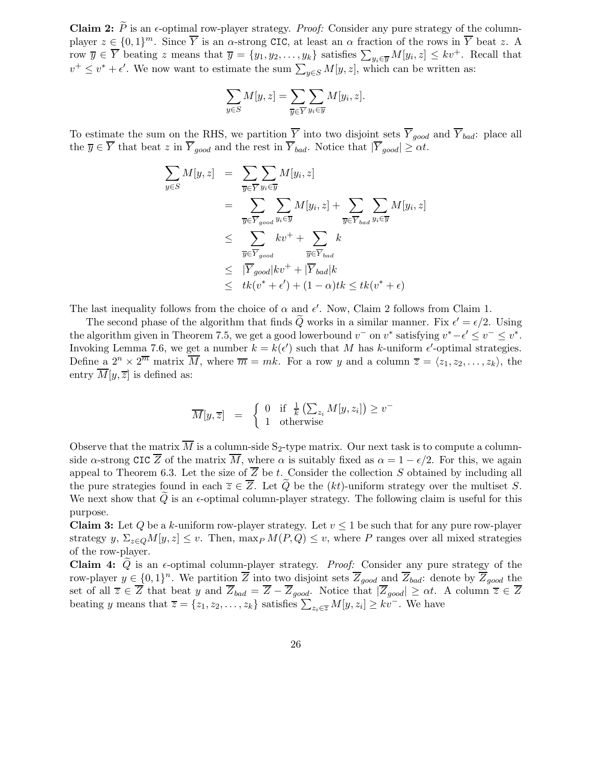**Claim 2:** $\widetilde{P}$ is an $\epsilon$-optimal row-player strategy. *Proof:* Consider any pure strategy of the column-player $z \in \{0,1\}^m$. Since $\overline{Y}$ is an $\alpha$-strong CIC, at least an $\alpha$ fraction of the rows in $\overline{Y}$ beat $z$. A row $\overline{y} \in \overline{Y}$ beating $z$ means that $\overline{y} = \{y_1, y_2, \ldots, y_k\}$ satisfies $\sum_{y_i \in \overline{y}} M[y_i, z] \leq kv^+$. Recall that $v^+ \leq v^* + \epsilon'$. We now want to estimate the sum $\sum_{y \in S} M[y, z]$, which can be written as:

$$\sum_{y \in S} M[y, z] = \sum_{\overline{y} \in \overline{Y}} \sum_{y_i \in \overline{y}} M[y_i, z].$$

To estimate the sum on the RHS, we partition $\overline{Y}$ into two disjoint sets $\overline{Y}_{good}$ and $\overline{Y}_{bad}$: place all the $\overline{y} \in \overline{Y}$ that beat $z$ in $\overline{Y}_{good}$ and the rest in $\overline{Y}_{bad}$. Notice that $|\overline{Y}_{good}| \geq \alpha t$.

$$\begin{aligned}
\sum_{y \in S} M[y, z] &= \sum_{\overline{y} \in \overline{Y}} \sum_{y_i \in \overline{y}} M[y_i, z] \\
&= \sum_{\overline{y} \in \overline{Y}_{good}} \sum_{y_i \in \overline{y}} M[y_i, z] + \sum_{\overline{y} \in \overline{Y}_{bad}} \sum_{y_i \in \overline{y}} M[y_i, z] \\
&\leq \sum_{\overline{y} \in \overline{Y}_{good}} kv^+ + \sum_{\overline{y} \in \overline{Y}_{bad}} k \\
&\leq |\overline{Y}_{good}| kv^+ + |\overline{Y}_{bad}| k \\
&\leq tk(v^* + \epsilon') + (1-\alpha)tk \leq tk(v^* + \epsilon)
\end{aligned}$$

The last inequality follows from the choice of $\alpha$ and $\epsilon'$. Now, Claim 2 follows from Claim 1.

The second phase of the algorithm that finds $\widetilde{Q}$ works in a similar manner. Fix $\epsilon' = \epsilon/2$. Using the algorithm given in Theorem 7.5, we get a good lowerbound $v^-$ on $v^*$ satisfying $v^* - \epsilon' \leq v^- \leq v^*$. Invoking Lemma 7.6, we get a number $k = k(\epsilon')$ such that $M$ has $k$-uniform $\epsilon'$-optimal strategies. Define a $2^n \times 2^{\overline{m}}$ matrix $\overline{M}$, where $\overline{m} = mk$. For a row $y$ and a column $\overline{z} = \langle z_1, z_2, \ldots, z_k \rangle$, the entry $\overline{M}[y, \overline{z}]$ is defined as:

$$\overline{M}[y, \overline{z}] = \begin{cases} 0 & \text{if } \frac{1}{k}\left(\sum_{z_i} M[y, z_i]\right) \geq v^- \\ 1 & \text{otherwise} \end{cases}$$

Observe that the matrix $\overline{M}$ is a column-side $S_2$-type matrix. Our next task is to compute a column-side $\alpha$-strong CIC $\overline{Z}$ of the matrix $\overline{M}$, where $\alpha$ is suitably fixed as $\alpha = 1 - \epsilon/2$. For this, we again appeal to Theorem 6.3. Let the size of $\overline{Z}$ be $t$. Consider the collection $S$ obtained by including all the pure strategies found in each $\overline{z} \in \overline{Z}$. Let $\widetilde{Q}$ be the $(kt)$-uniform strategy over the multiset $S$. We next show that $\widetilde{Q}$ is an $\epsilon$-optimal column-player strategy. The following claim is useful for this purpose.

**Claim 3:** Let $Q$ be a $k$-uniform row-player strategy. Let $v \leq 1$ be such that for any pure row-player strategy $y$, $\Sigma_{z \in Q} M[y, z] \leq v$. Then, $\max_P M(P, Q) \leq v$, where $P$ ranges over all mixed strategies of the row-player.

**Claim 4:** $\widetilde{Q}$ is an $\epsilon$-optimal column-player strategy. *Proof:* Consider any pure strategy of the row-player $y \in \{0,1\}^n$. We partition $\overline{Z}$ into two disjoint sets $\overline{Z}_{good}$ and $\overline{Z}_{bad}$: denote by $\overline{Z}_{good}$ the set of all $\overline{z} \in \overline{Z}$ that beat $y$ and $\overline{Z}_{bad} = \overline{Z} - \overline{Z}_{good}$. Notice that $|\overline{Z}_{good}| \geq \alpha t$. A column $\overline{z} \in \overline{Z}$ beating $y$ means that $\overline{z} = \{z_1, z_2, \ldots, z_k\}$ satisfies $\sum_{z_i \in \overline{z}} M[y, z_i] \geq kv^-$. We have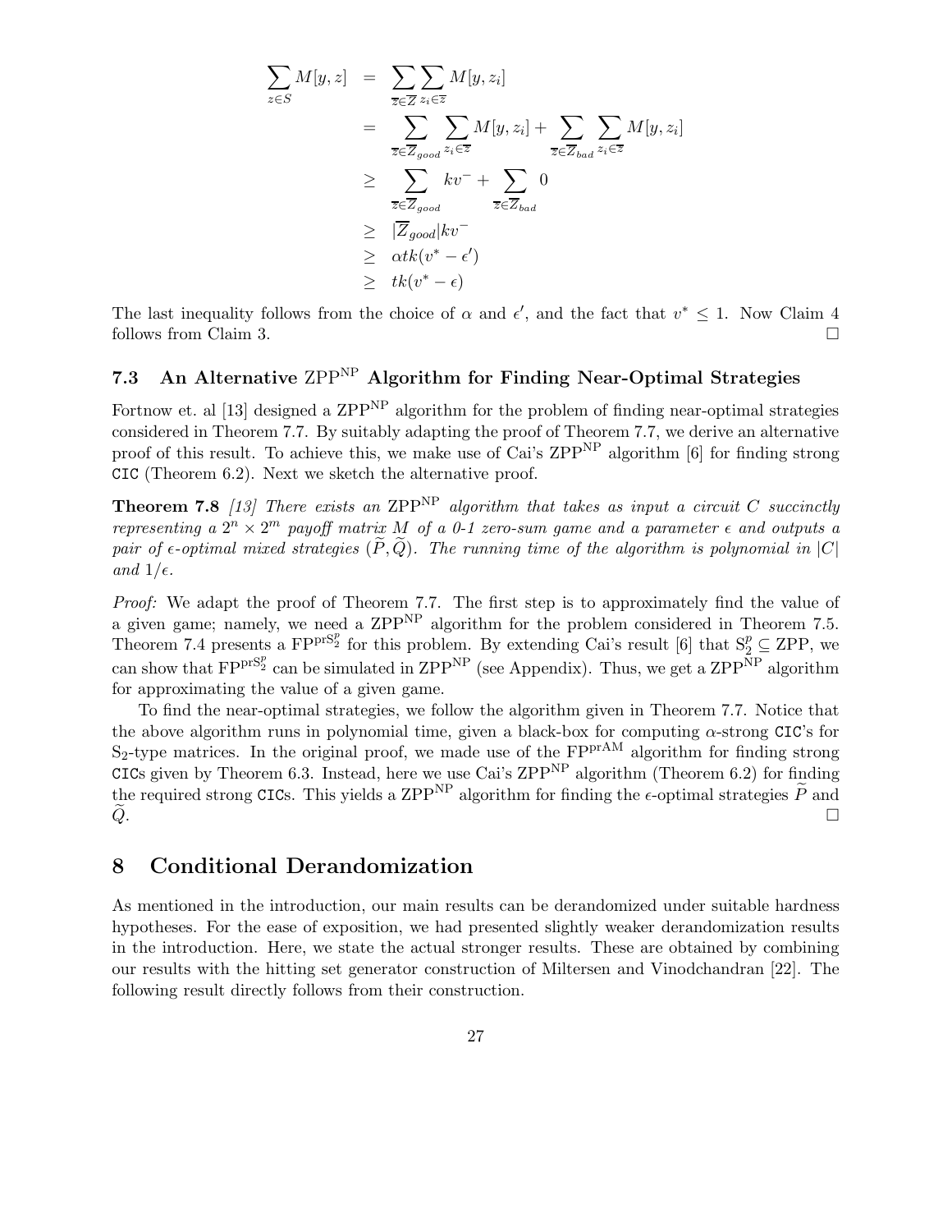$$
\begin{aligned}
\sum_{z\in S} M[y,z] &= \sum_{\overline{z}\in\overline{Z}} \sum_{z_i\in\overline{z}} M[y,z_i] \\
&= \sum_{\overline{z}\in\overline{Z}_{good}} \sum_{z_i\in\overline{z}} M[y,z_i] + \sum_{\overline{z}\in\overline{Z}_{bad}} \sum_{z_i\in\overline{z}} M[y,z_i] \\
&\geq \sum_{\overline{z}\in\overline{Z}_{good}} kv^{-} + \sum_{\overline{z}\in\overline{Z}_{bad}} 0 \\
&\geq |\overline{Z}_{good}|kv^{-} \\
&\geq \alpha tk(v^{*}-\epsilon') \\
&\geq tk(v^{*}-\epsilon)
\end{aligned}
$$

The last inequality follows from the choice of $\alpha$ and $\epsilon'$, and the fact that $v^{*} \leq 1$. Now Claim 4 follows from Claim 3. □

### 7.3 An Alternative $\mathrm{ZPP}^{\mathrm{NP}}$ Algorithm for Finding Near-Optimal Strategies

Fortnow et. al [13] designed a $\mathrm{ZPP}^{\mathrm{NP}}$ algorithm for the problem of finding near-optimal strategies considered in Theorem 7.7. By suitably adapting the proof of Theorem 7.7, we derive an alternative proof of this result. To achieve this, we make use of Cai's $\mathrm{ZPP}^{\mathrm{NP}}$ algorithm [6] for finding strong CIC (Theorem 6.2). Next we sketch the alternative proof.

**Theorem 7.8** *[13] There exists an $\mathrm{ZPP}^{\mathrm{NP}}$ algorithm that takes as input a circuit $C$ succinctly representing a $2^n \times 2^m$ payoff matrix $M$ of a 0-1 zero-sum game and a parameter $\epsilon$ and outputs a pair of $\epsilon$-optimal mixed strategies $(\widetilde{P}, \widetilde{Q})$. The running time of the algorithm is polynomial in $|C|$ and $1/\epsilon$.*

*Proof:* We adapt the proof of Theorem 7.7. The first step is to approximately find the value of a given game; namely, we need a $\mathrm{ZPP}^{\mathrm{NP}}$ algorithm for the problem considered in Theorem 7.5. Theorem 7.4 presents a $\mathrm{FP}^{\mathrm{prS}_2^p}$ for this problem. By extending Cai's result [6] that $\mathrm{S}_2^p \subseteq \mathrm{ZPP}$, we can show that $\mathrm{FP}^{\mathrm{prS}_2^p}$ can be simulated in $\mathrm{ZPP}^{\mathrm{NP}}$ (see Appendix). Thus, we get a $\mathrm{ZPP}^{\mathrm{NP}}$ algorithm for approximating the value of a given game.

To find the near-optimal strategies, we follow the algorithm given in Theorem 7.7. Notice that the above algorithm runs in polynomial time, given a black-box for computing $\alpha$-strong CIC's for $\mathrm{S}_2$-type matrices. In the original proof, we made use of the $\mathrm{FP}^{\mathrm{prAM}}$ algorithm for finding strong CICs given by Theorem 6.3. Instead, here we use Cai's $\mathrm{ZPP}^{\mathrm{NP}}$ algorithm (Theorem 6.2) for finding the required strong CICs. This yields a $\mathrm{ZPP}^{\mathrm{NP}}$ algorithm for finding the $\epsilon$-optimal strategies $\widetilde{P}$ and $\widetilde{Q}$. □

## 8 Conditional Derandomization

As mentioned in the introduction, our main results can be derandomized under suitable hardness hypotheses. For the ease of exposition, we had presented slightly weaker derandomization results in the introduction. Here, we state the actual stronger results. These are obtained by combining our results with the hitting set generator construction of Miltersen and Vinodchandran [22]. The following result directly follows from their construction.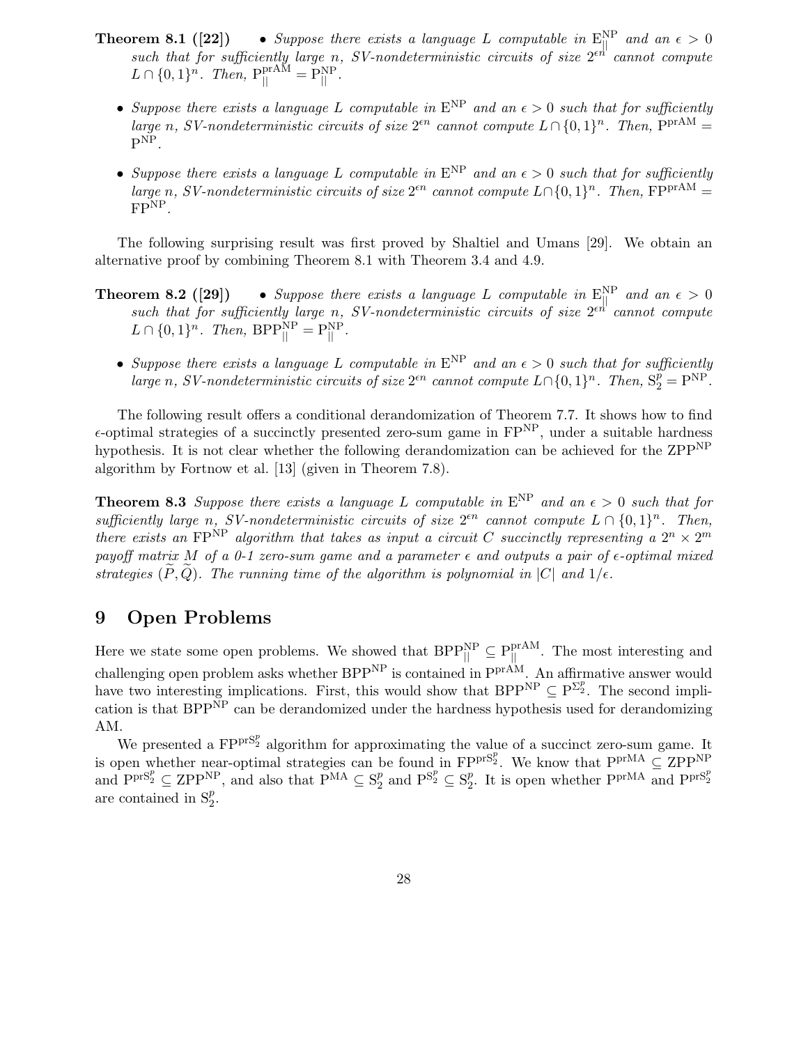**Theorem 8.1 ([22])** 

- *Suppose there exists a language $L$ computable in $\mathrm{E}_{||}^{\mathrm{NP}}$ and an $\epsilon > 0$ such that for sufficiently large $n$, SV-nondeterministic circuits of size $2^{\epsilon n}$ cannot compute $L \cap \{0,1\}^n$. Then, $\mathrm{P}_{||}^{\mathrm{prAM}} = \mathrm{P}_{||}^{\mathrm{NP}}$.*
- *Suppose there exists a language $L$ computable in $\mathrm{E}^{\mathrm{NP}}$ and an $\epsilon > 0$ such that for sufficiently large $n$, SV-nondeterministic circuits of size $2^{\epsilon n}$ cannot compute $L \cap \{0,1\}^n$. Then, $\mathrm{P}^{\mathrm{prAM}} = \mathrm{P}^{\mathrm{NP}}$.*
- *Suppose there exists a language $L$ computable in $\mathrm{E}^{\mathrm{NP}}$ and an $\epsilon > 0$ such that for sufficiently large $n$, SV-nondeterministic circuits of size $2^{\epsilon n}$ cannot compute $L \cap \{0,1\}^n$. Then, $\mathrm{FP}^{\mathrm{prAM}} = \mathrm{FP}^{\mathrm{NP}}$.*

The following surprising result was first proved by Shaltiel and Umans [29]. We obtain an alternative proof by combining Theorem 8.1 with Theorem 3.4 and 4.9.

**Theorem 8.2 ([29])** 

- *Suppose there exists a language $L$ computable in $\mathrm{E}_{||}^{\mathrm{NP}}$ and an $\epsilon > 0$ such that for sufficiently large $n$, SV-nondeterministic circuits of size $2^{\epsilon n}$ cannot compute $L \cap \{0,1\}^n$. Then, $\mathrm{BPP}_{||}^{\mathrm{NP}} = \mathrm{P}_{||}^{\mathrm{NP}}$.*
- *Suppose there exists a language $L$ computable in $\mathrm{E}^{\mathrm{NP}}$ and an $\epsilon > 0$ such that for sufficiently large $n$, SV-nondeterministic circuits of size $2^{\epsilon n}$ cannot compute $L \cap \{0,1\}^n$. Then, $\mathrm{S}_2^p = \mathrm{P}^{\mathrm{NP}}$.*

The following result offers a conditional derandomization of Theorem 7.7. It shows how to find $\epsilon$-optimal strategies of a succinctly presented zero-sum game in $\mathrm{FP}^{\mathrm{NP}}$, under a suitable hardness hypothesis. It is not clear whether the following derandomization can be achieved for the $\mathrm{ZPP}^{\mathrm{NP}}$ algorithm by Fortnow et al. [13] (given in Theorem 7.8).

**Theorem 8.3** *Suppose there exists a language $L$ computable in $\mathrm{E}^{\mathrm{NP}}$ and an $\epsilon > 0$ such that for sufficiently large $n$, SV-nondeterministic circuits of size $2^{\epsilon n}$ cannot compute $L \cap \{0,1\}^n$. Then, there exists an $\mathrm{FP}^{\mathrm{NP}}$ algorithm that takes as input a circuit $C$ succinctly representing a $2^n \times 2^m$ payoff matrix $M$ of a 0-1 zero-sum game and a parameter $\epsilon$ and outputs a pair of $\epsilon$-optimal mixed strategies $(\widetilde{P}, \widetilde{Q})$. The running time of the algorithm is polynomial in $|C|$ and $1/\epsilon$.*

## 9 Open Problems

Here we state some open problems. We showed that $\mathrm{BPP}_{||}^{\mathrm{NP}} \subseteq \mathrm{P}_{||}^{\mathrm{prAM}}$. The most interesting and challenging open problem asks whether $\mathrm{BPP}^{\mathrm{NP}}$ is contained in $\mathrm{P}^{\mathrm{prAM}}$. An affirmative answer would have two interesting implications. First, this would show that $\mathrm{BPP}^{\mathrm{NP}} \subseteq \mathrm{P}^{\Sigma_2^p}$. The second implication is that $\mathrm{BPP}^{\mathrm{NP}}$ can be derandomized under the hardness hypothesis used for derandomizing AM.

We presented a $\mathrm{FP}^{\mathrm{prS}_2^p}$ algorithm for approximating the value of a succinct zero-sum game. It is open whether near-optimal strategies can be found in $\mathrm{FP}^{\mathrm{prS}_2^p}$. We know that $\mathrm{P}^{\mathrm{prMA}} \subseteq \mathrm{ZPP}^{\mathrm{NP}}$ and $\mathrm{P}^{\mathrm{prS}_2^p} \subseteq \mathrm{ZPP}^{\mathrm{NP}}$, and also that $\mathrm{P}^{\mathrm{MA}} \subseteq \mathrm{S}_2^p$ and $\mathrm{P}^{\mathrm{S}_2^p} \subseteq \mathrm{S}_2^p$. It is open whether $\mathrm{P}^{\mathrm{prMA}}$ and $\mathrm{P}^{\mathrm{prS}_2^p}$ are contained in $\mathrm{S}_2^p$.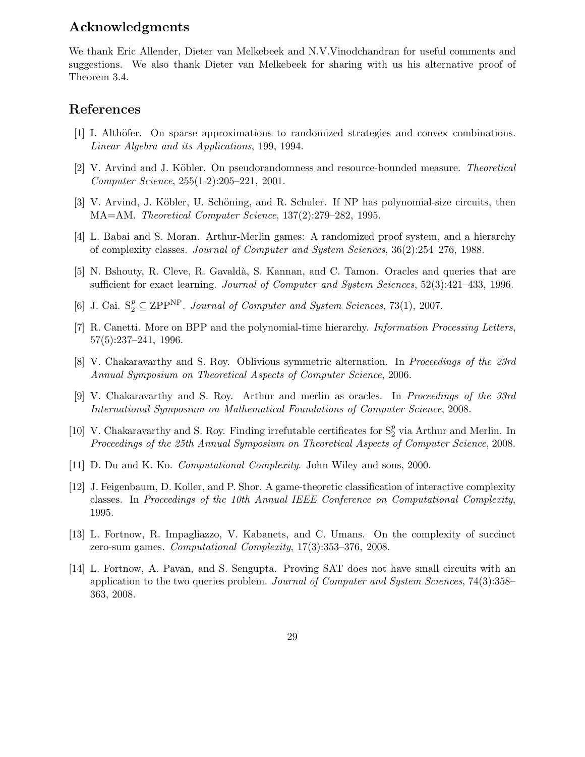## Acknowledgments

We thank Eric Allender, Dieter van Melkebeek and N.V.Vinodchandran for useful comments and suggestions. We also thank Dieter van Melkebeek for sharing with us his alternative proof of Theorem 3.4.

## References

[1] I. Althöfer. On sparse approximations to randomized strategies and convex combinations. *Linear Algebra and its Applications*, 199, 1994.

[2] V. Arvind and J. Köbler. On pseudorandomness and resource-bounded measure. *Theoretical Computer Science*, 255(1-2):205–221, 2001.

[3] V. Arvind, J. Köbler, U. Schöning, and R. Schuler. If NP has polynomial-size circuits, then MA=AM. *Theoretical Computer Science*, 137(2):279–282, 1995.

[4] L. Babai and S. Moran. Arthur-Merlin games: A randomized proof system, and a hierarchy of complexity classes. *Journal of Computer and System Sciences*, 36(2):254–276, 1988.

[5] N. Bshouty, R. Cleve, R. Gavaldà, S. Kannan, and C. Tamon. Oracles and queries that are sufficient for exact learning. *Journal of Computer and System Sciences*, 52(3):421–433, 1996.

[6] J. Cai. $\mathrm{S}_2^p \subseteq \mathrm{ZPP}^{\mathrm{NP}}$. *Journal of Computer and System Sciences*, 73(1), 2007.

[7] R. Canetti. More on BPP and the polynomial-time hierarchy. *Information Processing Letters*, 57(5):237–241, 1996.

[8] V. Chakaravarthy and S. Roy. Oblivious symmetric alternation. In *Proceedings of the 23rd Annual Symposium on Theoretical Aspects of Computer Science*, 2006.

[9] V. Chakaravarthy and S. Roy. Arthur and merlin as oracles. In *Proceedings of the 33rd International Symposium on Mathematical Foundations of Computer Science*, 2008.

[10] V. Chakaravarthy and S. Roy. Finding irrefutable certificates for $\mathrm{S}_2^p$ via Arthur and Merlin. In *Proceedings of the 25th Annual Symposium on Theoretical Aspects of Computer Science*, 2008.

[11] D. Du and K. Ko. *Computational Complexity*. John Wiley and sons, 2000.

[12] J. Feigenbaum, D. Koller, and P. Shor. A game-theoretic classification of interactive complexity classes. In *Proceedings of the 10th Annual IEEE Conference on Computational Complexity*, 1995.

[13] L. Fortnow, R. Impagliazzo, V. Kabanets, and C. Umans. On the complexity of succinct zero-sum games. *Computational Complexity*, 17(3):353–376, 2008.

[14] L. Fortnow, A. Pavan, and S. Sengupta. Proving SAT does not have small circuits with an application to the two queries problem. *Journal of Computer and System Sciences*, 74(3):358–363, 2008.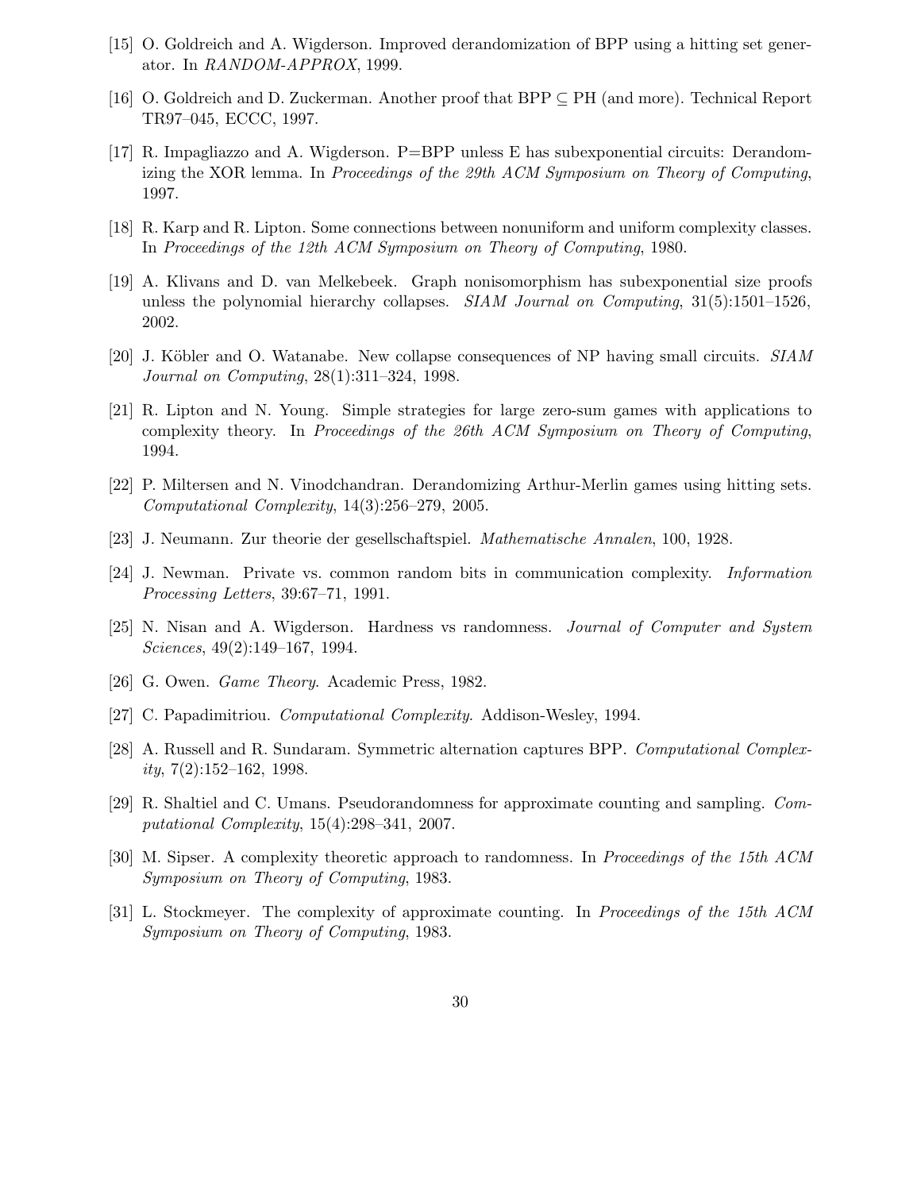[15] O. Goldreich and A. Wigderson. Improved derandomization of BPP using a hitting set generator. In *RANDOM-APPROX*, 1999.

[16] O. Goldreich and D. Zuckerman. Another proof that BPP $\subseteq$ PH (and more). Technical Report TR97–045, ECCC, 1997.

[17] R. Impagliazzo and A. Wigderson. P=BPP unless E has subexponential circuits: Derandomizing the XOR lemma. In *Proceedings of the 29th ACM Symposium on Theory of Computing*, 1997.

[18] R. Karp and R. Lipton. Some connections between nonuniform and uniform complexity classes. In *Proceedings of the 12th ACM Symposium on Theory of Computing*, 1980.

[19] A. Klivans and D. van Melkebeek. Graph nonisomorphism has subexponential size proofs unless the polynomial hierarchy collapses. *SIAM Journal on Computing*, 31(5):1501–1526, 2002.

[20] J. Köbler and O. Watanabe. New collapse consequences of NP having small circuits. *SIAM Journal on Computing*, 28(1):311–324, 1998.

[21] R. Lipton and N. Young. Simple strategies for large zero-sum games with applications to complexity theory. In *Proceedings of the 26th ACM Symposium on Theory of Computing*, 1994.

[22] P. Miltersen and N. Vinodchandran. Derandomizing Arthur-Merlin games using hitting sets. *Computational Complexity*, 14(3):256–279, 2005.

[23] J. Neumann. Zur theorie der gesellschaftspiel. *Mathematische Annalen*, 100, 1928.

[24] J. Newman. Private vs. common random bits in communication complexity. *Information Processing Letters*, 39:67–71, 1991.

[25] N. Nisan and A. Wigderson. Hardness vs randomness. *Journal of Computer and System Sciences*, 49(2):149–167, 1994.

[26] G. Owen. *Game Theory*. Academic Press, 1982.

[27] C. Papadimitriou. *Computational Complexity*. Addison-Wesley, 1994.

[28] A. Russell and R. Sundaram. Symmetric alternation captures BPP. *Computational Complexity*, 7(2):152–162, 1998.

[29] R. Shaltiel and C. Umans. Pseudorandomness for approximate counting and sampling. *Computational Complexity*, 15(4):298–341, 2007.

[30] M. Sipser. A complexity theoretic approach to randomness. In *Proceedings of the 15th ACM Symposium on Theory of Computing*, 1983.

[31] L. Stockmeyer. The complexity of approximate counting. In *Proceedings of the 15th ACM Symposium on Theory of Computing*, 1983.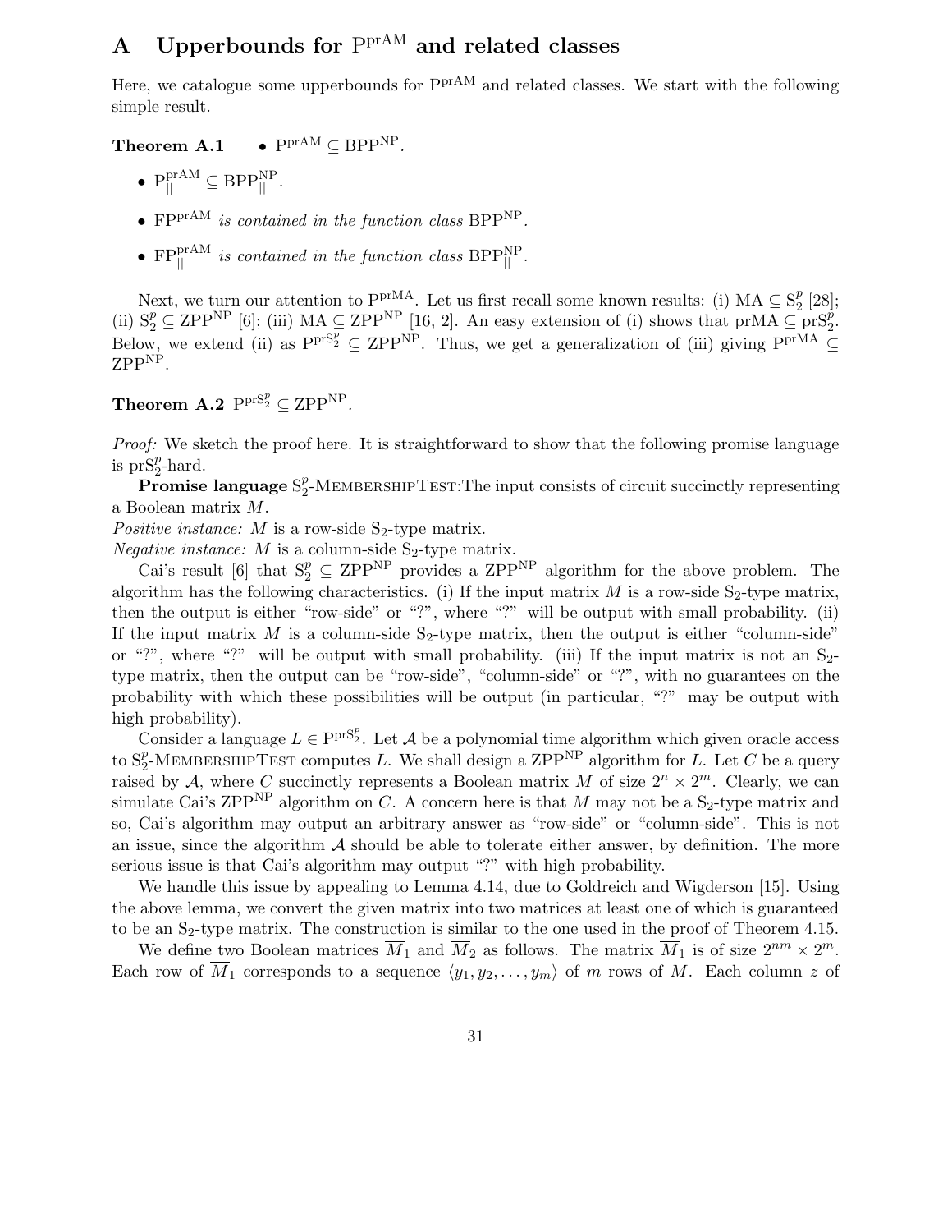# A Upperbounds for $\mathrm{P}^{\mathrm{prAM}}$ and related classes

Here, we catalogue some upperbounds for $\mathrm{P}^{\mathrm{prAM}}$ and related classes. We start with the following simple result.

**Theorem A.1**

- $\mathrm{P}^{\mathrm{prAM}} \subseteq \mathrm{BPP}^{\mathrm{NP}}$.
- $\mathrm{P}_{||}^{\mathrm{prAM}} \subseteq \mathrm{BPP}_{||}^{\mathrm{NP}}$.
- $\mathrm{FP}^{\mathrm{prAM}}$ *is contained in the function class* $\mathrm{BPP}^{\mathrm{NP}}$.
- $\mathrm{FP}_{||}^{\mathrm{prAM}}$ *is contained in the function class* $\mathrm{BPP}_{||}^{\mathrm{NP}}$.

Next, we turn our attention to $\mathrm{P}^{\mathrm{prMA}}$. Let us first recall some known results: (i) $\mathrm{MA} \subseteq \mathrm{S}_2^p$ [28]; (ii) $\mathrm{S}_2^p \subseteq \mathrm{ZPP}^{\mathrm{NP}}$ [6]; (iii) $\mathrm{MA} \subseteq \mathrm{ZPP}^{\mathrm{NP}}$ [16, 2]. An easy extension of (i) shows that $\mathrm{prMA} \subseteq \mathrm{prS}_2^p$. Below, we extend (ii) as $\mathrm{P}^{\mathrm{prS}_2^p} \subseteq \mathrm{ZPP}^{\mathrm{NP}}$. Thus, we get a generalization of (iii) giving $\mathrm{P}^{\mathrm{prMA}} \subseteq \mathrm{ZPP}^{\mathrm{NP}}$.

**Theorem A.2** $\mathrm{P}^{\mathrm{prS}_2^p} \subseteq \mathrm{ZPP}^{\mathrm{NP}}$.

*Proof:* We sketch the proof here. It is straightforward to show that the following promise language is $\mathrm{prS}_2^p$-hard.

**Promise language** $\mathrm{S}_2^p$-MEMBERSHIPTEST:The input consists of circuit succinctly representing a Boolean matrix $M$.

*Positive instance:* $M$ is a row-side $\mathrm{S}_2$-type matrix.

*Negative instance:* $M$ is a column-side $\mathrm{S}_2$-type matrix.

Cai's result [6] that $\mathrm{S}_2^p \subseteq \mathrm{ZPP}^{\mathrm{NP}}$ provides a $\mathrm{ZPP}^{\mathrm{NP}}$ algorithm for the above problem. The algorithm has the following characteristics. (i) If the input matrix $M$ is a row-side $\mathrm{S}_2$-type matrix, then the output is either "row-side" or "?", where "?" will be output with small probability. (ii) If the input matrix $M$ is a column-side $\mathrm{S}_2$-type matrix, then the output is either "column-side" or "?", where "?" will be output with small probability. (iii) If the input matrix is not an $\mathrm{S}_2$-type matrix, then the output can be "row-side", "column-side" or "?", with no guarantees on the probability with which these possibilities will be output (in particular, "?" may be output with high probability).

Consider a language $L \in \mathrm{P}^{\mathrm{prS}_2^p}$. Let $\mathcal{A}$ be a polynomial time algorithm which given oracle access to $\mathrm{S}_2^p$-MEMBERSHIPTEST computes $L$. We shall design a $\mathrm{ZPP}^{\mathrm{NP}}$ algorithm for $L$. Let $C$ be a query raised by $\mathcal{A}$, where $C$ succinctly represents a Boolean matrix $M$ of size $2^n \times 2^m$. Clearly, we can simulate Cai's $\mathrm{ZPP}^{\mathrm{NP}}$ algorithm on $C$. A concern here is that $M$ may not be a $\mathrm{S}_2$-type matrix and so, Cai's algorithm may output an arbitrary answer as "row-side" or "column-side". This is not an issue, since the algorithm $\mathcal{A}$ should be able to tolerate either answer, by definition. The more serious issue is that Cai's algorithm may output "?" with high probability.

We handle this issue by appealing to Lemma 4.14, due to Goldreich and Wigderson [15]. Using the above lemma, we convert the given matrix into two matrices at least one of which is guaranteed to be an $\mathrm{S}_2$-type matrix. The construction is similar to the one used in the proof of Theorem 4.15.

We define two Boolean matrices $\overline{M}_1$ and $\overline{M}_2$ as follows. The matrix $\overline{M}_1$ is of size $2^{nm} \times 2^m$. Each row of $\overline{M}_1$ corresponds to a sequence $\langle y_1, y_2, \ldots, y_m \rangle$ of $m$ rows of $M$. Each column $z$ of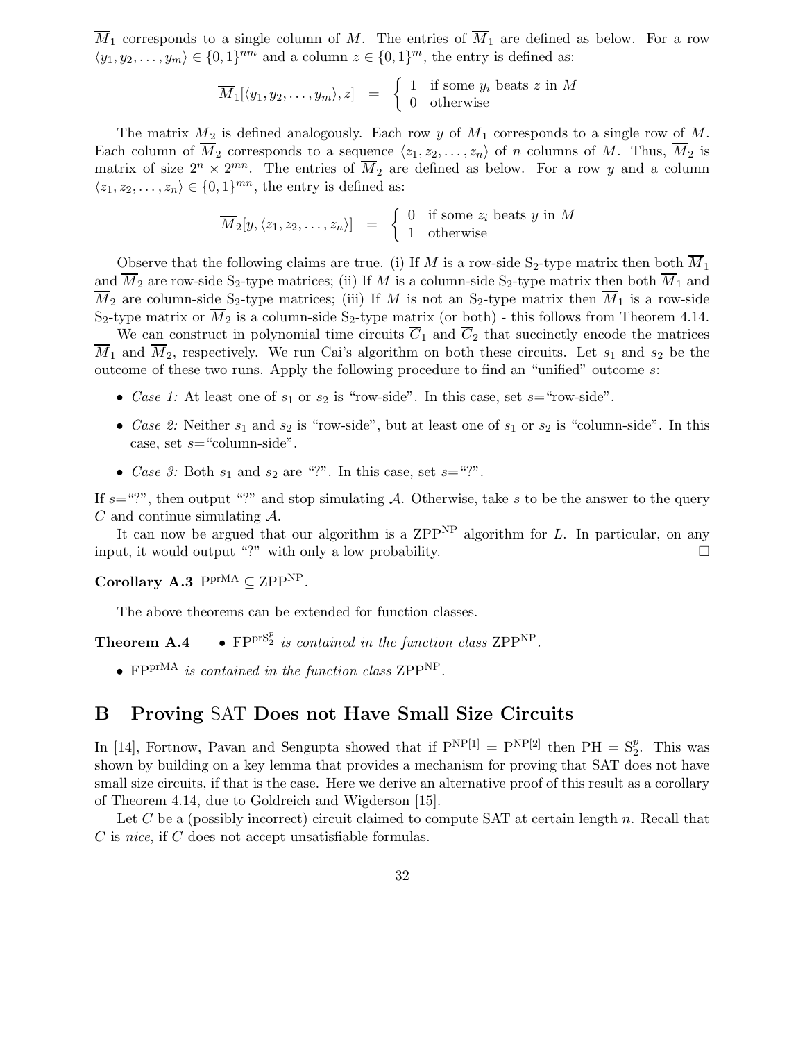$\overline{M}_1$ corresponds to a single column of $M$. The entries of $\overline{M}_1$ are defined as below. For a row $\langle y_1, y_2, \ldots, y_m \rangle \in \{0,1\}^{nm}$ and a column $z \in \{0,1\}^m$, the entry is defined as:

$$\overline{M}_1[\langle y_1, y_2, \ldots, y_m \rangle, z] \quad = \quad \begin{cases} 1 & \text{if some } y_i \text{ beats } z \text{ in } M \\ 0 & \text{otherwise} \end{cases}$$

The matrix $\overline{M}_2$ is defined analogously. Each row $y$ of $\overline{M}_1$ corresponds to a single row of $M$. Each column of $\overline{M}_2$ corresponds to a sequence $\langle z_1, z_2, \ldots, z_n \rangle$ of $n$ columns of $M$. Thus, $\overline{M}_2$ is matrix of size $2^n \times 2^{mn}$. The entries of $\overline{M}_2$ are defined as below. For a row $y$ and a column $\langle z_1, z_2, \ldots, z_n \rangle \in \{0,1\}^{mn}$, the entry is defined as:

$$\overline{M}_2[y, \langle z_1, z_2, \ldots, z_n \rangle] \quad = \quad \begin{cases} 0 & \text{if some } z_i \text{ beats } y \text{ in } M \\ 1 & \text{otherwise} \end{cases}$$

Observe that the following claims are true. (i) If $M$ is a row-side $\mathrm{S}_2$-type matrix then both $\overline{M}_1$ and $\overline{M}_2$ are row-side $\mathrm{S}_2$-type matrices; (ii) If $M$ is a column-side $\mathrm{S}_2$-type matrix then both $\overline{M}_1$ and $\overline{M}_2$ are column-side $\mathrm{S}_2$-type matrices; (iii) If $M$ is not an $\mathrm{S}_2$-type matrix then $\overline{M}_1$ is a row-side $\mathrm{S}_2$-type matrix or $\overline{M}_2$ is a column-side $\mathrm{S}_2$-type matrix (or both) - this follows from Theorem 4.14.

We can construct in polynomial time circuits $\overline{C}_1$ and $\overline{C}_2$ that succinctly encode the matrices $\overline{M}_1$ and $\overline{M}_2$, respectively. We run Cai's algorithm on both these circuits. Let $s_1$ and $s_2$ be the outcome of these two runs. Apply the following procedure to find an "unified" outcome $s$:

- *Case 1:* At least one of $s_1$ or $s_2$ is "row-side". In this case, set $s$="row-side".
- *Case 2:* Neither $s_1$ and $s_2$ is "row-side", but at least one of $s_1$ or $s_2$ is "column-side". In this case, set $s$="column-side".
- *Case 3:* Both $s_1$ and $s_2$ are "?". In this case, set $s$="?".

If $s$="?", then output "?" and stop simulating $\mathcal{A}$. Otherwise, take $s$ to be the answer to the query $C$ and continue simulating $\mathcal{A}$.

It can now be argued that our algorithm is a $\mathrm{ZPP}^{\mathrm{NP}}$ algorithm for $L$. In particular, on any input, it would output "?" with only a low probability. □

**Corollary A.3** $\mathrm{P}^{\mathrm{prMA}} \subseteq \mathrm{ZPP}^{\mathrm{NP}}$.

The above theorems can be extended for function classes.

**Theorem A.4**
- $\mathrm{FP}^{\mathrm{prS}_2^p}$ *is contained in the function class* $\mathrm{ZPP}^{\mathrm{NP}}$.
- $\mathrm{FP}^{\mathrm{prMA}}$ *is contained in the function class* $\mathrm{ZPP}^{\mathrm{NP}}$.

## B Proving SAT Does not Have Small Size Circuits

In [14], Fortnow, Pavan and Sengupta showed that if $\mathrm{P}^{\mathrm{NP}[1]} = \mathrm{P}^{\mathrm{NP}[2]}$ then $\mathrm{PH} = \mathrm{S}_2^p$. This was shown by building on a key lemma that provides a mechanism for proving that SAT does not have small size circuits, if that is the case. Here we derive an alternative proof of this result as a corollary of Theorem 4.14, due to Goldreich and Wigderson [15].

Let $C$ be a (possibly incorrect) circuit claimed to compute SAT at certain length $n$. Recall that $C$ is *nice*, if $C$ does not accept unsatisfiable formulas.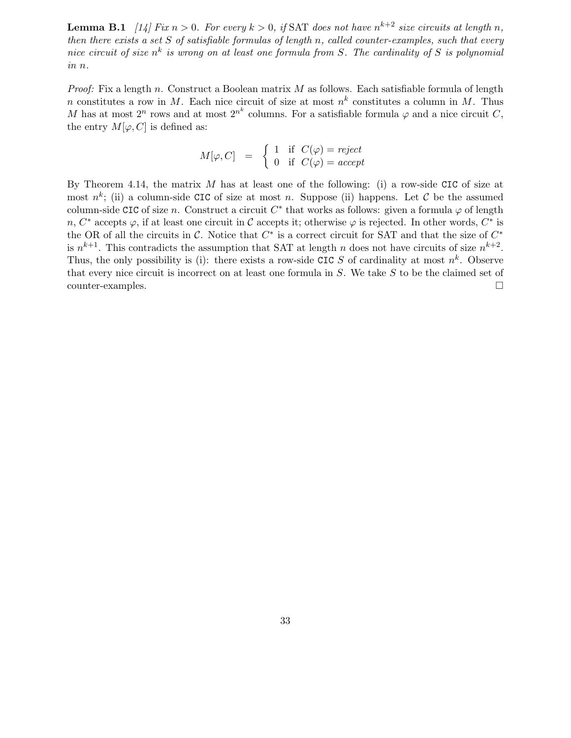**Lemma B.1** *[14] Fix $n > 0$. For every $k > 0$, if* SAT *does not have $n^{k+2}$ size circuits at length $n$, then there exists a set $S$ of satisfiable formulas of length $n$, called counter-examples, such that every nice circuit of size $n^k$ is wrong on at least one formula from $S$. The cardinality of $S$ is polynomial in $n$.*

*Proof:* Fix a length $n$. Construct a Boolean matrix $M$ as follows. Each satisfiable formula of length $n$ constitutes a row in $M$. Each nice circuit of size at most $n^k$ constitutes a column in $M$. Thus $M$ has at most $2^n$ rows and at most $2^{n^k}$ columns. For a satisfiable formula $\varphi$ and a nice circuit $C$, the entry $M[\varphi, C]$ is defined as:

$$M[\varphi, C] \quad = \quad \begin{cases} 1 & \text{if } C(\varphi) = \textit{reject} \\ 0 & \text{if } C(\varphi) = \textit{accept} \end{cases}$$

By Theorem 4.14, the matrix $M$ has at least one of the following: (i) a row-side `CIC` of size at most $n^k$; (ii) a column-side `CIC` of size at most $n$. Suppose (ii) happens. Let $\mathcal{C}$ be the assumed column-side `CIC` of size $n$. Construct a circuit $C^*$ that works as follows: given a formula $\varphi$ of length $n$, $C^*$ accepts $\varphi$, if at least one circuit in $\mathcal{C}$ accepts it; otherwise $\varphi$ is rejected. In other words, $C^*$ is the OR of all the circuits in $\mathcal{C}$. Notice that $C^*$ is a correct circuit for SAT and that the size of $C^*$ is $n^{k+1}$. This contradicts the assumption that SAT at length $n$ does not have circuits of size $n^{k+2}$. Thus, the only possibility is (i): there exists a row-side `CIC` $S$ of cardinality at most $n^k$. Observe that every nice circuit is incorrect on at least one formula in $S$. We take $S$ to be the claimed set of counter-examples. □